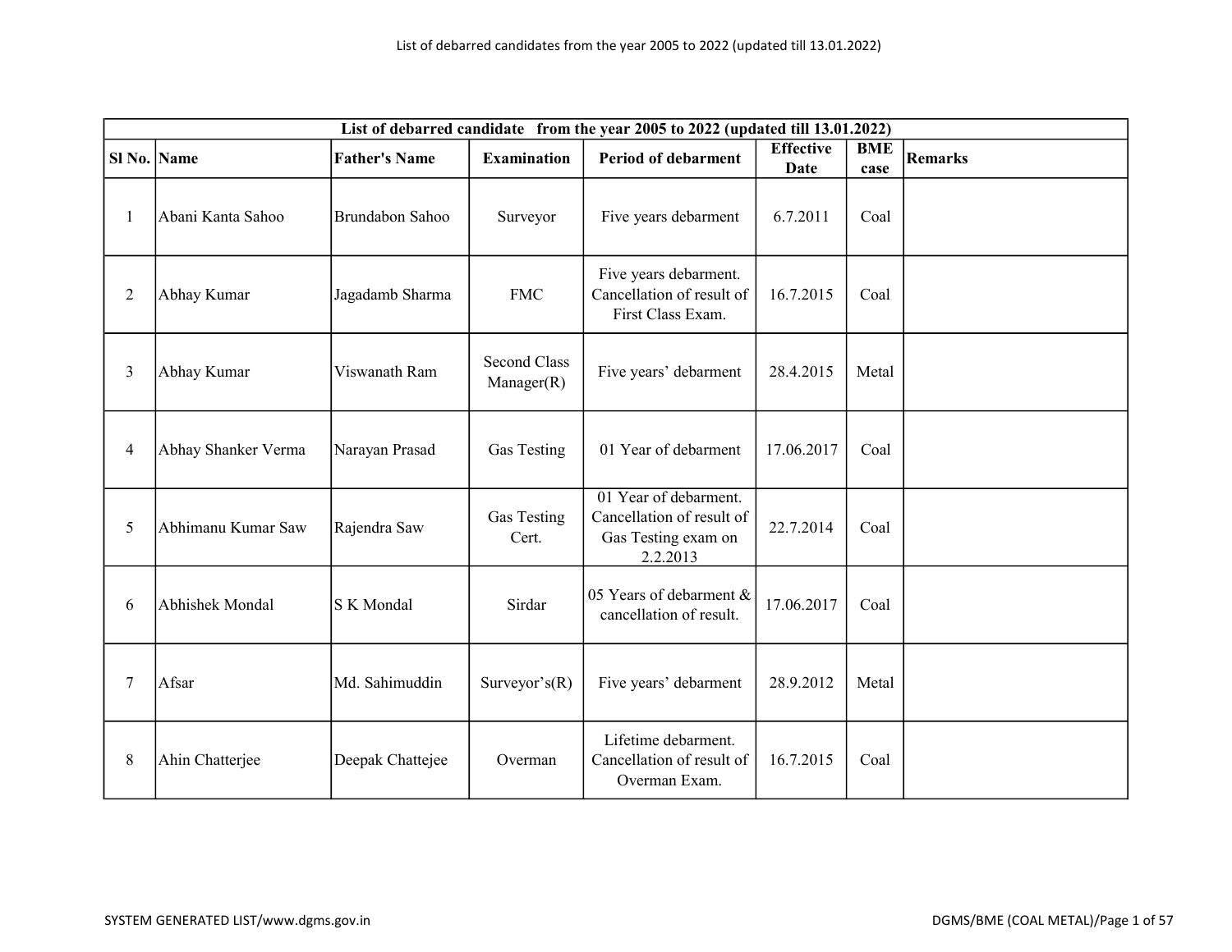| List of debarred candidate from the year 2005 to 2022 (updated till 13.01.2022) | | | | | | | |
|---|---|---|---|---|---|---|---|
| **Sl No.** | **Name** | **Father's Name** | **Examination** | **Period of debarment** | **Effective Date** | **BME case** | **Remarks** |
| 1 | Abani Kanta Sahoo | Brundabon Sahoo | Surveyor | Five years debarment | 6.7.2011 | Coal | |
| 2 | Abhay Kumar | Jagadamb Sharma | FMC | Five years debarment. Cancellation of result of First Class Exam. | 16.7.2015 | Coal | |
| 3 | Abhay Kumar | Viswanath Ram | Second Class Manager(R) | Five years' debarment | 28.4.2015 | Metal | |
| 4 | Abhay Shanker Verma | Narayan Prasad | Gas Testing | 01 Year of debarment | 17.06.2017 | Coal | |
| 5 | Abhimanu Kumar Saw | Rajendra Saw | Gas Testing Cert. | 01 Year of debarment. Cancellation of result of Gas Testing exam on 2.2.2013 | 22.7.2014 | Coal | |
| 6 | Abhishek Mondal | S K Mondal | Sirdar | 05 Years of debarment & cancellation of result. | 17.06.2017 | Coal | |
| 7 | Afsar | Md. Sahimuddin | Surveyor's(R) | Five years' debarment | 28.9.2012 | Metal | |
| 8 | Ahin Chatterjee | Deepak Chattejee | Overman | Lifetime debarment. Cancellation of result of Overman Exam. | 16.7.2015 | Coal | |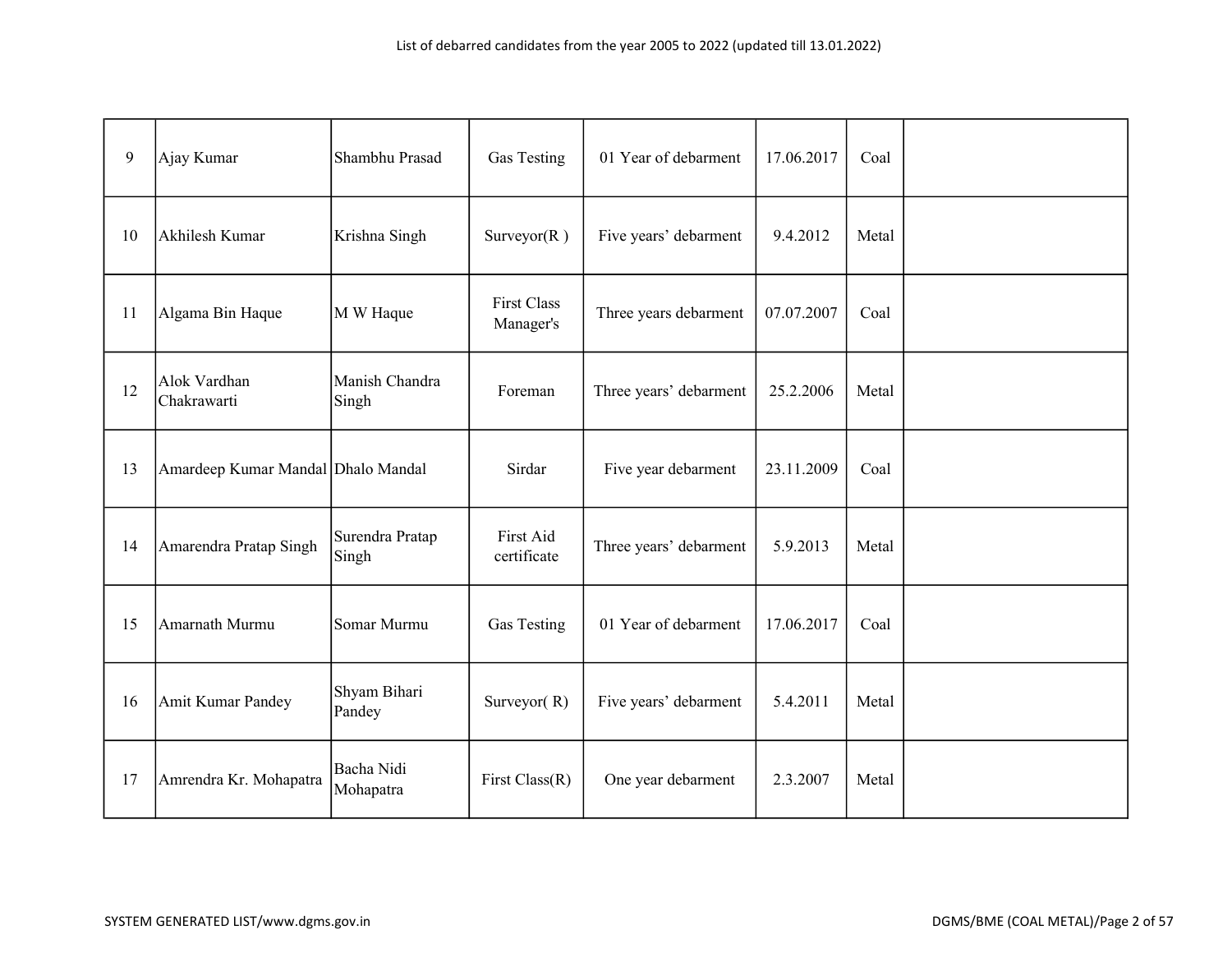| 9 | Ajay Kumar | Shambhu Prasad | Gas Testing | 01 Year of debarment | 17.06.2017 | Coal | |
|---|---|---|---|---|---|---|---|
| 10 | Akhilesh Kumar | Krishna Singh | Surveyor(R ) | Five years’ debarment | 9.4.2012 | Metal | |
| 11 | Algama Bin Haque | M W Haque | First Class Manager's | Three years debarment | 07.07.2007 | Coal | |
| 12 | Alok Vardhan Chakrawarti | Manish Chandra Singh | Foreman | Three years’ debarment | 25.2.2006 | Metal | |
| 13 | Amardeep Kumar Mandal | Dhalo Mandal | Sirdar | Five year debarment | 23.11.2009 | Coal | |
| 14 | Amarendra Pratap Singh | Surendra Pratap Singh | First Aid certificate | Three years’ debarment | 5.9.2013 | Metal | |
| 15 | Amarnath Murmu | Somar Murmu | Gas Testing | 01 Year of debarment | 17.06.2017 | Coal | |
| 16 | Amit Kumar Pandey | Shyam Bihari Pandey | Surveyor( R) | Five years’ debarment | 5.4.2011 | Metal | |
| 17 | Amrendra Kr. Mohapatra | Bacha Nidi Mohapatra | First Class(R) | One year debarment | 2.3.2007 | Metal | |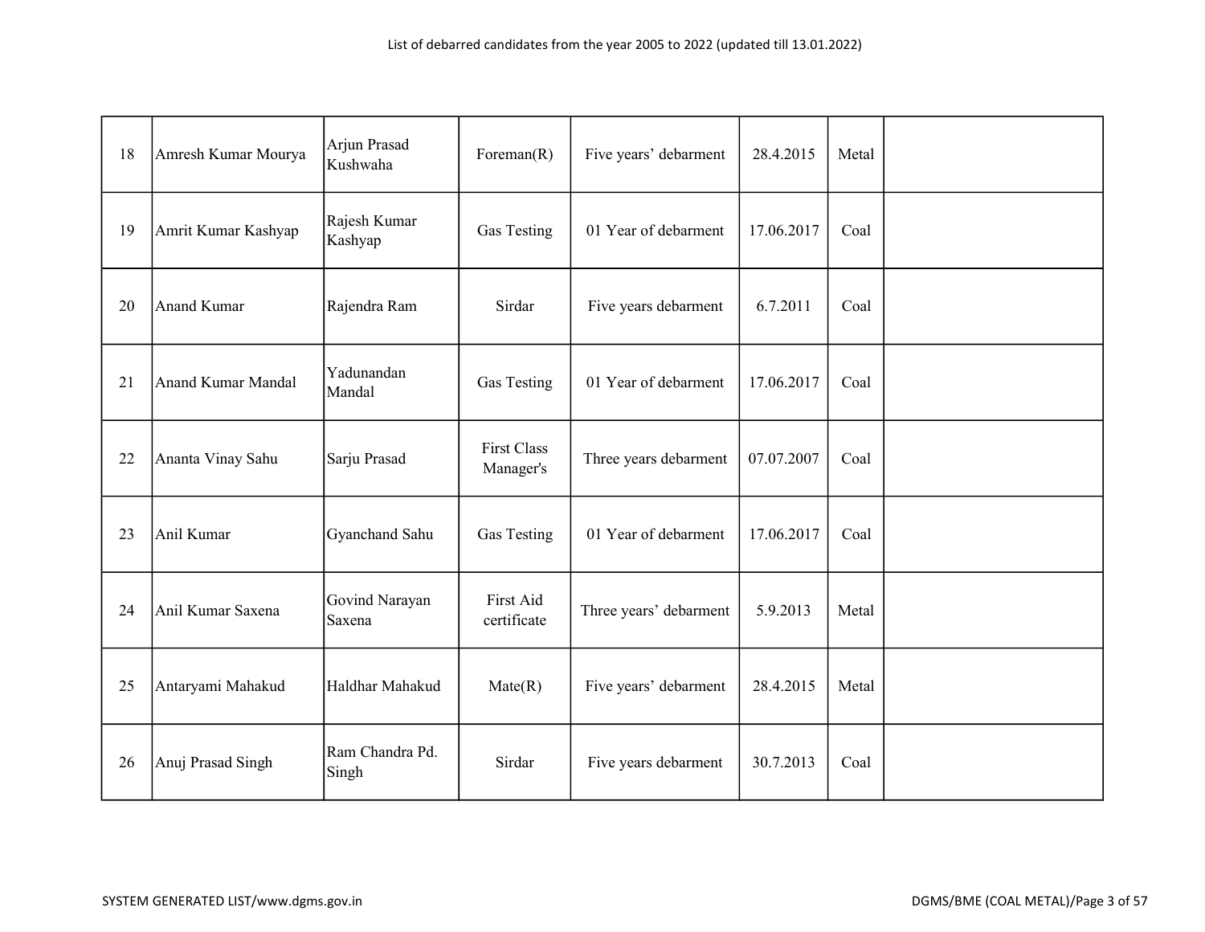| 18 | Amresh Kumar Mourya | Arjun Prasad Kushwaha | Foreman(R) | Five years’ debarment | 28.4.2015 | Metal | |
|---|---|---|---|---|---|---|---|
| 19 | Amrit Kumar Kashyap | Rajesh Kumar Kashyap | Gas Testing | 01 Year of debarment | 17.06.2017 | Coal | |
| 20 | Anand Kumar | Rajendra Ram | Sirdar | Five years debarment | 6.7.2011 | Coal | |
| 21 | Anand Kumar Mandal | Yadunandan Mandal | Gas Testing | 01 Year of debarment | 17.06.2017 | Coal | |
| 22 | Ananta Vinay Sahu | Sarju Prasad | First Class Manager's | Three years debarment | 07.07.2007 | Coal | |
| 23 | Anil Kumar | Gyanchand Sahu | Gas Testing | 01 Year of debarment | 17.06.2017 | Coal | |
| 24 | Anil Kumar Saxena | Govind Narayan Saxena | First Aid certificate | Three years’ debarment | 5.9.2013 | Metal | |
| 25 | Antaryami Mahakud | Haldhar Mahakud | Mate(R) | Five years’ debarment | 28.4.2015 | Metal | |
| 26 | Anuj Prasad Singh | Ram Chandra Pd. Singh | Sirdar | Five years debarment | 30.7.2013 | Coal | |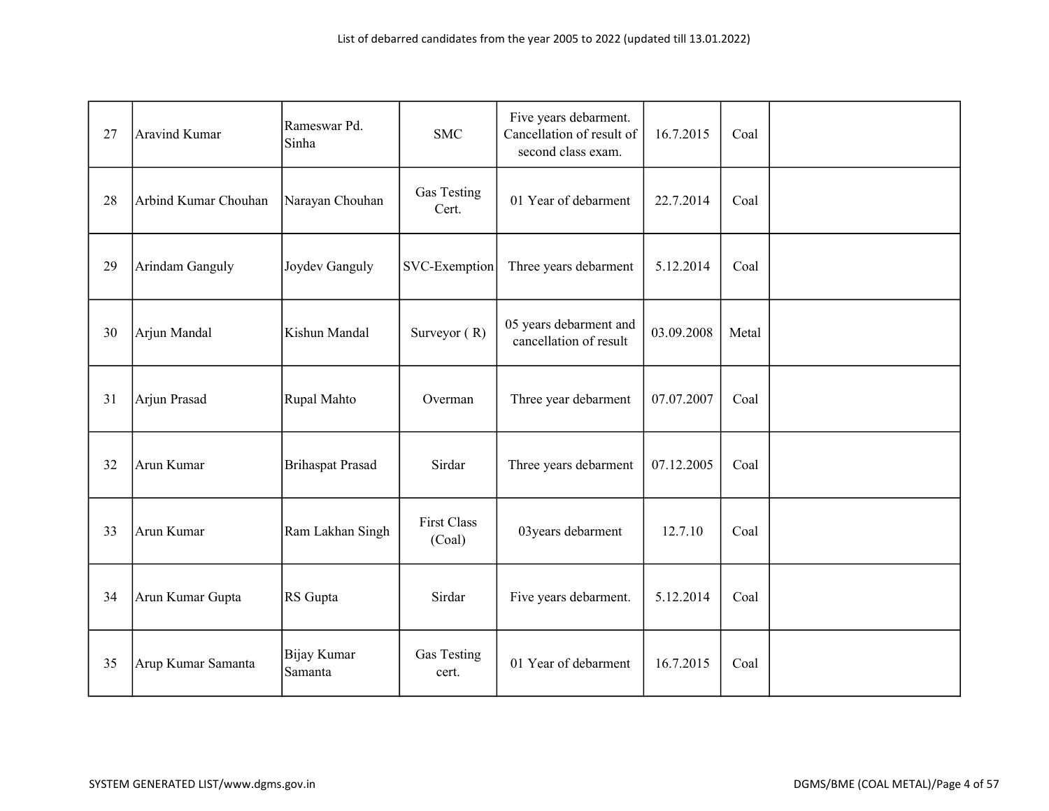| 27 | Aravind Kumar | Rameswar Pd. Sinha | SMC | Five years debarment. Cancellation of result of second class exam. | 16.7.2015 | Coal | |
|---|---|---|---|---|---|---|---|
| 28 | Arbind Kumar Chouhan | Narayan Chouhan | Gas Testing Cert. | 01 Year of debarment | 22.7.2014 | Coal | |
| 29 | Arindam Ganguly | Joydev Ganguly | SVC-Exemption | Three years debarment | 5.12.2014 | Coal | |
| 30 | Arjun Mandal | Kishun Mandal | Surveyor ( R) | 05 years debarment and cancellation of result | 03.09.2008 | Metal | |
| 31 | Arjun Prasad | Rupal Mahto | Overman | Three year debarment | 07.07.2007 | Coal | |
| 32 | Arun Kumar | Brihaspat Prasad | Sirdar | Three years debarment | 07.12.2005 | Coal | |
| 33 | Arun Kumar | Ram Lakhan Singh | First Class (Coal) | 03years debarment | 12.7.10 | Coal | |
| 34 | Arun Kumar Gupta | RS Gupta | Sirdar | Five years debarment. | 5.12.2014 | Coal | |
| 35 | Arup Kumar Samanta | Bijay Kumar Samanta | Gas Testing cert. | 01 Year of debarment | 16.7.2015 | Coal | |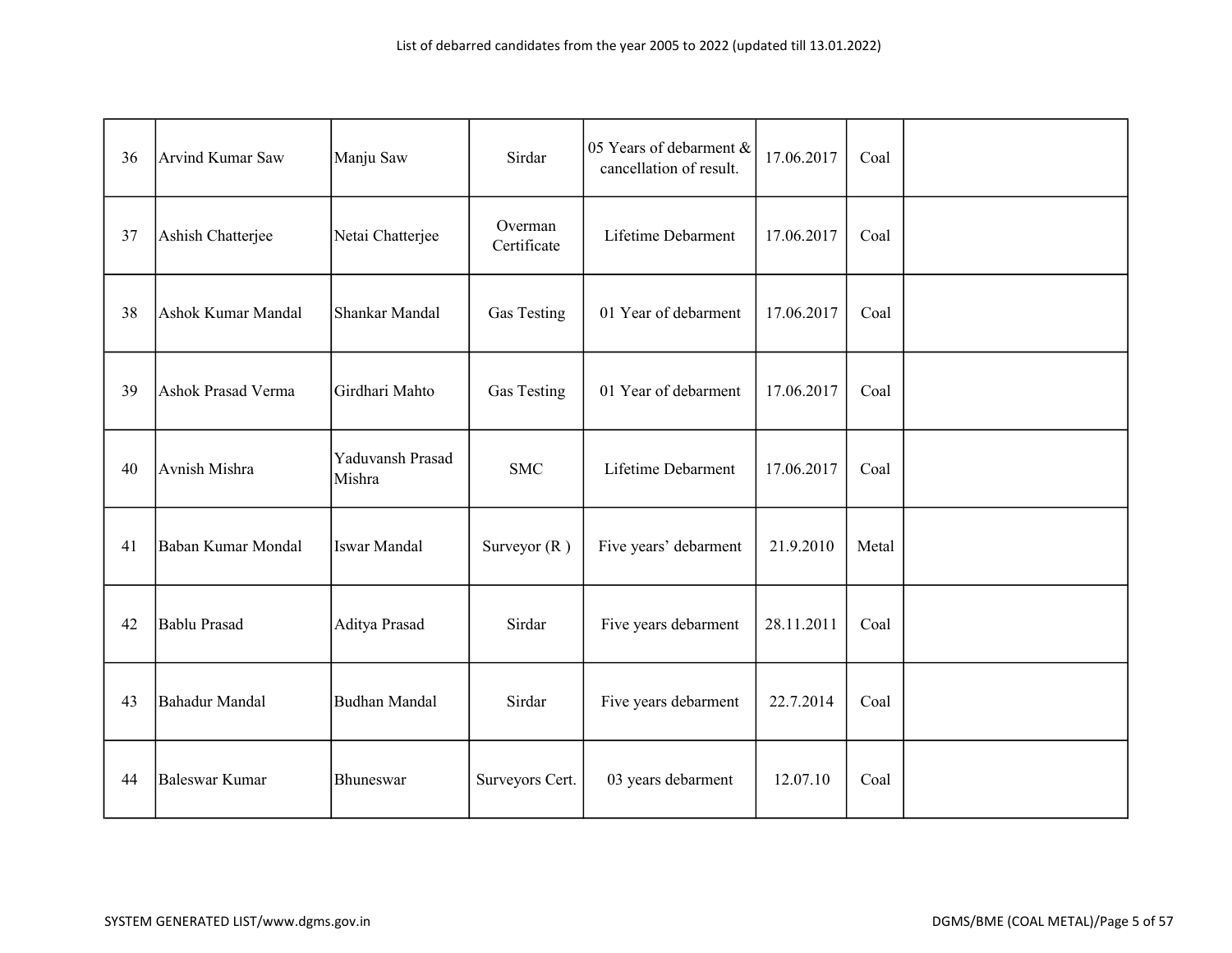List of debarred candidates from the year 2005 to 2022 (updated till 13.01.2022)

| | | | | | | | |
|---|---|---|---|---|---|---|---|
| 36 | Arvind Kumar Saw | Manju Saw | Sirdar | 05 Years of debarment & cancellation of result. | 17.06.2017 | Coal | |
| 37 | Ashish Chatterjee | Netai Chatterjee | Overman Certificate | Lifetime Debarment | 17.06.2017 | Coal | |
| 38 | Ashok Kumar Mandal | Shankar Mandal | Gas Testing | 01 Year of debarment | 17.06.2017 | Coal | |
| 39 | Ashok Prasad Verma | Girdhari Mahto | Gas Testing | 01 Year of debarment | 17.06.2017 | Coal | |
| 40 | Avnish Mishra | Yaduvansh Prasad Mishra | SMC | Lifetime Debarment | 17.06.2017 | Coal | |
| 41 | Baban Kumar Mondal | Iswar Mandal | Surveyor (R ) | Five years' debarment | 21.9.2010 | Metal | |
| 42 | Bablu Prasad | Aditya Prasad | Sirdar | Five years debarment | 28.11.2011 | Coal | |
| 43 | Bahadur Mandal | Budhan Mandal | Sirdar | Five years debarment | 22.7.2014 | Coal | |
| 44 | Baleswar Kumar | Bhuneswar | Surveyors Cert. | 03 years debarment | 12.07.10 | Coal | |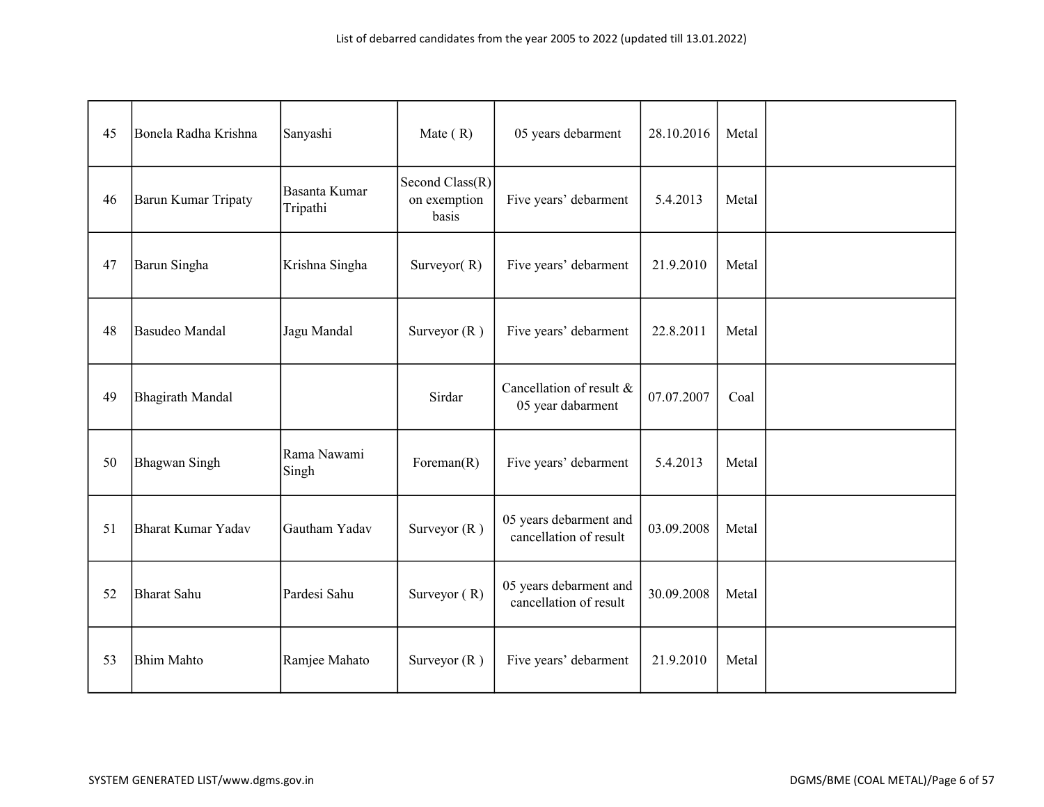| 45 | Bonela Radha Krishna | Sanyashi | Mate ( R) | 05 years debarment | 28.10.2016 | Metal | |
|---|---|---|---|---|---|---|---|
| 46 | Barun Kumar Tripaty | Basanta Kumar Tripathi | Second Class(R) on exemption basis | Five years' debarment | 5.4.2013 | Metal | |
| 47 | Barun Singha | Krishna Singha | Surveyor( R) | Five years' debarment | 21.9.2010 | Metal | |
| 48 | Basudeo Mandal | Jagu Mandal | Surveyor (R ) | Five years' debarment | 22.8.2011 | Metal | |
| 49 | Bhagirath Mandal | | Sirdar | Cancellation of result & 05 year dabarment | 07.07.2007 | Coal | |
| 50 | Bhagwan Singh | Rama Nawami Singh | Foreman(R) | Five years' debarment | 5.4.2013 | Metal | |
| 51 | Bharat Kumar Yadav | Gautham Yadav | Surveyor (R ) | 05 years debarment and cancellation of result | 03.09.2008 | Metal | |
| 52 | Bharat Sahu | Pardesi Sahu | Surveyor ( R) | 05 years debarment and cancellation of result | 30.09.2008 | Metal | |
| 53 | Bhim Mahto | Ramjee Mahato | Surveyor (R ) | Five years' debarment | 21.9.2010 | Metal | |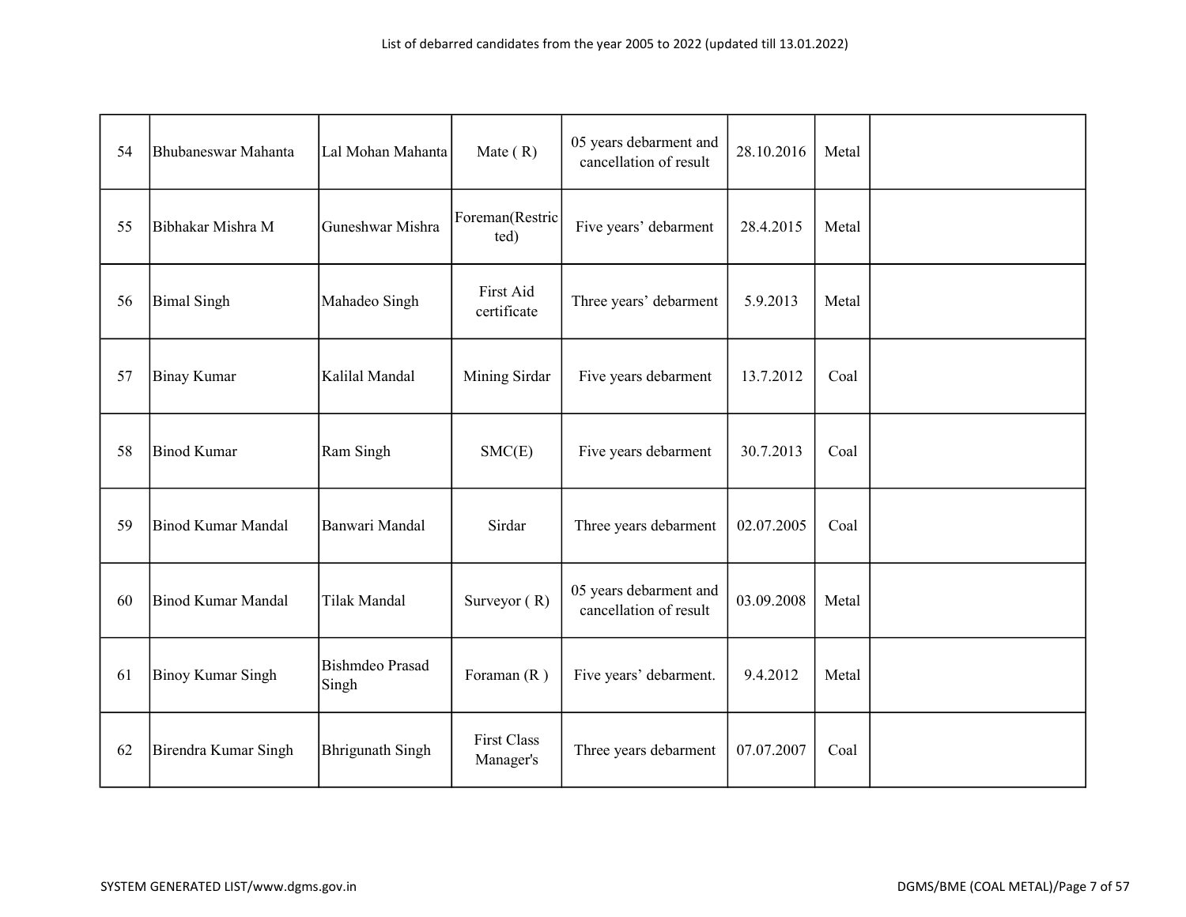| | | | | | | | |
|---|---|---|---|---|---|---|---|
| 54 | Bhubaneswar Mahanta | Lal Mohan Mahanta | Mate ( R) | 05 years debarment and cancellation of result | 28.10.2016 | Metal | |
| 55 | Bibhakar Mishra M | Guneshwar Mishra | Foreman(Restricted) | Five years’ debarment | 28.4.2015 | Metal | |
| 56 | Bimal Singh | Mahadeo Singh | First Aid certificate | Three years’ debarment | 5.9.2013 | Metal | |
| 57 | Binay Kumar | Kalilal Mandal | Mining Sirdar | Five years debarment | 13.7.2012 | Coal | |
| 58 | Binod Kumar | Ram Singh | SMC(E) | Five years debarment | 30.7.2013 | Coal | |
| 59 | Binod Kumar Mandal | Banwari Mandal | Sirdar | Three years debarment | 02.07.2005 | Coal | |
| 60 | Binod Kumar Mandal | Tilak Mandal | Surveyor ( R) | 05 years debarment and cancellation of result | 03.09.2008 | Metal | |
| 61 | Binoy Kumar Singh | Bishmdeo Prasad Singh | Foraman (R ) | Five years’ debarment. | 9.4.2012 | Metal | |
| 62 | Birendra Kumar Singh | Bhrigunath Singh | First Class Manager's | Three years debarment | 07.07.2007 | Coal | |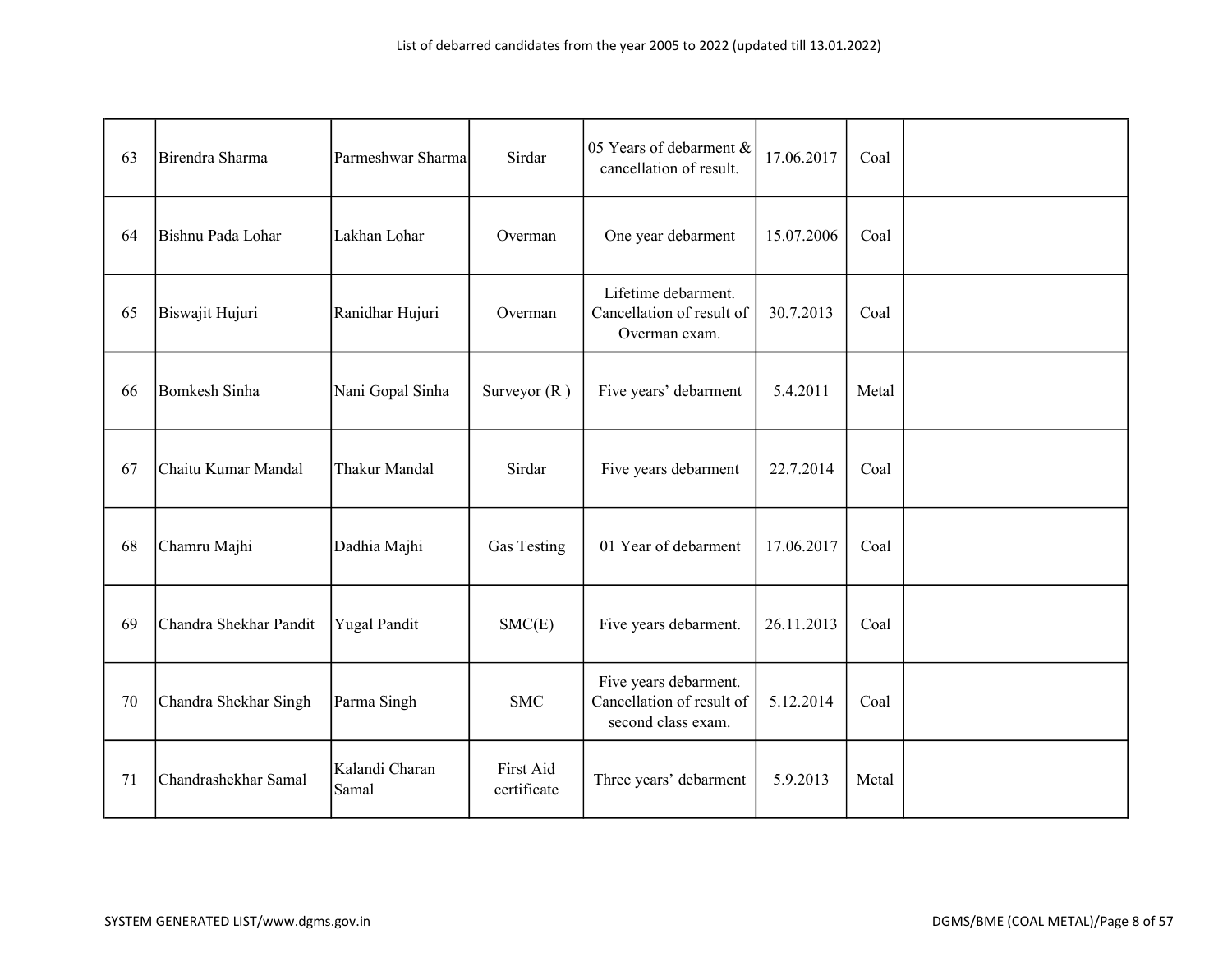| 63 | Birendra Sharma | Parmeshwar Sharma | Sirdar | 05 Years of debarment & cancellation of result. | 17.06.2017 | Coal | |
|---|---|---|---|---|---|---|---|
| 64 | Bishnu Pada Lohar | Lakhan Lohar | Overman | One year debarment | 15.07.2006 | Coal | |
| 65 | Biswajit Hujuri | Ranidhar Hujuri | Overman | Lifetime debarment. Cancellation of result of Overman exam. | 30.7.2013 | Coal | |
| 66 | Bomkesh Sinha | Nani Gopal Sinha | Surveyor (R ) | Five years' debarment | 5.4.2011 | Metal | |
| 67 | Chaitu Kumar Mandal | Thakur Mandal | Sirdar | Five years debarment | 22.7.2014 | Coal | |
| 68 | Chamru Majhi | Dadhia Majhi | Gas Testing | 01 Year of debarment | 17.06.2017 | Coal | |
| 69 | Chandra Shekhar Pandit | Yugal Pandit | SMC(E) | Five years debarment. | 26.11.2013 | Coal | |
| 70 | Chandra Shekhar Singh | Parma Singh | SMC | Five years debarment. Cancellation of result of second class exam. | 5.12.2014 | Coal | |
| 71 | Chandrashekhar Samal | Kalandi Charan Samal | First Aid certificate | Three years' debarment | 5.9.2013 | Metal | |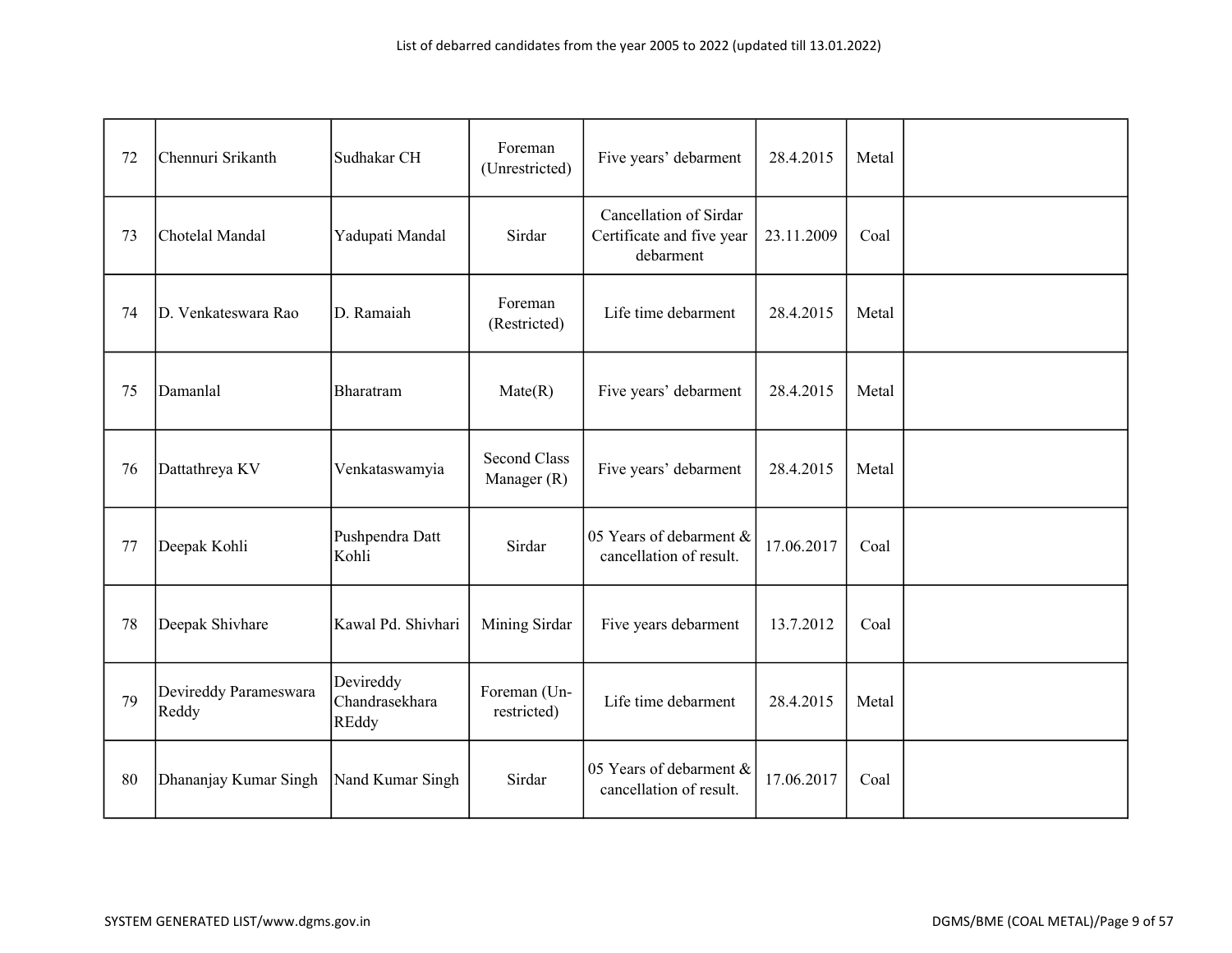| | | | | | | | |
|---|---|---|---|---|---|---|---|
| 72 | Chennuri Srikanth | Sudhakar CH | Foreman (Unrestricted) | Five years' debarment | 28.4.2015 | Metal | |
| 73 | Chotelal Mandal | Yadupati Mandal | Sirdar | Cancellation of Sirdar Certificate and five year debarment | 23.11.2009 | Coal | |
| 74 | D. Venkateswara Rao | D. Ramaiah | Foreman (Restricted) | Life time debarment | 28.4.2015 | Metal | |
| 75 | Damanlal | Bharatram | Mate(R) | Five years' debarment | 28.4.2015 | Metal | |
| 76 | Dattathreya KV | Venkataswamyia | Second Class Manager (R) | Five years' debarment | 28.4.2015 | Metal | |
| 77 | Deepak Kohli | Pushpendra Datt Kohli | Sirdar | 05 Years of debarment & cancellation of result. | 17.06.2017 | Coal | |
| 78 | Deepak Shivhare | Kawal Pd. Shivhari | Mining Sirdar | Five years debarment | 13.7.2012 | Coal | |
| 79 | Devireddy Parameswara Reddy | Devireddy Chandrasekhara REddy | Foreman (Un-restricted) | Life time debarment | 28.4.2015 | Metal | |
| 80 | Dhananjay Kumar Singh | Nand Kumar Singh | Sirdar | 05 Years of debarment & cancellation of result. | 17.06.2017 | Coal | |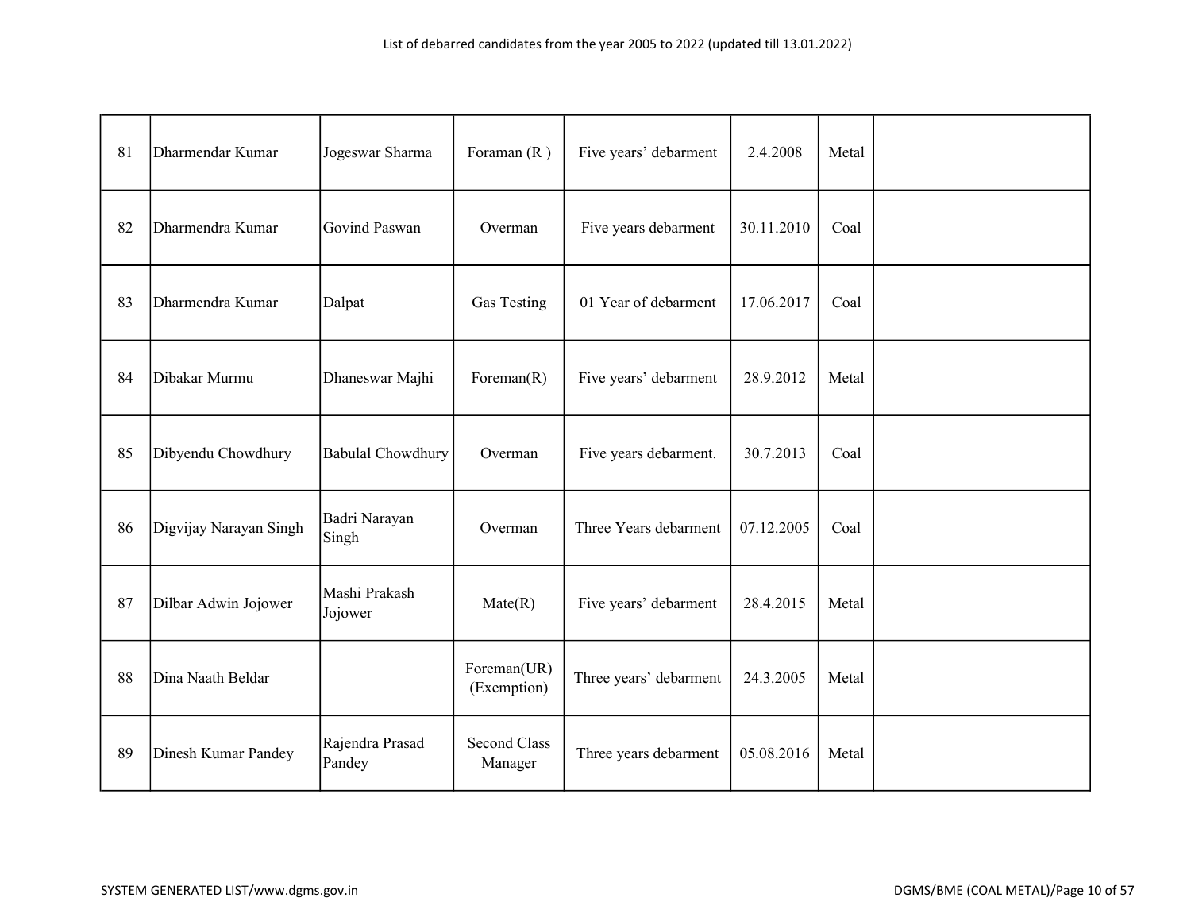| | | | | | | | |
|---|---|---|---|---|---|---|---|
| 81 | Dharmendar Kumar | Jogeswar Sharma | Foraman (R ) | Five years' debarment | 2.4.2008 | Metal | |
| 82 | Dharmendra Kumar | Govind Paswan | Overman | Five years debarment | 30.11.2010 | Coal | |
| 83 | Dharmendra Kumar | Dalpat | Gas Testing | 01 Year of debarment | 17.06.2017 | Coal | |
| 84 | Dibakar Murmu | Dhaneswar Majhi | Foreman(R) | Five years' debarment | 28.9.2012 | Metal | |
| 85 | Dibyendu Chowdhury | Babulal Chowdhury | Overman | Five years debarment. | 30.7.2013 | Coal | |
| 86 | Digvijay Narayan Singh | Badri Narayan Singh | Overman | Three Years debarment | 07.12.2005 | Coal | |
| 87 | Dilbar Adwin Jojower | Mashi Prakash Jojower | Mate(R) | Five years' debarment | 28.4.2015 | Metal | |
| 88 | Dina Naath Beldar | | Foreman(UR) (Exemption) | Three years' debarment | 24.3.2005 | Metal | |
| 89 | Dinesh Kumar Pandey | Rajendra Prasad Pandey | Second Class Manager | Three years debarment | 05.08.2016 | Metal | |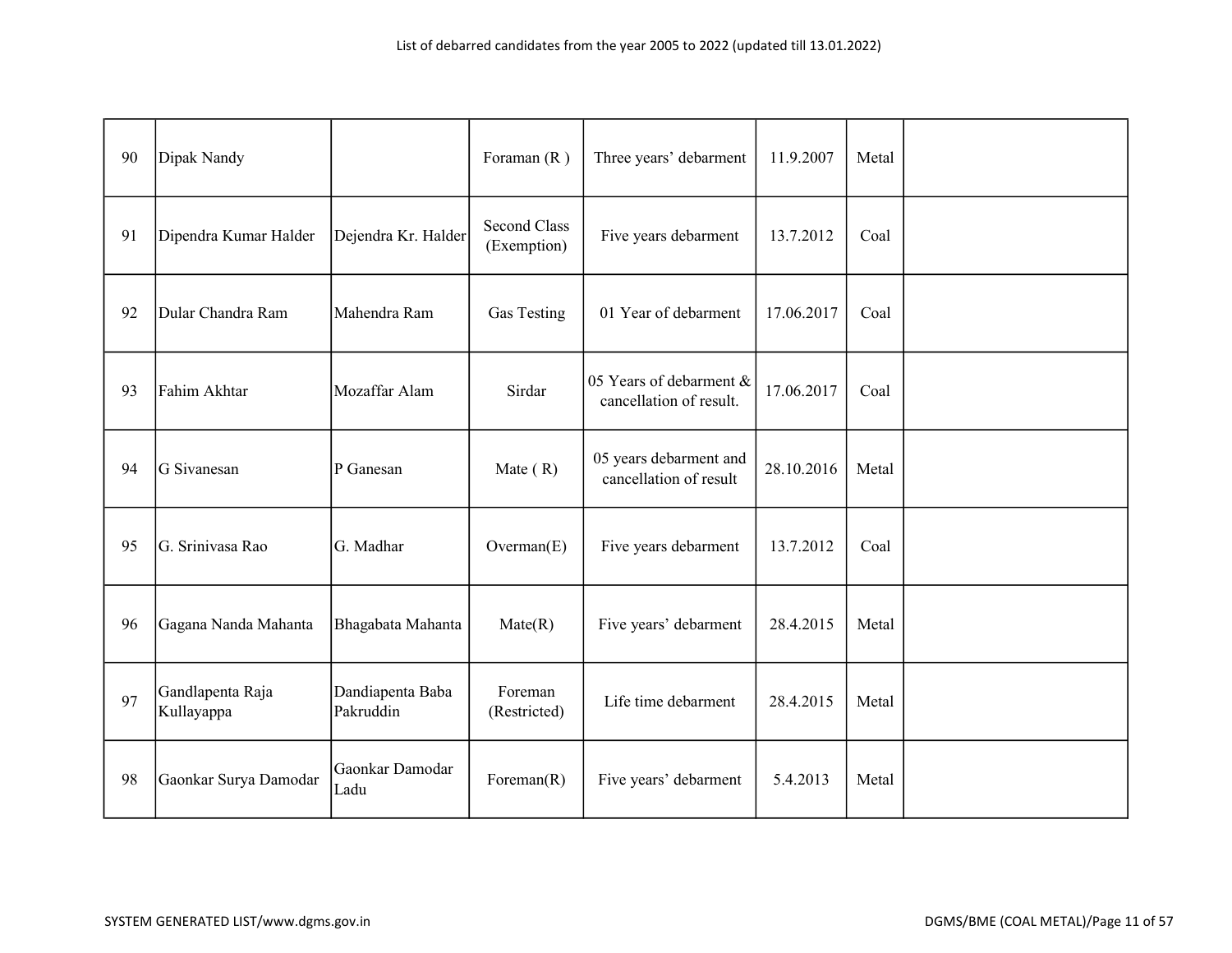| 90 | Dipak Nandy | | Foraman (R ) | Three years' debarment | 11.9.2007 | Metal | |
|---|---|---|---|---|---|---|---|
| 91 | Dipendra Kumar Halder | Dejendra Kr. Halder | Second Class (Exemption) | Five years debarment | 13.7.2012 | Coal | |
| 92 | Dular Chandra Ram | Mahendra Ram | Gas Testing | 01 Year of debarment | 17.06.2017 | Coal | |
| 93 | Fahim Akhtar | Mozaffar Alam | Sirdar | 05 Years of debarment & cancellation of result. | 17.06.2017 | Coal | |
| 94 | G Sivanesan | P Ganesan | Mate ( R) | 05 years debarment and cancellation of result | 28.10.2016 | Metal | |
| 95 | G. Srinivasa Rao | G. Madhar | Overman(E) | Five years debarment | 13.7.2012 | Coal | |
| 96 | Gagana Nanda Mahanta | Bhagabata Mahanta | Mate(R) | Five years' debarment | 28.4.2015 | Metal | |
| 97 | Gandlapenta Raja Kullayappa | Dandiapenta Baba Pakruddin | Foreman (Restricted) | Life time debarment | 28.4.2015 | Metal | |
| 98 | Gaonkar Surya Damodar | Gaonkar Damodar Ladu | Foreman(R) | Five years' debarment | 5.4.2013 | Metal | |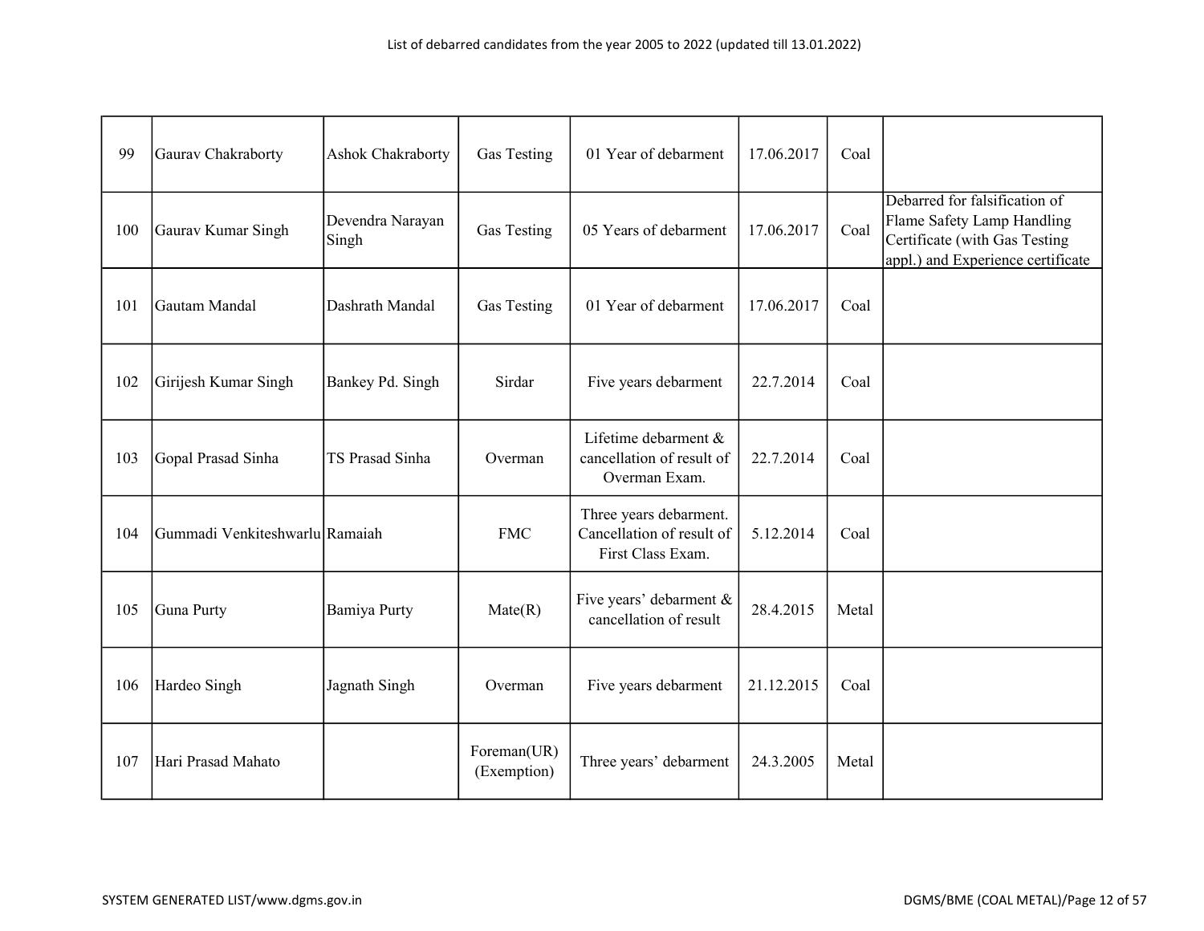List of debarred candidates from the year 2005 to 2022 (updated till 13.01.2022)

| | | | | | | | |
|---|---|---|---|---|---|---|---|
| 99 | Gaurav Chakraborty | Ashok Chakraborty | Gas Testing | 01 Year of debarment | 17.06.2017 | Coal | |
| 100 | Gaurav Kumar Singh | Devendra Narayan Singh | Gas Testing | 05 Years of debarment | 17.06.2017 | Coal | Debarred for falsification of Flame Safety Lamp Handling Certificate (with Gas Testing appl.) and Experience certificate |
| 101 | Gautam Mandal | Dashrath Mandal | Gas Testing | 01 Year of debarment | 17.06.2017 | Coal | |
| 102 | Girijesh Kumar Singh | Bankey Pd. Singh | Sirdar | Five years debarment | 22.7.2014 | Coal | |
| 103 | Gopal Prasad Sinha | TS Prasad Sinha | Overman | Lifetime debarment & cancellation of result of Overman Exam. | 22.7.2014 | Coal | |
| 104 | Gummadi Venkiteshwarlu | Ramaiah | FMC | Three years debarment. Cancellation of result of First Class Exam. | 5.12.2014 | Coal | |
| 105 | Guna Purty | Bamiya Purty | Mate(R) | Five years' debarment & cancellation of result | 28.4.2015 | Metal | |
| 106 | Hardeo Singh | Jagnath Singh | Overman | Five years debarment | 21.12.2015 | Coal | |
| 107 | Hari Prasad Mahato | | Foreman(UR) (Exemption) | Three years' debarment | 24.3.2005 | Metal | |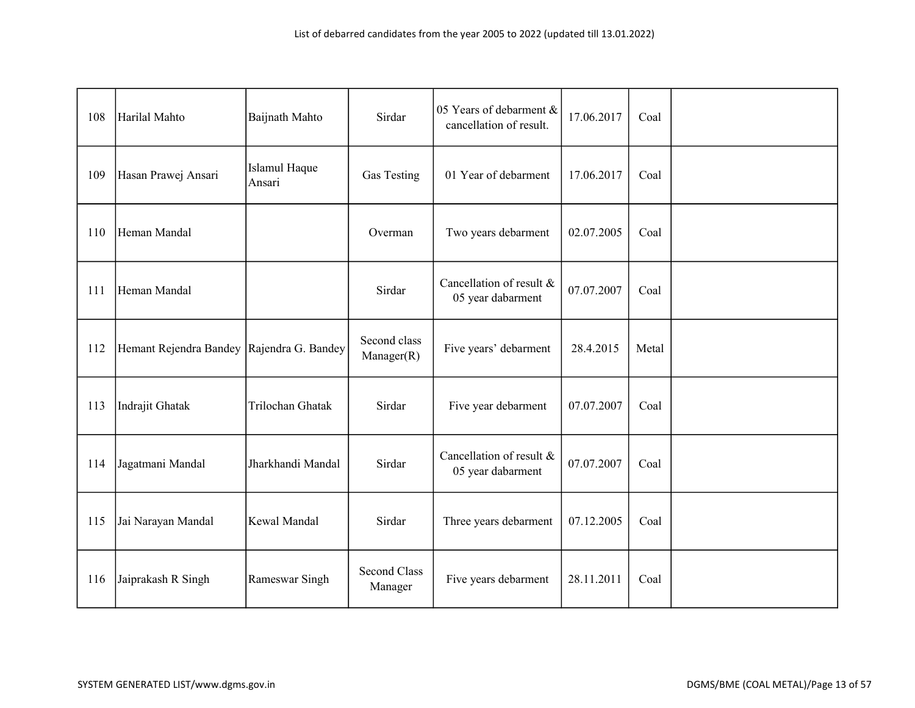List of debarred candidates from the year 2005 to 2022 (updated till 13.01.2022)

| | | | | | | | |
|---|---|---|---|---|---|---|---|
| 108 | Harilal Mahto | Baijnath Mahto | Sirdar | 05 Years of debarment & cancellation of result. | 17.06.2017 | Coal | |
| 109 | Hasan Prawej Ansari | Islamul Haque Ansari | Gas Testing | 01 Year of debarment | 17.06.2017 | Coal | |
| 110 | Heman Mandal | | Overman | Two years debarment | 02.07.2005 | Coal | |
| 111 | Heman Mandal | | Sirdar | Cancellation of result & 05 year dabarment | 07.07.2007 | Coal | |
| 112 | Hemant Rejendra Bandey | Rajendra G. Bandey | Second class Manager(R) | Five years' debarment | 28.4.2015 | Metal | |
| 113 | Indrajit Ghatak | Trilochan Ghatak | Sirdar | Five year debarment | 07.07.2007 | Coal | |
| 114 | Jagatmani Mandal | Jharkhandi Mandal | Sirdar | Cancellation of result & 05 year dabarment | 07.07.2007 | Coal | |
| 115 | Jai Narayan Mandal | Kewal Mandal | Sirdar | Three years debarment | 07.12.2005 | Coal | |
| 116 | Jaiprakash R Singh | Rameswar Singh | Second Class Manager | Five years debarment | 28.11.2011 | Coal | |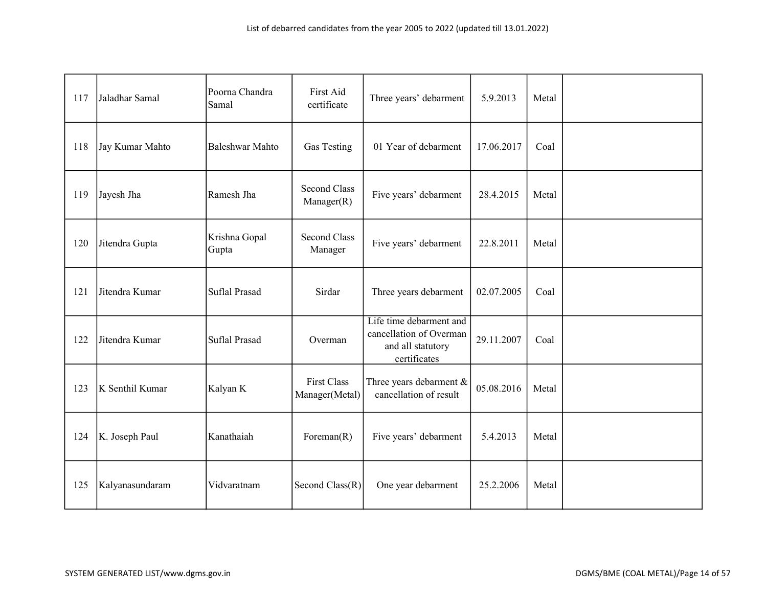| | | | | | | | |
|---|---|---|---|---|---|---|---|
| 117 | Jaladhar Samal | Poorna Chandra Samal | First Aid certificate | Three years' debarment | 5.9.2013 | Metal | |
| 118 | Jay Kumar Mahto | Baleshwar Mahto | Gas Testing | 01 Year of debarment | 17.06.2017 | Coal | |
| 119 | Jayesh Jha | Ramesh Jha | Second Class Manager(R) | Five years' debarment | 28.4.2015 | Metal | |
| 120 | Jitendra Gupta | Krishna Gopal Gupta | Second Class Manager | Five years' debarment | 22.8.2011 | Metal | |
| 121 | Jitendra Kumar | Suflal Prasad | Sirdar | Three years debarment | 02.07.2005 | Coal | |
| 122 | Jitendra Kumar | Suflal Prasad | Overman | Life time debarment and cancellation of Overman and all statutory certificates | 29.11.2007 | Coal | |
| 123 | K Senthil Kumar | Kalyan K | First Class Manager(Metal) | Three years debarment & cancellation of result | 05.08.2016 | Metal | |
| 124 | K. Joseph Paul | Kanathaiah | Foreman(R) | Five years' debarment | 5.4.2013 | Metal | |
| 125 | Kalyanasundaram | Vidvaratnam | Second Class(R) | One year debarment | 25.2.2006 | Metal | |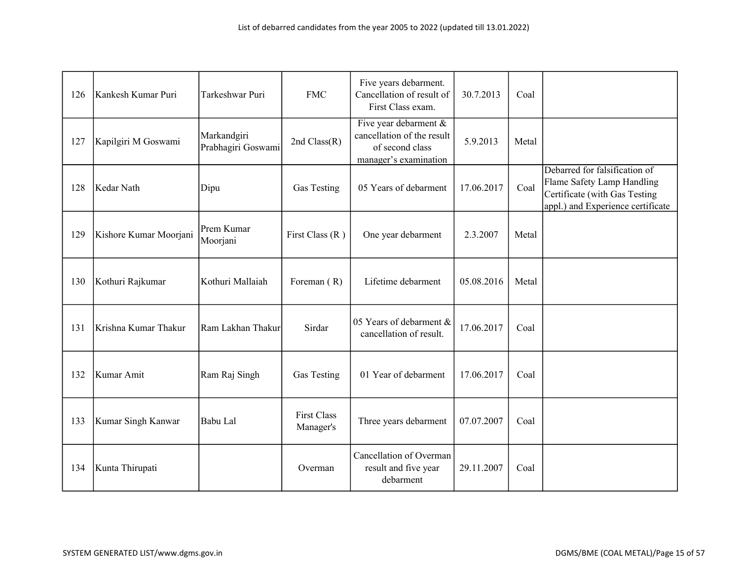List of debarred candidates from the year 2005 to 2022 (updated till 13.01.2022)

| | | | | | | | |
|---|---|---|---|---|---|---|---|
| 126 | Kankesh Kumar Puri | Tarkeshwar Puri | FMC | Five years debarment. Cancellation of result of First Class exam. | 30.7.2013 | Coal | |
| 127 | Kapilgiri M Goswami | Markandgiri Prabhagiri Goswami | 2nd Class(R) | Five year debarment & cancellation of the result of second class manager's examination | 5.9.2013 | Metal | |
| 128 | Kedar Nath | Dipu | Gas Testing | 05 Years of debarment | 17.06.2017 | Coal | Debarred for falsification of Flame Safety Lamp Handling Certificate (with Gas Testing appl.) and Experience certificate |
| 129 | Kishore Kumar Moorjani | Prem Kumar Moorjani | First Class (R ) | One year debarment | 2.3.2007 | Metal | |
| 130 | Kothuri Rajkumar | Kothuri Mallaiah | Foreman ( R) | Lifetime debarment | 05.08.2016 | Metal | |
| 131 | Krishna Kumar Thakur | Ram Lakhan Thakur | Sirdar | 05 Years of debarment & cancellation of result. | 17.06.2017 | Coal | |
| 132 | Kumar Amit | Ram Raj Singh | Gas Testing | 01 Year of debarment | 17.06.2017 | Coal | |
| 133 | Kumar Singh Kanwar | Babu Lal | First Class Manager's | Three years debarment | 07.07.2007 | Coal | |
| 134 | Kunta Thirupati | | Overman | Cancellation of Overman result and five year debarment | 29.11.2007 | Coal | |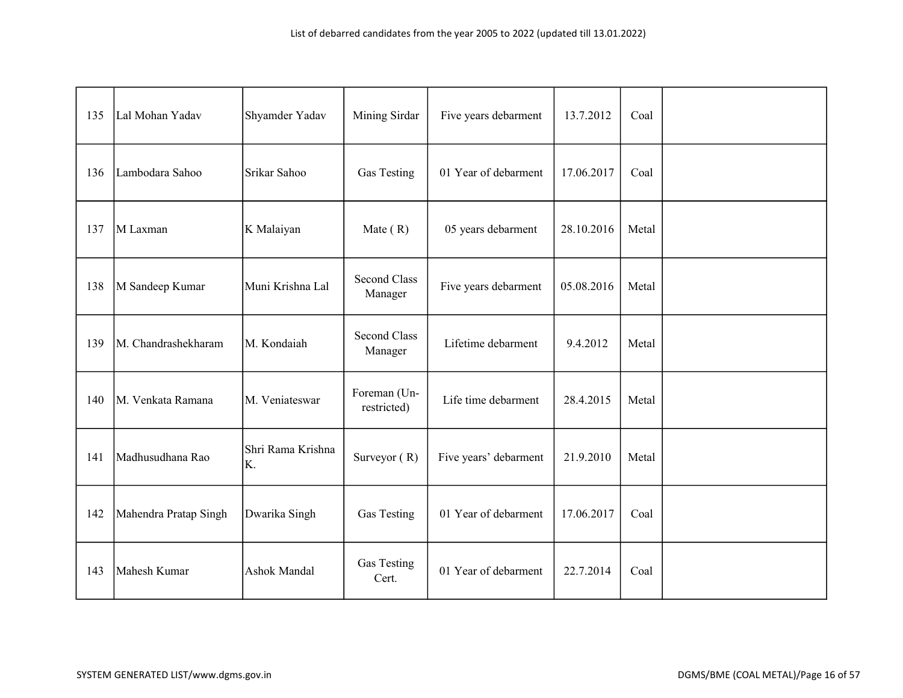| 135 | Lal Mohan Yadav | Shyamder Yadav | Mining Sirdar | Five years debarment | 13.7.2012 | Coal | |
|---|---|---|---|---|---|---|---|
| 136 | Lambodara Sahoo | Srikar Sahoo | Gas Testing | 01 Year of debarment | 17.06.2017 | Coal | |
| 137 | M Laxman | K Malaiyan | Mate ( R) | 05 years debarment | 28.10.2016 | Metal | |
| 138 | M Sandeep Kumar | Muni Krishna Lal | Second Class Manager | Five years debarment | 05.08.2016 | Metal | |
| 139 | M. Chandrashekharam | M. Kondaiah | Second Class Manager | Lifetime debarment | 9.4.2012 | Metal | |
| 140 | M. Venkata Ramana | M. Veniateswar | Foreman (Un-restricted) | Life time debarment | 28.4.2015 | Metal | |
| 141 | Madhusudhana Rao | Shri Rama Krishna K. | Surveyor ( R) | Five years' debarment | 21.9.2010 | Metal | |
| 142 | Mahendra Pratap Singh | Dwarika Singh | Gas Testing | 01 Year of debarment | 17.06.2017 | Coal | |
| 143 | Mahesh Kumar | Ashok Mandal | Gas Testing Cert. | 01 Year of debarment | 22.7.2014 | Coal | |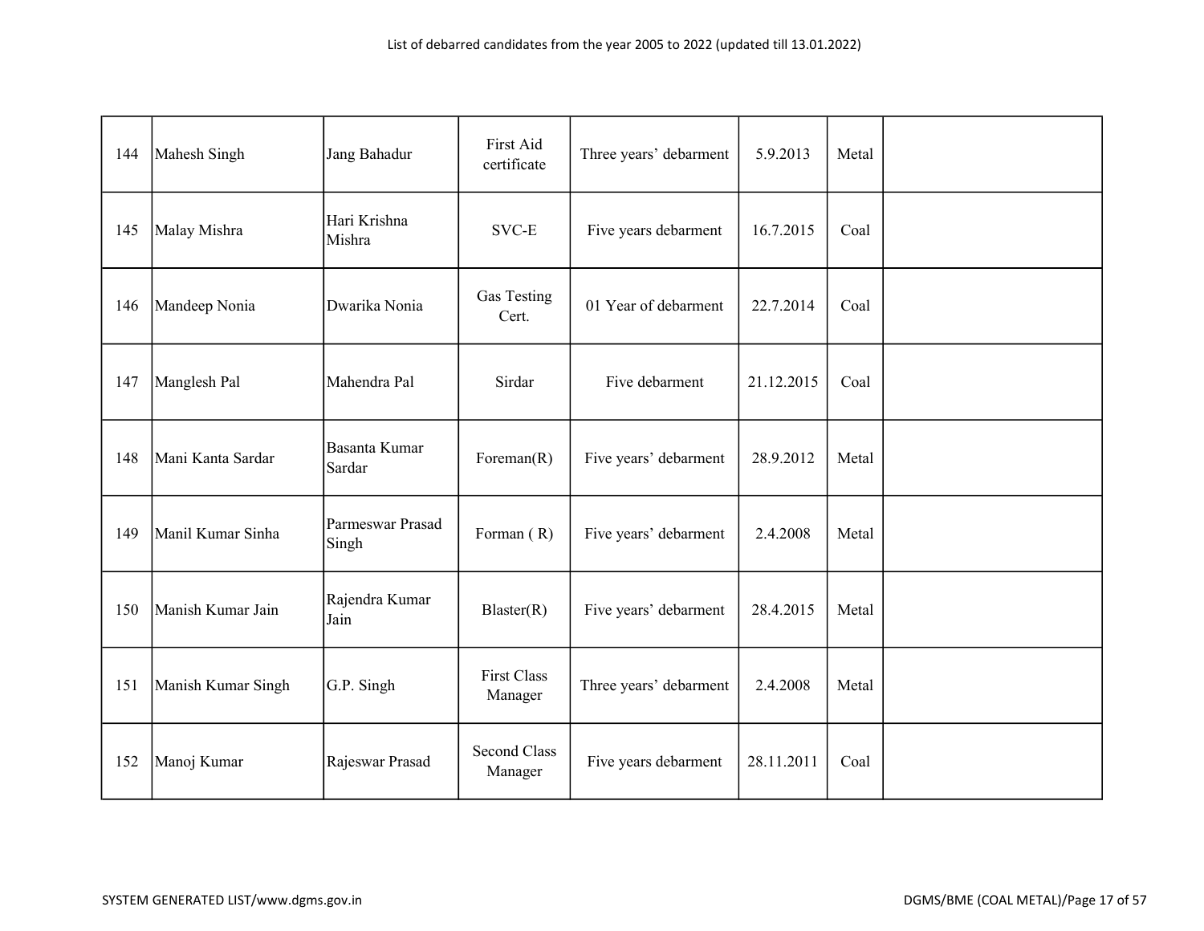| 144 | Mahesh Singh | Jang Bahadur | First Aid certificate | Three years' debarment | 5.9.2013 | Metal | |
|---|---|---|---|---|---|---|---|
| 145 | Malay Mishra | Hari Krishna Mishra | SVC-E | Five years debarment | 16.7.2015 | Coal | |
| 146 | Mandeep Nonia | Dwarika Nonia | Gas Testing Cert. | 01 Year of debarment | 22.7.2014 | Coal | |
| 147 | Manglesh Pal | Mahendra Pal | Sirdar | Five debarment | 21.12.2015 | Coal | |
| 148 | Mani Kanta Sardar | Basanta Kumar Sardar | Foreman(R) | Five years' debarment | 28.9.2012 | Metal | |
| 149 | Manil Kumar Sinha | Parmeswar Prasad Singh | Forman ( R) | Five years' debarment | 2.4.2008 | Metal | |
| 150 | Manish Kumar Jain | Rajendra Kumar Jain | Blaster(R) | Five years' debarment | 28.4.2015 | Metal | |
| 151 | Manish Kumar Singh | G.P. Singh | First Class Manager | Three years' debarment | 2.4.2008 | Metal | |
| 152 | Manoj Kumar | Rajeswar Prasad | Second Class Manager | Five years debarment | 28.11.2011 | Coal | |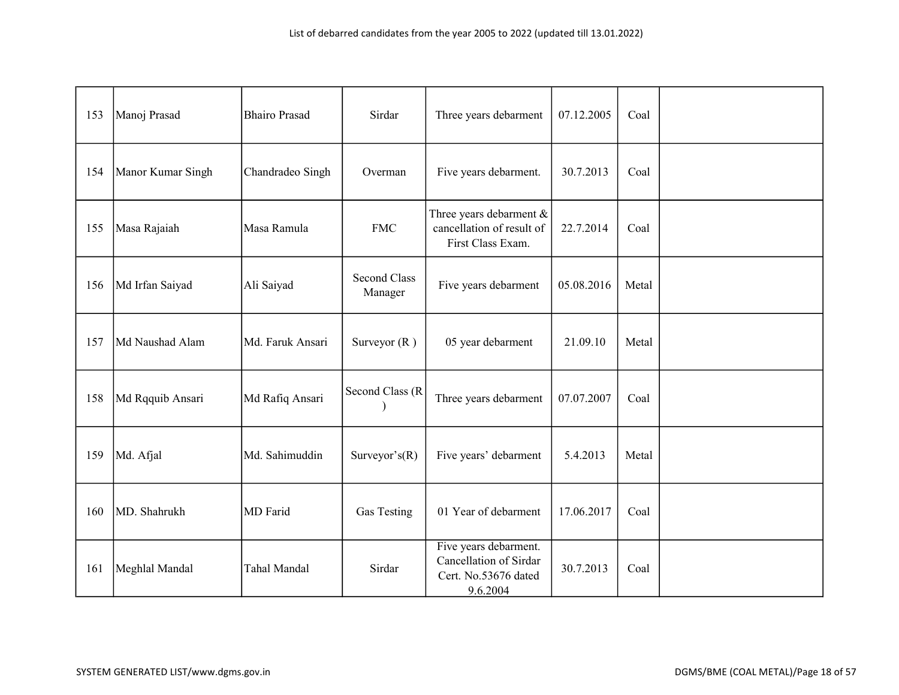| | | | | | | | |
|---|---|---|---|---|---|---|---|
| 153 | Manoj Prasad | Bhairo Prasad | Sirdar | Three years debarment | 07.12.2005 | Coal | |
| 154 | Manor Kumar Singh | Chandradeo Singh | Overman | Five years debarment. | 30.7.2013 | Coal | |
| 155 | Masa Rajaiah | Masa Ramula | FMC | Three years debarment & cancellation of result of First Class Exam. | 22.7.2014 | Coal | |
| 156 | Md Irfan Saiyad | Ali Saiyad | Second Class Manager | Five years debarment | 05.08.2016 | Metal | |
| 157 | Md Naushad Alam | Md. Faruk Ansari | Surveyor (R ) | 05 year debarment | 21.09.10 | Metal | |
| 158 | Md Rqquib Ansari | Md Rafiq Ansari | Second Class (R ) | Three years debarment | 07.07.2007 | Coal | |
| 159 | Md. Afjal | Md. Sahimuddin | Surveyor's(R) | Five years' debarment | 5.4.2013 | Metal | |
| 160 | MD. Shahrukh | MD Farid | Gas Testing | 01 Year of debarment | 17.06.2017 | Coal | |
| 161 | Meghlal Mandal | Tahal Mandal | Sirdar | Five years debarment. Cancellation of Sirdar Cert. No.53676 dated 9.6.2004 | 30.7.2013 | Coal | |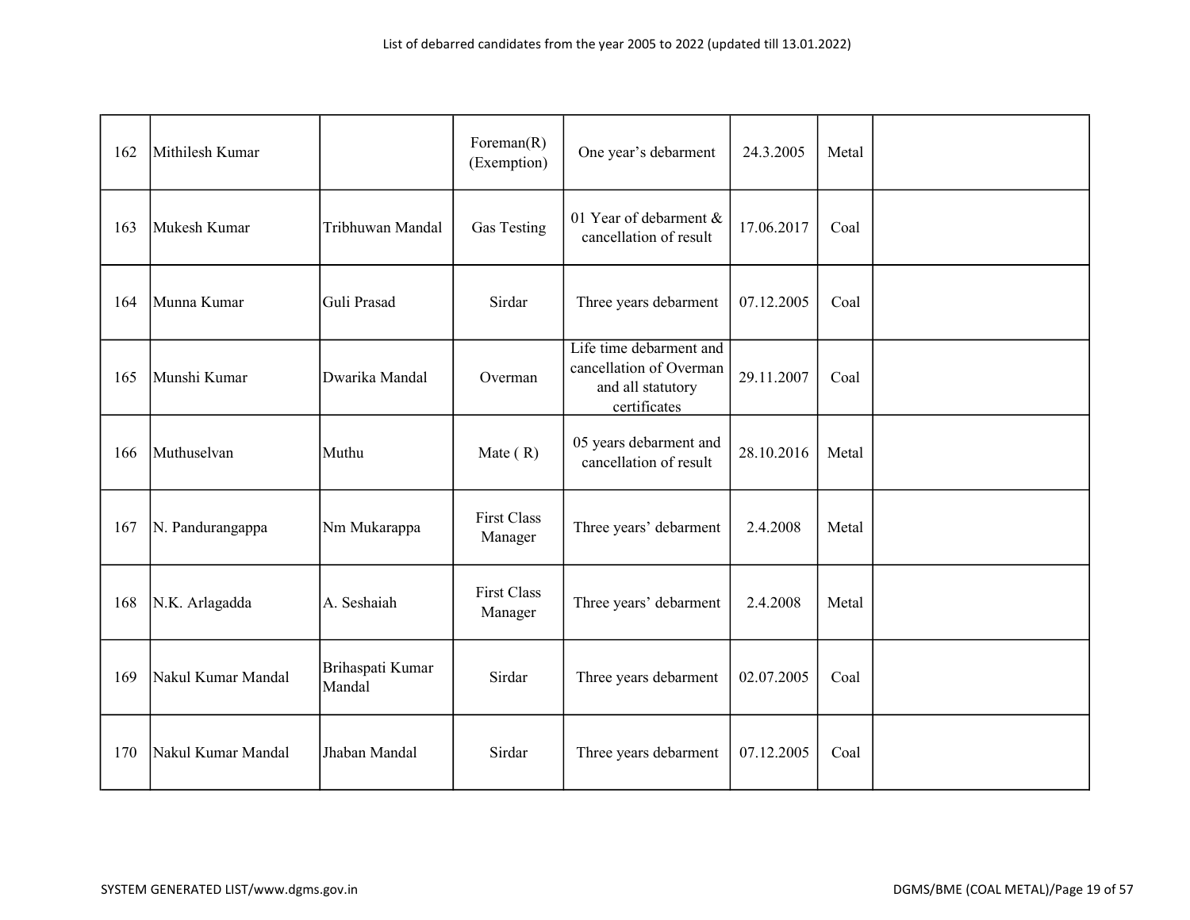List of debarred candidates from the year 2005 to 2022 (updated till 13.01.2022)

| | | | | | | | |
|---|---|---|---|---|---|---|---|
| 162 | Mithilesh Kumar | | Foreman(R) (Exemption) | One year's debarment | 24.3.2005 | Metal | |
| 163 | Mukesh Kumar | Tribhuwan Mandal | Gas Testing | 01 Year of debarment & cancellation of result | 17.06.2017 | Coal | |
| 164 | Munna Kumar | Guli Prasad | Sirdar | Three years debarment | 07.12.2005 | Coal | |
| 165 | Munshi Kumar | Dwarika Mandal | Overman | Life time debarment and cancellation of Overman and all statutory certificates | 29.11.2007 | Coal | |
| 166 | Muthuselvan | Muthu | Mate ( R) | 05 years debarment and cancellation of result | 28.10.2016 | Metal | |
| 167 | N. Pandurangappa | Nm Mukarappa | First Class Manager | Three years' debarment | 2.4.2008 | Metal | |
| 168 | N.K. Arlagadda | A. Seshaiah | First Class Manager | Three years' debarment | 2.4.2008 | Metal | |
| 169 | Nakul Kumar Mandal | Brihaspati Kumar Mandal | Sirdar | Three years debarment | 02.07.2005 | Coal | |
| 170 | Nakul Kumar Mandal | Jhaban Mandal | Sirdar | Three years debarment | 07.12.2005 | Coal | |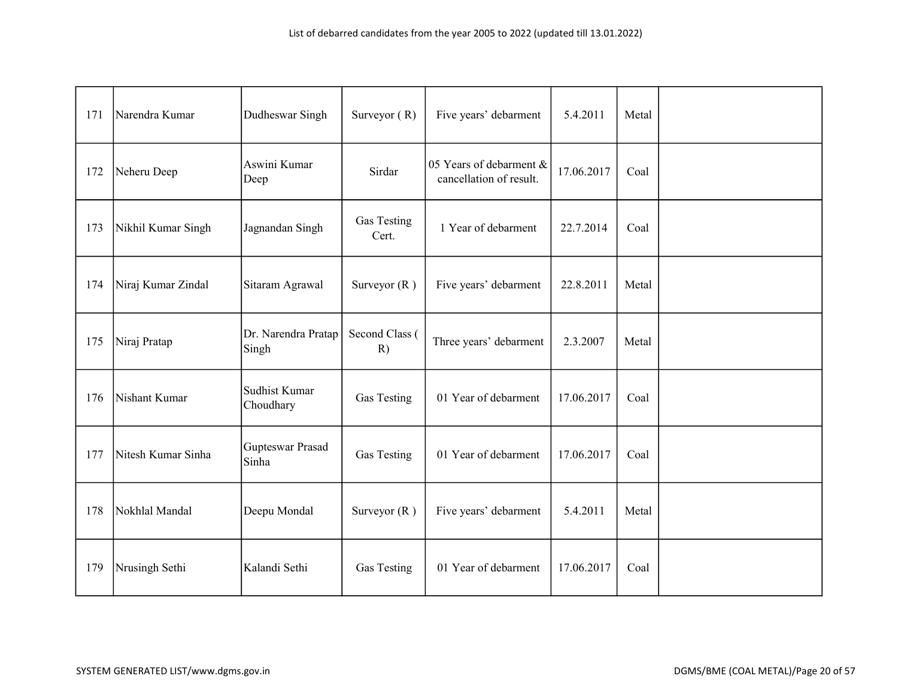| 171 | Narendra Kumar | Dudheswar Singh | Surveyor ( R) | Five years' debarment | 5.4.2011 | Metal | |
|---|---|---|---|---|---|---|---|
| 172 | Neheru Deep | Aswini Kumar Deep | Sirdar | 05 Years of debarment & cancellation of result. | 17.06.2017 | Coal | |
| 173 | Nikhil Kumar Singh | Jagnandan Singh | Gas Testing Cert. | 1 Year of debarment | 22.7.2014 | Coal | |
| 174 | Niraj Kumar Zindal | Sitaram Agrawal | Surveyor (R ) | Five years' debarment | 22.8.2011 | Metal | |
| 175 | Niraj Pratap | Dr. Narendra Pratap Singh | Second Class ( R) | Three years' debarment | 2.3.2007 | Metal | |
| 176 | Nishant Kumar | Sudhist Kumar Choudhary | Gas Testing | 01 Year of debarment | 17.06.2017 | Coal | |
| 177 | Nitesh Kumar Sinha | Gupteswar Prasad Sinha | Gas Testing | 01 Year of debarment | 17.06.2017 | Coal | |
| 178 | Nokhlal Mandal | Deepu Mondal | Surveyor (R ) | Five years' debarment | 5.4.2011 | Metal | |
| 179 | Nrusingh Sethi | Kalandi Sethi | Gas Testing | 01 Year of debarment | 17.06.2017 | Coal | |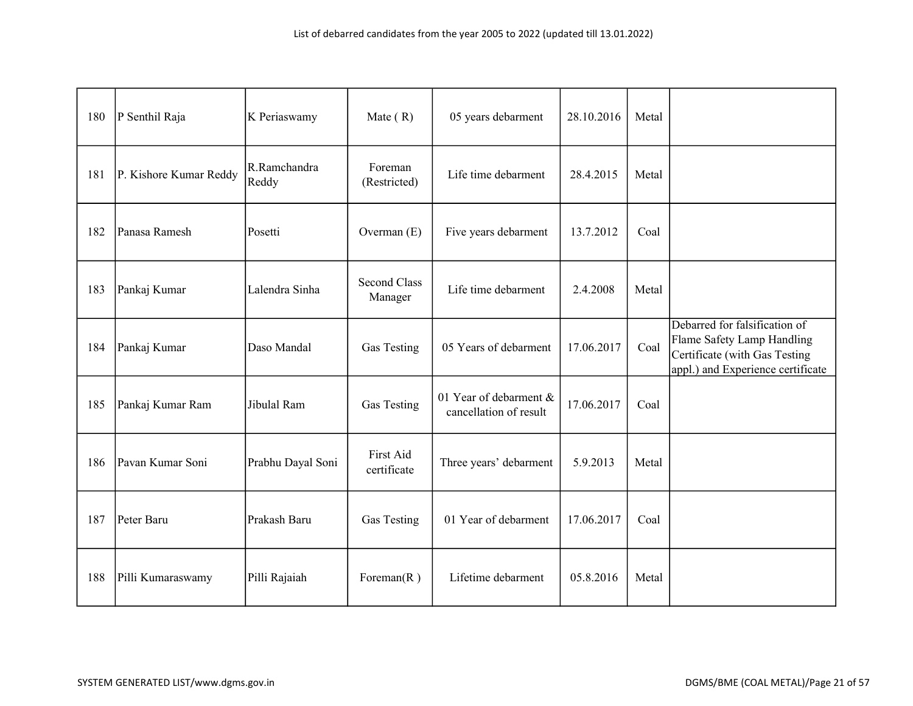| 180 | P Senthil Raja | K Periaswamy | Mate ( R) | 05 years debarment | 28.10.2016 | Metal | |
|---|---|---|---|---|---|---|---|
| 181 | P. Kishore Kumar Reddy | R.Ramchandra Reddy | Foreman (Restricted) | Life time debarment | 28.4.2015 | Metal | |
| 182 | Panasa Ramesh | Posetti | Overman (E) | Five years debarment | 13.7.2012 | Coal | |
| 183 | Pankaj Kumar | Lalendra Sinha | Second Class Manager | Life time debarment | 2.4.2008 | Metal | |
| 184 | Pankaj Kumar | Daso Mandal | Gas Testing | 05 Years of debarment | 17.06.2017 | Coal | Debarred for falsification of Flame Safety Lamp Handling Certificate (with Gas Testing appl.) and Experience certificate |
| 185 | Pankaj Kumar Ram | Jibulal Ram | Gas Testing | 01 Year of debarment & cancellation of result | 17.06.2017 | Coal | |
| 186 | Pavan Kumar Soni | Prabhu Dayal Soni | First Aid certificate | Three years' debarment | 5.9.2013 | Metal | |
| 187 | Peter Baru | Prakash Baru | Gas Testing | 01 Year of debarment | 17.06.2017 | Coal | |
| 188 | Pilli Kumaraswamy | Pilli Rajaiah | Foreman(R ) | Lifetime debarment | 05.8.2016 | Metal | |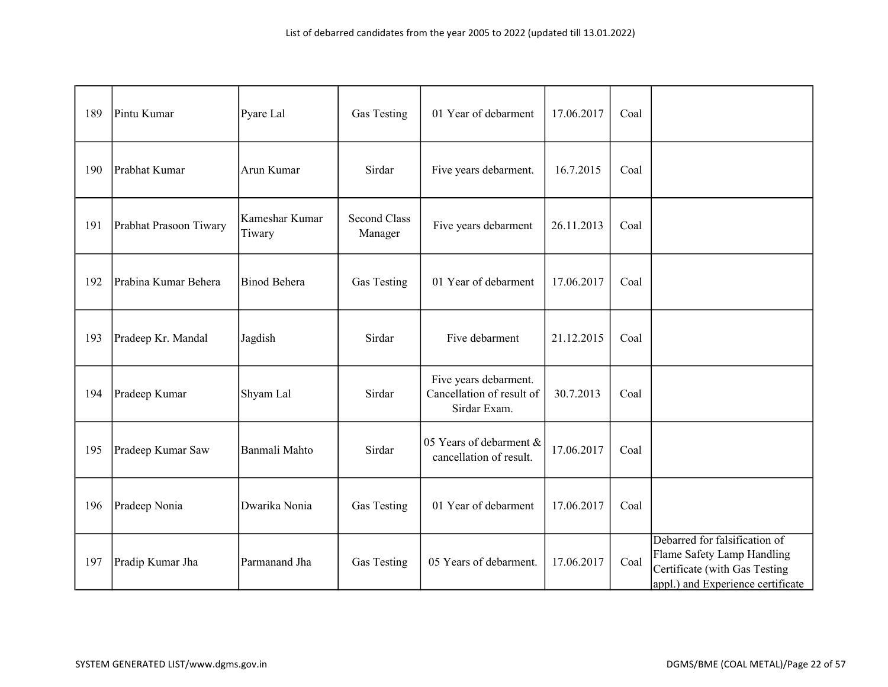| 189 | Pintu Kumar | Pyare Lal | Gas Testing | 01 Year of debarment | 17.06.2017 | Coal | |
|---|---|---|---|---|---|---|---|
| 190 | Prabhat Kumar | Arun Kumar | Sirdar | Five years debarment. | 16.7.2015 | Coal | |
| 191 | Prabhat Prasoon Tiwary | Kameshar Kumar Tiwary | Second Class Manager | Five years debarment | 26.11.2013 | Coal | |
| 192 | Prabina Kumar Behera | Binod Behera | Gas Testing | 01 Year of debarment | 17.06.2017 | Coal | |
| 193 | Pradeep Kr. Mandal | Jagdish | Sirdar | Five debarment | 21.12.2015 | Coal | |
| 194 | Pradeep Kumar | Shyam Lal | Sirdar | Five years debarment. Cancellation of result of Sirdar Exam. | 30.7.2013 | Coal | |
| 195 | Pradeep Kumar Saw | Banmali Mahto | Sirdar | 05 Years of debarment & cancellation of result. | 17.06.2017 | Coal | |
| 196 | Pradeep Nonia | Dwarika Nonia | Gas Testing | 01 Year of debarment | 17.06.2017 | Coal | |
| 197 | Pradip Kumar Jha | Parmanand Jha | Gas Testing | 05 Years of debarment. | 17.06.2017 | Coal | Debarred for falsification of Flame Safety Lamp Handling Certificate (with Gas Testing appl.) and Experience certificate |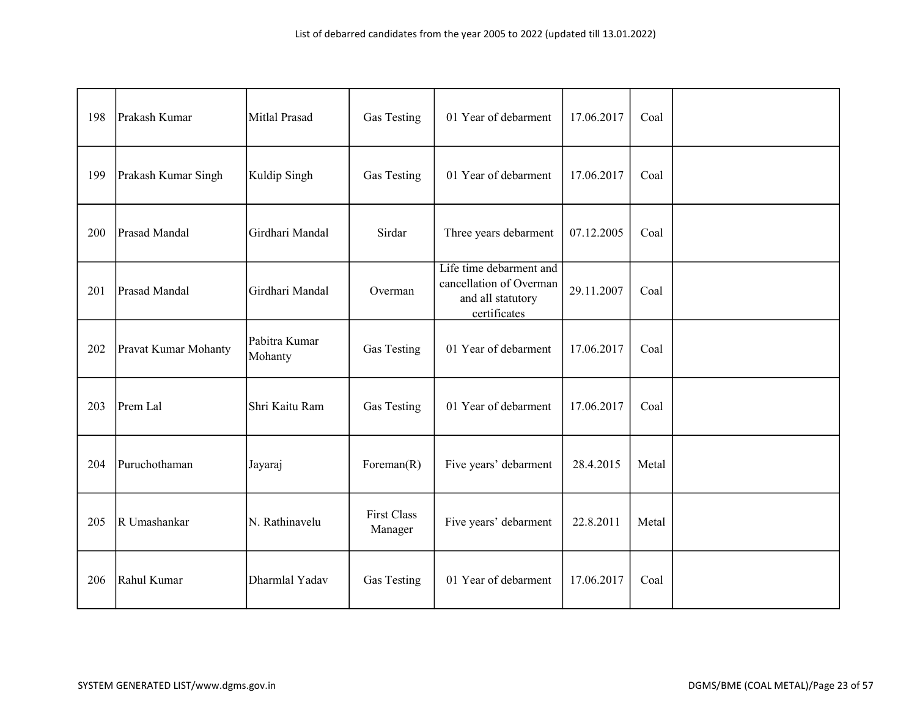List of debarred candidates from the year 2005 to 2022 (updated till 13.01.2022)

| | | | | | | | |
|---|---|---|---|---|---|---|---|
| 198 | Prakash Kumar | Mitlal Prasad | Gas Testing | 01 Year of debarment | 17.06.2017 | Coal | |
| 199 | Prakash Kumar Singh | Kuldip Singh | Gas Testing | 01 Year of debarment | 17.06.2017 | Coal | |
| 200 | Prasad Mandal | Girdhari Mandal | Sirdar | Three years debarment | 07.12.2005 | Coal | |
| 201 | Prasad Mandal | Girdhari Mandal | Overman | Life time debarment and cancellation of Overman and all statutory certificates | 29.11.2007 | Coal | |
| 202 | Pravat Kumar Mohanty | Pabitra Kumar Mohanty | Gas Testing | 01 Year of debarment | 17.06.2017 | Coal | |
| 203 | Prem Lal | Shri Kaitu Ram | Gas Testing | 01 Year of debarment | 17.06.2017 | Coal | |
| 204 | Puruchothaman | Jayaraj | Foreman(R) | Five years' debarment | 28.4.2015 | Metal | |
| 205 | R Umashankar | N. Rathinavelu | First Class Manager | Five years' debarment | 22.8.2011 | Metal | |
| 206 | Rahul Kumar | Dharmlal Yadav | Gas Testing | 01 Year of debarment | 17.06.2017 | Coal | |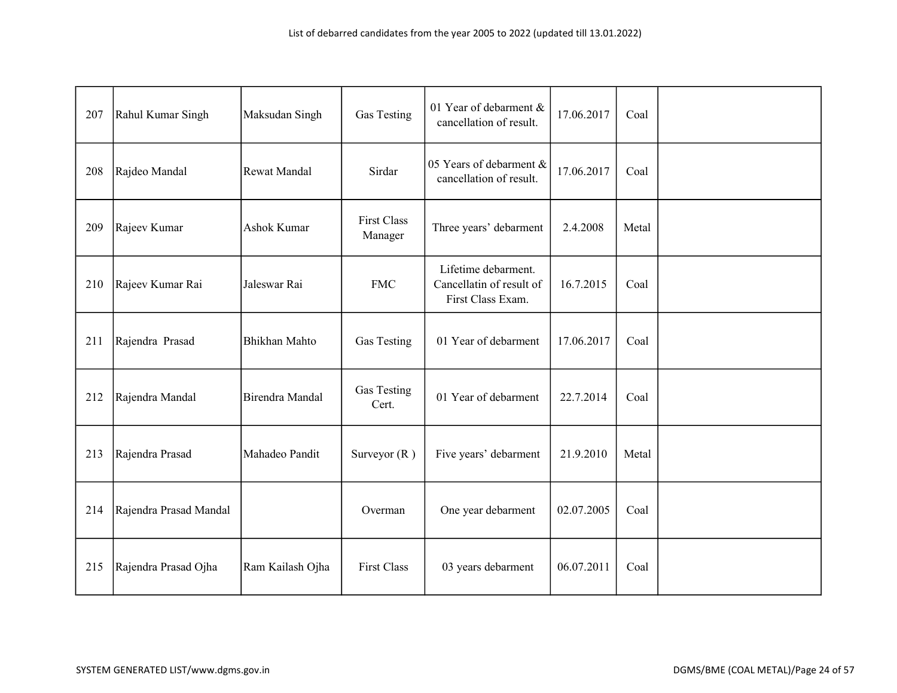List of debarred candidates from the year 2005 to 2022 (updated till 13.01.2022)

| | | | | | | | |
|---|---|---|---|---|---|---|---|
| 207 | Rahul Kumar Singh | Maksudan Singh | Gas Testing | 01 Year of debarment & cancellation of result. | 17.06.2017 | Coal | |
| 208 | Rajdeo Mandal | Rewat Mandal | Sirdar | 05 Years of debarment & cancellation of result. | 17.06.2017 | Coal | |
| 209 | Rajeev Kumar | Ashok Kumar | First Class Manager | Three years' debarment | 2.4.2008 | Metal | |
| 210 | Rajeev Kumar Rai | Jaleswar Rai | FMC | Lifetime debarment. Cancellatin of result of First Class Exam. | 16.7.2015 | Coal | |
| 211 | Rajendra  Prasad | Bhikhan Mahto | Gas Testing | 01 Year of debarment | 17.06.2017 | Coal | |
| 212 | Rajendra Mandal | Birendra Mandal | Gas Testing Cert. | 01 Year of debarment | 22.7.2014 | Coal | |
| 213 | Rajendra Prasad | Mahadeo Pandit | Surveyor (R ) | Five years' debarment | 21.9.2010 | Metal | |
| 214 | Rajendra Prasad Mandal | | Overman | One year debarment | 02.07.2005 | Coal | |
| 215 | Rajendra Prasad Ojha | Ram Kailash Ojha | First Class | 03 years debarment | 06.07.2011 | Coal | |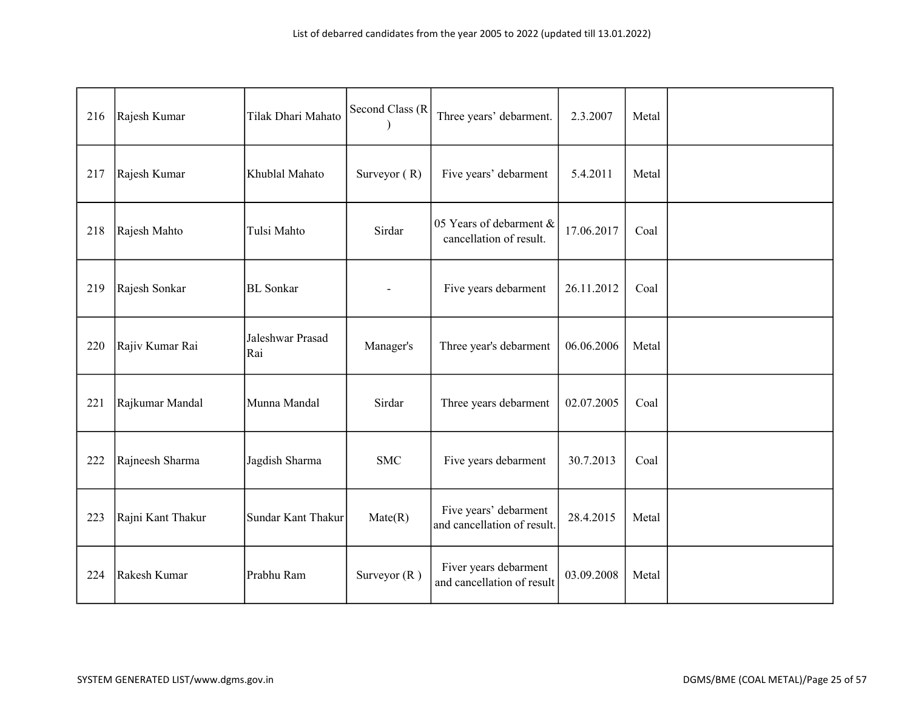List of debarred candidates from the year 2005 to 2022 (updated till 13.01.2022)

| | | | | | | | |
|---|---|---|---|---|---|---|---|
| 216 | Rajesh Kumar | Tilak Dhari Mahato | Second Class (R ) | Three years' debarment. | 2.3.2007 | Metal | |
| 217 | Rajesh Kumar | Khublal Mahato | Surveyor ( R) | Five years' debarment | 5.4.2011 | Metal | |
| 218 | Rajesh Mahto | Tulsi Mahto | Sirdar | 05 Years of debarment & cancellation of result. | 17.06.2017 | Coal | |
| 219 | Rajesh Sonkar | BL Sonkar | - | Five years debarment | 26.11.2012 | Coal | |
| 220 | Rajiv Kumar Rai | Jaleshwar Prasad Rai | Manager's | Three year's debarment | 06.06.2006 | Metal | |
| 221 | Rajkumar Mandal | Munna Mandal | Sirdar | Three years debarment | 02.07.2005 | Coal | |
| 222 | Rajneesh Sharma | Jagdish Sharma | SMC | Five years debarment | 30.7.2013 | Coal | |
| 223 | Rajni Kant Thakur | Sundar Kant Thakur | Mate(R) | Five years' debarment and cancellation of result. | 28.4.2015 | Metal | |
| 224 | Rakesh Kumar | Prabhu Ram | Surveyor (R ) | Fiver years debarment and cancellation of result | 03.09.2008 | Metal | |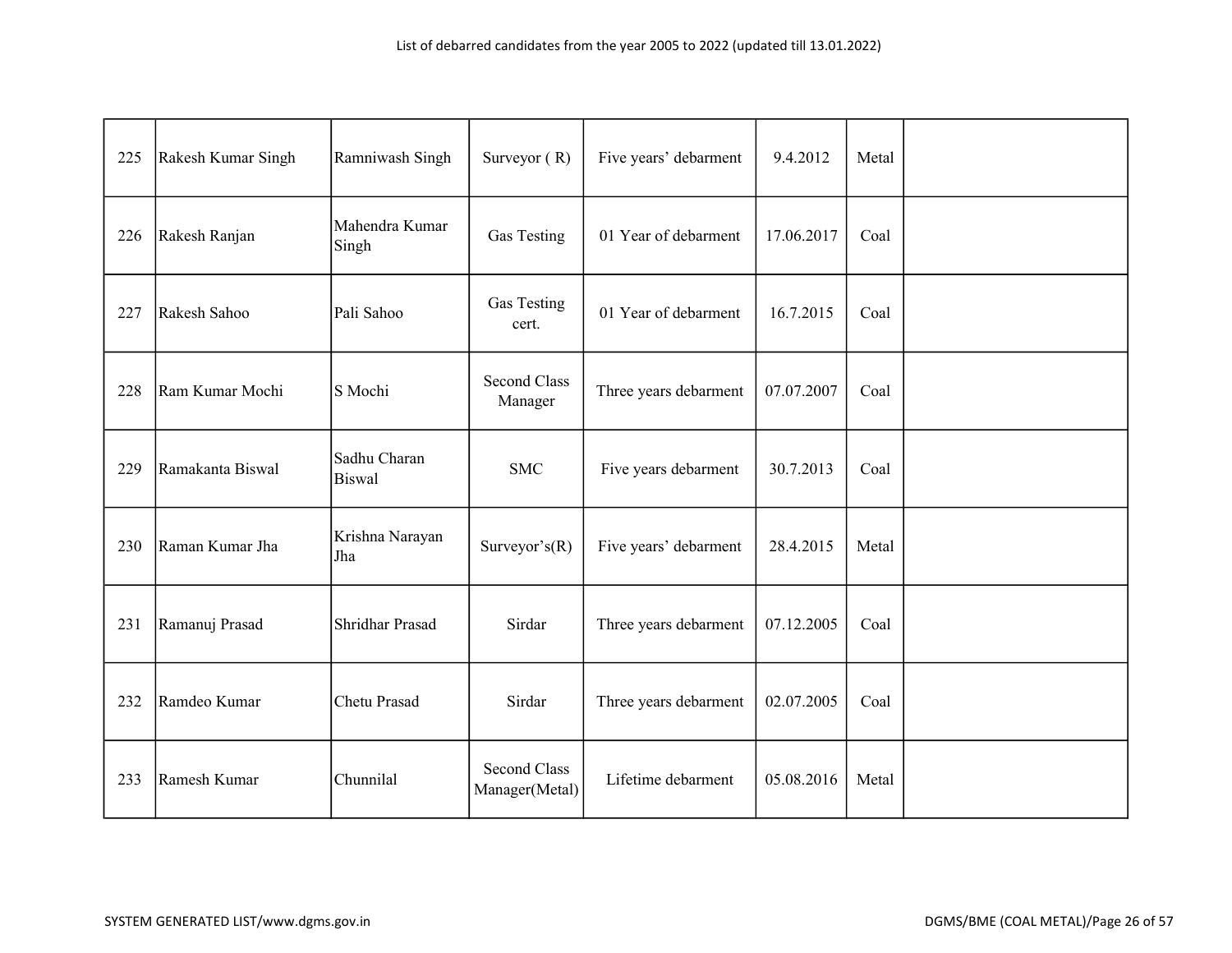| 225 | Rakesh Kumar Singh | Ramniwash Singh | Surveyor ( R) | Five years' debarment | 9.4.2012 | Metal | |
|---|---|---|---|---|---|---|---|
| 226 | Rakesh Ranjan | Mahendra Kumar Singh | Gas Testing | 01 Year of debarment | 17.06.2017 | Coal | |
| 227 | Rakesh Sahoo | Pali Sahoo | Gas Testing cert. | 01 Year of debarment | 16.7.2015 | Coal | |
| 228 | Ram Kumar Mochi | S Mochi | Second Class Manager | Three years debarment | 07.07.2007 | Coal | |
| 229 | Ramakanta Biswal | Sadhu Charan Biswal | SMC | Five years debarment | 30.7.2013 | Coal | |
| 230 | Raman Kumar Jha | Krishna Narayan Jha | Surveyor's(R) | Five years' debarment | 28.4.2015 | Metal | |
| 231 | Ramanuj Prasad | Shridhar Prasad | Sirdar | Three years debarment | 07.12.2005 | Coal | |
| 232 | Ramdeo Kumar | Chetu Prasad | Sirdar | Three years debarment | 02.07.2005 | Coal | |
| 233 | Ramesh Kumar | Chunnilal | Second Class Manager(Metal) | Lifetime debarment | 05.08.2016 | Metal | |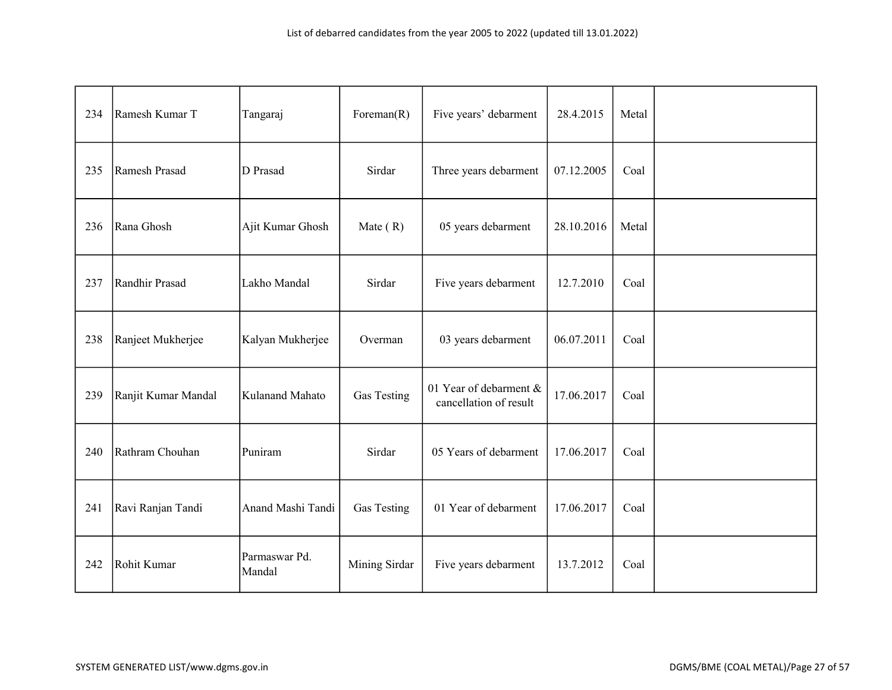| 234 | Ramesh Kumar T | Tangaraj | Foreman(R) | Five years' debarment | 28.4.2015 | Metal | |
|---|---|---|---|---|---|---|---|
| 235 | Ramesh Prasad | D Prasad | Sirdar | Three years debarment | 07.12.2005 | Coal | |
| 236 | Rana Ghosh | Ajit Kumar Ghosh | Mate ( R) | 05 years debarment | 28.10.2016 | Metal | |
| 237 | Randhir Prasad | Lakho Mandal | Sirdar | Five years debarment | 12.7.2010 | Coal | |
| 238 | Ranjeet Mukherjee | Kalyan Mukherjee | Overman | 03 years debarment | 06.07.2011 | Coal | |
| 239 | Ranjit Kumar Mandal | Kulanand Mahato | Gas Testing | 01 Year of debarment & cancellation of result | 17.06.2017 | Coal | |
| 240 | Rathram Chouhan | Puniram | Sirdar | 05 Years of debarment | 17.06.2017 | Coal | |
| 241 | Ravi Ranjan Tandi | Anand Mashi Tandi | Gas Testing | 01 Year of debarment | 17.06.2017 | Coal | |
| 242 | Rohit Kumar | Parmaswar Pd. Mandal | Mining Sirdar | Five years debarment | 13.7.2012 | Coal | |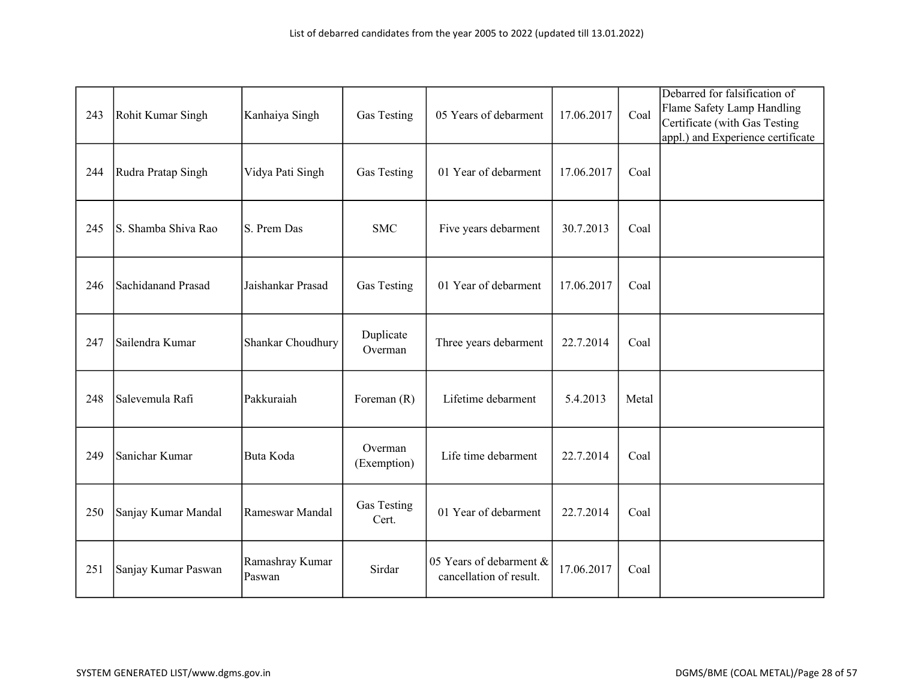List of debarred candidates from the year 2005 to 2022 (updated till 13.01.2022)

| | | | | | | | |
|---|---|---|---|---|---|---|---|
| 243 | Rohit Kumar Singh | Kanhaiya Singh | Gas Testing | 05 Years of debarment | 17.06.2017 | Coal | Debarred for falsification of Flame Safety Lamp Handling Certificate (with Gas Testing appl.) and Experience certificate |
| 244 | Rudra Pratap Singh | Vidya Pati Singh | Gas Testing | 01 Year of debarment | 17.06.2017 | Coal | |
| 245 | S. Shamba Shiva Rao | S. Prem Das | SMC | Five years debarment | 30.7.2013 | Coal | |
| 246 | Sachidanand Prasad | Jaishankar Prasad | Gas Testing | 01 Year of debarment | 17.06.2017 | Coal | |
| 247 | Sailendra Kumar | Shankar Choudhury | Duplicate Overman | Three years debarment | 22.7.2014 | Coal | |
| 248 | Salevemula Rafi | Pakkuraiah | Foreman (R) | Lifetime debarment | 5.4.2013 | Metal | |
| 249 | Sanichar Kumar | Buta Koda | Overman (Exemption) | Life time debarment | 22.7.2014 | Coal | |
| 250 | Sanjay Kumar Mandal | Rameswar Mandal | Gas Testing Cert. | 01 Year of debarment | 22.7.2014 | Coal | |
| 251 | Sanjay Kumar Paswan | Ramashray Kumar Paswan | Sirdar | 05 Years of debarment & cancellation of result. | 17.06.2017 | Coal | |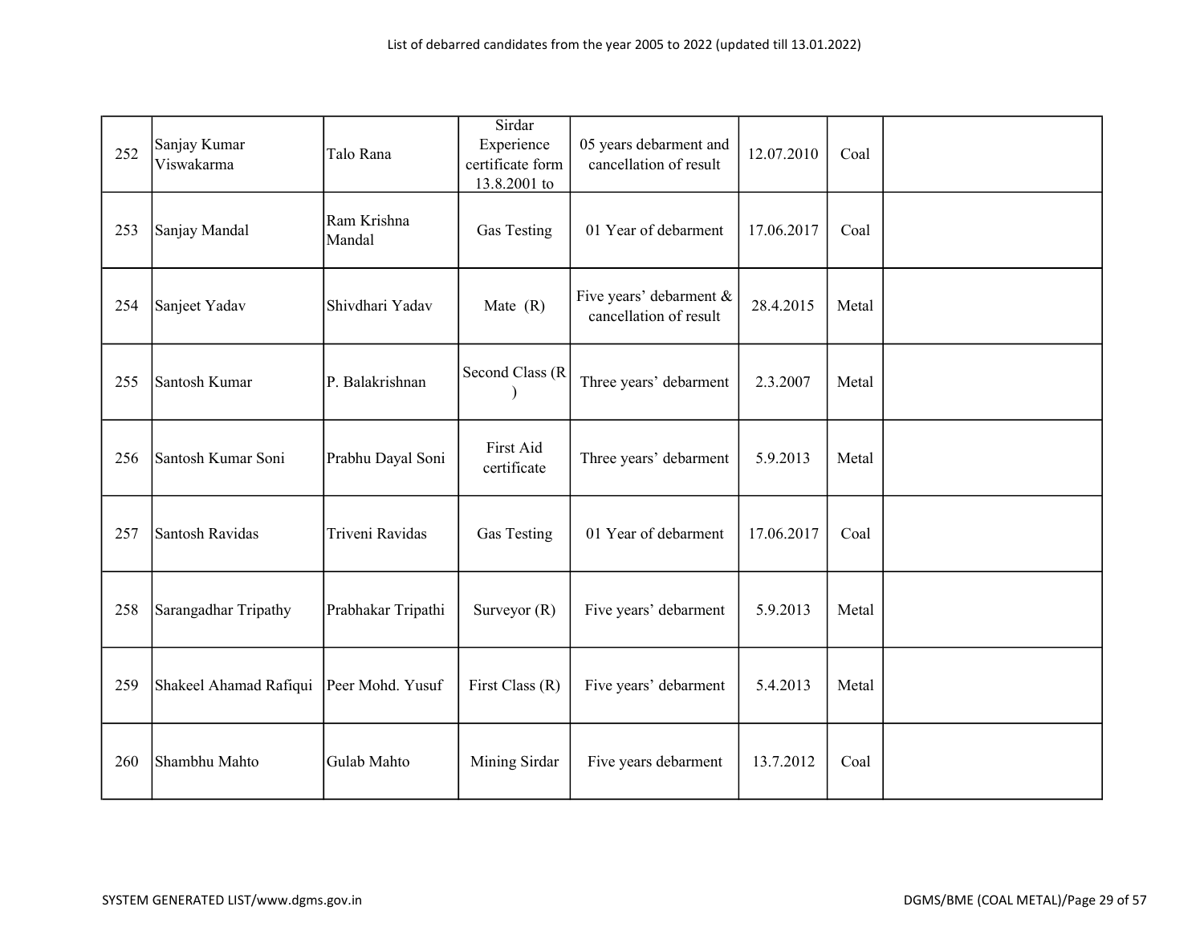| 252 | Sanjay Kumar Viswakarma | Talo Rana | Sirdar Experience certificate form 13.8.2001 to | 05 years debarment and cancellation of result | 12.07.2010 | Coal | |
|---|---|---|---|---|---|---|---|
| 253 | Sanjay Mandal | Ram Krishna Mandal | Gas Testing | 01 Year of debarment | 17.06.2017 | Coal | |
| 254 | Sanjeet Yadav | Shivdhari Yadav | Mate (R) | Five years' debarment & cancellation of result | 28.4.2015 | Metal | |
| 255 | Santosh Kumar | P. Balakrishnan | Second Class (R ) | Three years' debarment | 2.3.2007 | Metal | |
| 256 | Santosh Kumar Soni | Prabhu Dayal Soni | First Aid certificate | Three years' debarment | 5.9.2013 | Metal | |
| 257 | Santosh Ravidas | Triveni Ravidas | Gas Testing | 01 Year of debarment | 17.06.2017 | Coal | |
| 258 | Sarangadhar Tripathy | Prabhakar Tripathi | Surveyor (R) | Five years' debarment | 5.9.2013 | Metal | |
| 259 | Shakeel Ahamad Rafiqui | Peer Mohd. Yusuf | First Class (R) | Five years' debarment | 5.4.2013 | Metal | |
| 260 | Shambhu Mahto | Gulab Mahto | Mining Sirdar | Five years debarment | 13.7.2012 | Coal | |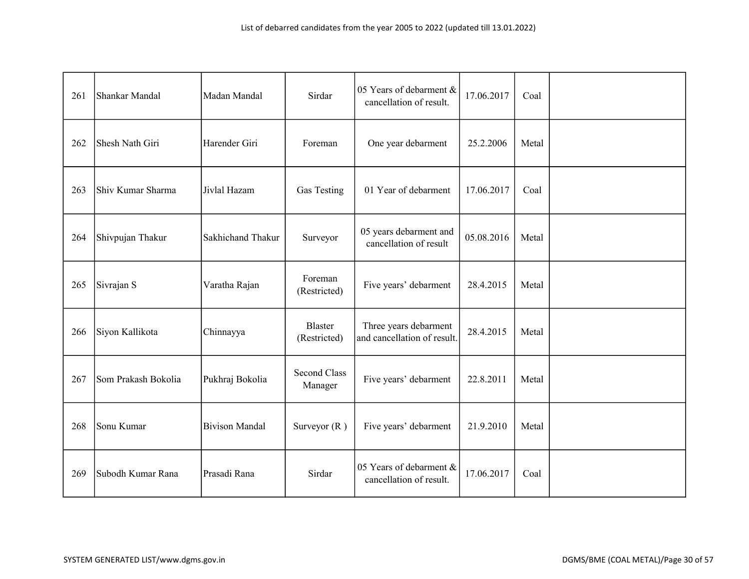| 261 | Shankar Mandal | Madan Mandal | Sirdar | 05 Years of debarment & cancellation of result. | 17.06.2017 | Coal | |
|---|---|---|---|---|---|---|---|
| 262 | Shesh Nath Giri | Harender Giri | Foreman | One year debarment | 25.2.2006 | Metal | |
| 263 | Shiv Kumar Sharma | Jivlal Hazam | Gas Testing | 01 Year of debarment | 17.06.2017 | Coal | |
| 264 | Shivpujan Thakur | Sakhichand Thakur | Surveyor | 05 years debarment and cancellation of result | 05.08.2016 | Metal | |
| 265 | Sivrajan S | Varatha Rajan | Foreman (Restricted) | Five years' debarment | 28.4.2015 | Metal | |
| 266 | Siyon Kallikota | Chinnayya | Blaster (Restricted) | Three years debarment and cancellation of result. | 28.4.2015 | Metal | |
| 267 | Som Prakash Bokolia | Pukhraj Bokolia | Second Class Manager | Five years' debarment | 22.8.2011 | Metal | |
| 268 | Sonu Kumar | Bivison Mandal | Surveyor (R ) | Five years' debarment | 21.9.2010 | Metal | |
| 269 | Subodh Kumar Rana | Prasadi Rana | Sirdar | 05 Years of debarment & cancellation of result. | 17.06.2017 | Coal | |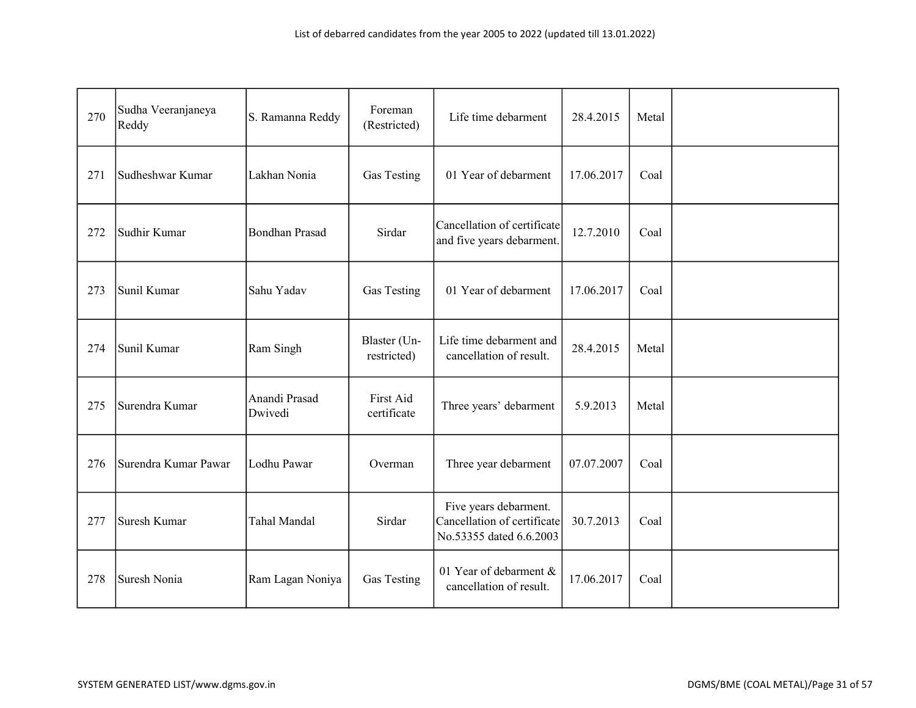| 270 | Sudha Veeranjaneya Reddy | S. Ramanna Reddy | Foreman (Restricted) | Life time debarment | 28.4.2015 | Metal | |
|---|---|---|---|---|---|---|---|
| 271 | Sudheshwar Kumar | Lakhan Nonia | Gas Testing | 01 Year of debarment | 17.06.2017 | Coal | |
| 272 | Sudhir Kumar | Bondhan Prasad | Sirdar | Cancellation of certificate and five years debarment. | 12.7.2010 | Coal | |
| 273 | Sunil Kumar | Sahu Yadav | Gas Testing | 01 Year of debarment | 17.06.2017 | Coal | |
| 274 | Sunil Kumar | Ram Singh | Blaster (Un-restricted) | Life time debarment and cancellation of result. | 28.4.2015 | Metal | |
| 275 | Surendra Kumar | Anandi Prasad Dwivedi | First Aid certificate | Three years' debarment | 5.9.2013 | Metal | |
| 276 | Surendra Kumar Pawar | Lodhu Pawar | Overman | Three year debarment | 07.07.2007 | Coal | |
| 277 | Suresh Kumar | Tahal Mandal | Sirdar | Five years debarment. Cancellation of certificate No.53355 dated 6.6.2003 | 30.7.2013 | Coal | |
| 278 | Suresh Nonia | Ram Lagan Noniya | Gas Testing | 01 Year of debarment & cancellation of result. | 17.06.2017 | Coal | |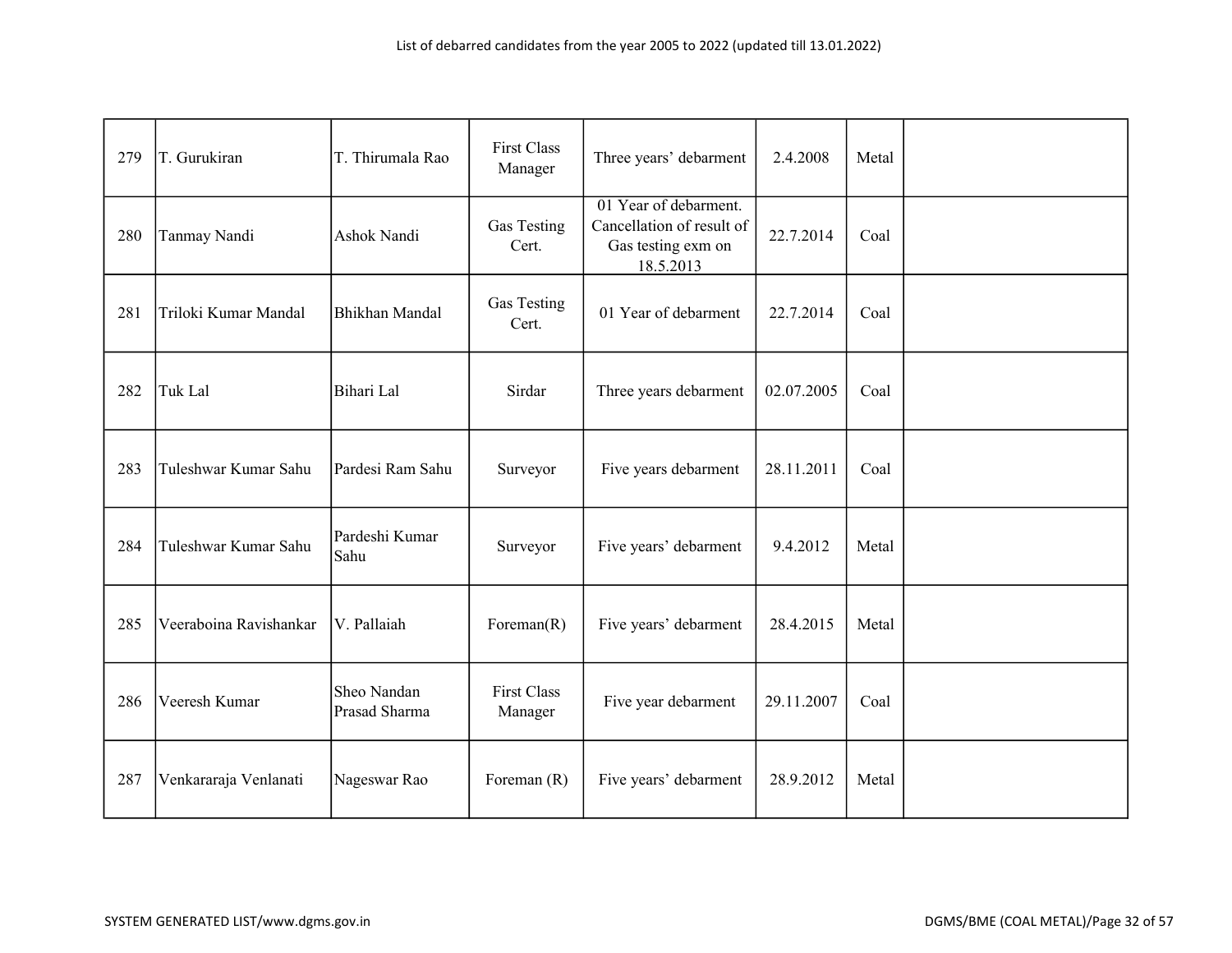List of debarred candidates from the year 2005 to 2022 (updated till 13.01.2022)

| | | | | | | | |
|---|---|---|---|---|---|---|---|
| 279 | T. Gurukiran | T. Thirumala Rao | First Class Manager | Three years' debarment | 2.4.2008 | Metal | |
| 280 | Tanmay Nandi | Ashok Nandi | Gas Testing Cert. | 01 Year of debarment. Cancellation of result of Gas testing exm on 18.5.2013 | 22.7.2014 | Coal | |
| 281 | Triloki Kumar Mandal | Bhikhan Mandal | Gas Testing Cert. | 01 Year of debarment | 22.7.2014 | Coal | |
| 282 | Tuk Lal | Bihari Lal | Sirdar | Three years debarment | 02.07.2005 | Coal | |
| 283 | Tuleshwar Kumar Sahu | Pardesi Ram Sahu | Surveyor | Five years debarment | 28.11.2011 | Coal | |
| 284 | Tuleshwar Kumar Sahu | Pardeshi Kumar Sahu | Surveyor | Five years' debarment | 9.4.2012 | Metal | |
| 285 | Veeraboina Ravishankar | V. Pallaiah | Foreman(R) | Five years' debarment | 28.4.2015 | Metal | |
| 286 | Veeresh Kumar | Sheo Nandan Prasad Sharma | First Class Manager | Five year debarment | 29.11.2007 | Coal | |
| 287 | Venkararaja Venlanati | Nageswar Rao | Foreman (R) | Five years' debarment | 28.9.2012 | Metal | |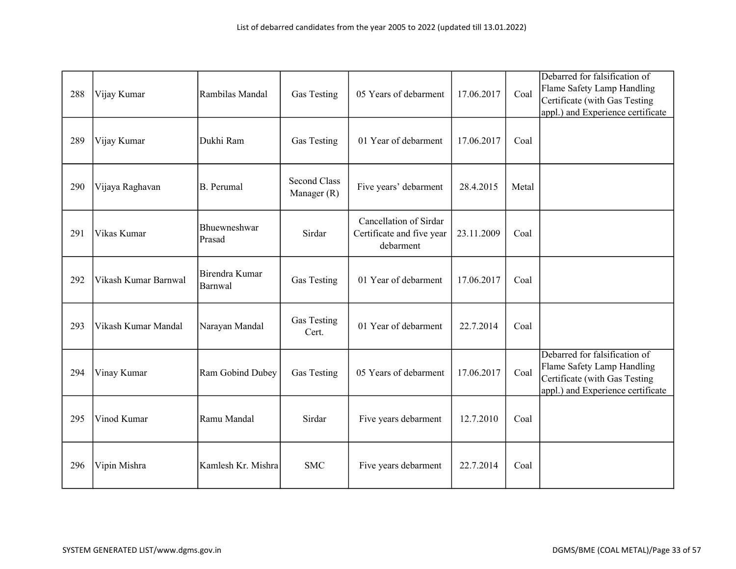List of debarred candidates from the year 2005 to 2022 (updated till 13.01.2022)

| | | | | | | | |
|---|---|---|---|---|---|---|---|
| 288 | Vijay Kumar | Rambilas Mandal | Gas Testing | 05 Years of debarment | 17.06.2017 | Coal | Debarred for falsification of Flame Safety Lamp Handling Certificate (with Gas Testing appl.) and Experience certificate |
| 289 | Vijay Kumar | Dukhi Ram | Gas Testing | 01 Year of debarment | 17.06.2017 | Coal | |
| 290 | Vijaya Raghavan | B. Perumal | Second Class Manager (R) | Five years' debarment | 28.4.2015 | Metal | |
| 291 | Vikas Kumar | Bhuewneshwar Prasad | Sirdar | Cancellation of Sirdar Certificate and five year debarment | 23.11.2009 | Coal | |
| 292 | Vikash Kumar Barnwal | Birendra Kumar Barnwal | Gas Testing | 01 Year of debarment | 17.06.2017 | Coal | |
| 293 | Vikash Kumar Mandal | Narayan Mandal | Gas Testing Cert. | 01 Year of debarment | 22.7.2014 | Coal | |
| 294 | Vinay Kumar | Ram Gobind Dubey | Gas Testing | 05 Years of debarment | 17.06.2017 | Coal | Debarred for falsification of Flame Safety Lamp Handling Certificate (with Gas Testing appl.) and Experience certificate |
| 295 | Vinod Kumar | Ramu Mandal | Sirdar | Five years debarment | 12.7.2010 | Coal | |
| 296 | Vipin Mishra | Kamlesh Kr. Mishra | SMC | Five years debarment | 22.7.2014 | Coal | |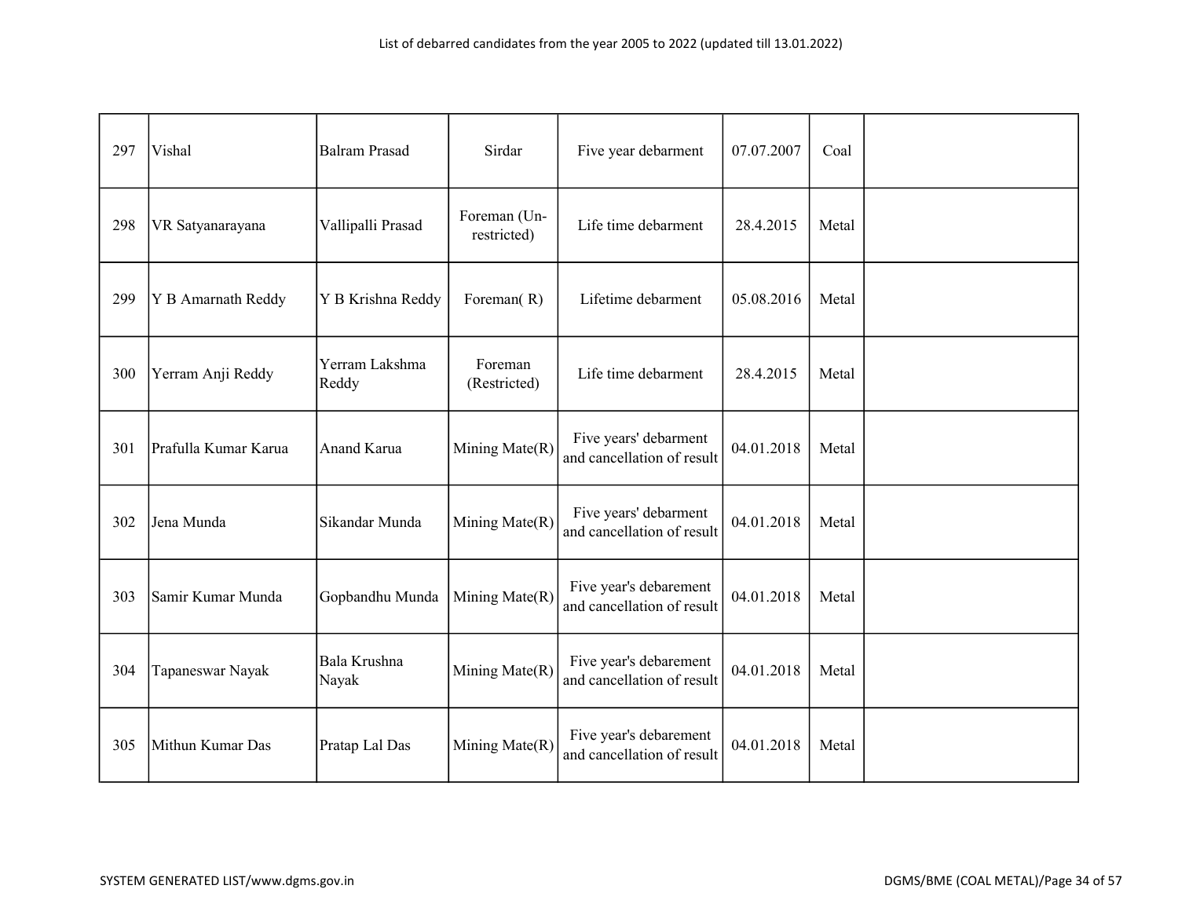| 297 | Vishal | Balram Prasad | Sirdar | Five year debarment | 07.07.2007 | Coal | |
|---|---|---|---|---|---|---|---|
| 298 | VR Satyanarayana | Vallipalli Prasad | Foreman (Un-restricted) | Life time debarment | 28.4.2015 | Metal | |
| 299 | Y B Amarnath Reddy | Y B Krishna Reddy | Foreman( R) | Lifetime debarment | 05.08.2016 | Metal | |
| 300 | Yerram Anji Reddy | Yerram Lakshma Reddy | Foreman (Restricted) | Life time debarment | 28.4.2015 | Metal | |
| 301 | Prafulla Kumar Karua | Anand Karua | Mining Mate(R) | Five years' debarment and cancellation of result | 04.01.2018 | Metal | |
| 302 | Jena Munda | Sikandar Munda | Mining Mate(R) | Five years' debarment and cancellation of result | 04.01.2018 | Metal | |
| 303 | Samir Kumar Munda | Gopbandhu Munda | Mining Mate(R) | Five year's debarement and cancellation of result | 04.01.2018 | Metal | |
| 304 | Tapaneswar Nayak | Bala Krushna Nayak | Mining Mate(R) | Five year's debarement and cancellation of result | 04.01.2018 | Metal | |
| 305 | Mithun Kumar Das | Pratap Lal Das | Mining Mate(R) | Five year's debarement and cancellation of result | 04.01.2018 | Metal | |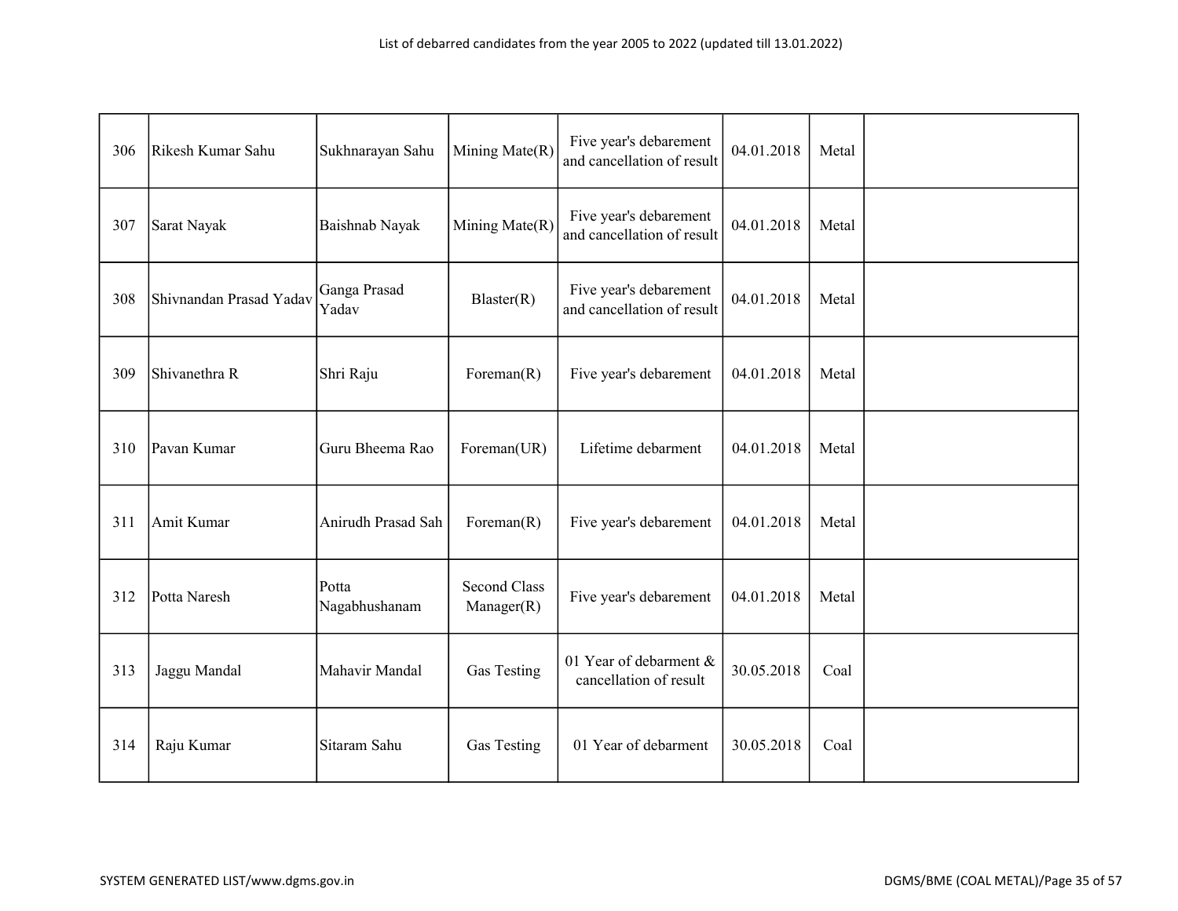| | | | | | | | |
|---|---|---|---|---|---|---|---|
| 306 | Rikesh Kumar Sahu | Sukhnarayan Sahu | Mining Mate(R) | Five year's debarement and cancellation of result | 04.01.2018 | Metal | |
| 307 | Sarat Nayak | Baishnab Nayak | Mining Mate(R) | Five year's debarement and cancellation of result | 04.01.2018 | Metal | |
| 308 | Shivnandan Prasad Yadav | Ganga Prasad Yadav | Blaster(R) | Five year's debarement and cancellation of result | 04.01.2018 | Metal | |
| 309 | Shivanethra R | Shri Raju | Foreman(R) | Five year's debarement | 04.01.2018 | Metal | |
| 310 | Pavan Kumar | Guru Bheema Rao | Foreman(UR) | Lifetime debarment | 04.01.2018 | Metal | |
| 311 | Amit Kumar | Anirudh Prasad Sah | Foreman(R) | Five year's debarement | 04.01.2018 | Metal | |
| 312 | Potta Naresh | Potta Nagabhushanam | Second Class Manager(R) | Five year's debarement | 04.01.2018 | Metal | |
| 313 | Jaggu Mandal | Mahavir Mandal | Gas Testing | 01 Year of debarment & cancellation of result | 30.05.2018 | Coal | |
| 314 | Raju Kumar | Sitaram Sahu | Gas Testing | 01 Year of debarment | 30.05.2018 | Coal | |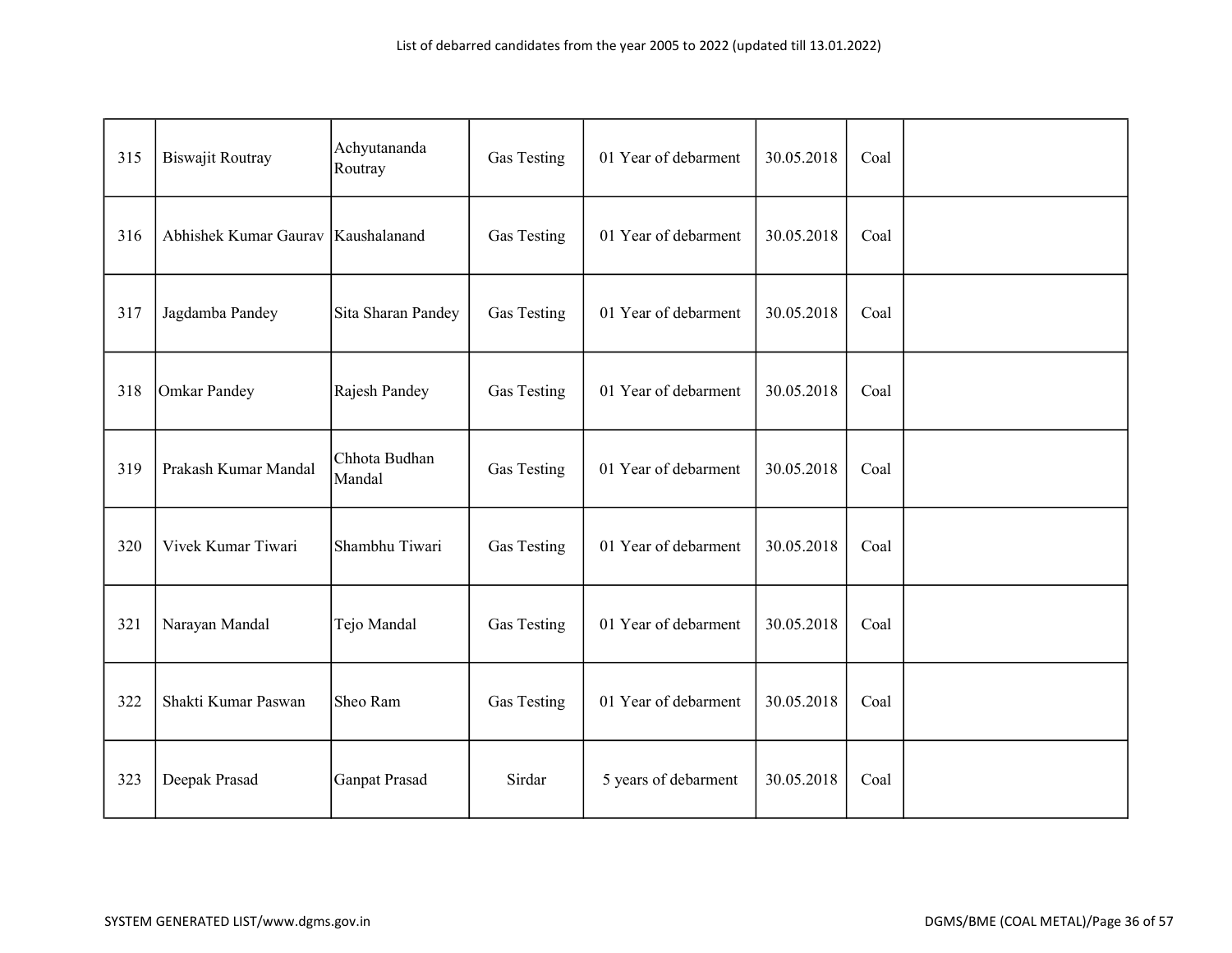| 315 | Biswajit Routray | Achyutananda Routray | Gas Testing | 01 Year of debarment | 30.05.2018 | Coal | |
|---|---|---|---|---|---|---|---|
| 316 | Abhishek Kumar Gaurav | Kaushalanand | Gas Testing | 01 Year of debarment | 30.05.2018 | Coal | |
| 317 | Jagdamba Pandey | Sita Sharan Pandey | Gas Testing | 01 Year of debarment | 30.05.2018 | Coal | |
| 318 | Omkar Pandey | Rajesh Pandey | Gas Testing | 01 Year of debarment | 30.05.2018 | Coal | |
| 319 | Prakash Kumar Mandal | Chhota Budhan Mandal | Gas Testing | 01 Year of debarment | 30.05.2018 | Coal | |
| 320 | Vivek Kumar Tiwari | Shambhu Tiwari | Gas Testing | 01 Year of debarment | 30.05.2018 | Coal | |
| 321 | Narayan Mandal | Tejo Mandal | Gas Testing | 01 Year of debarment | 30.05.2018 | Coal | |
| 322 | Shakti Kumar Paswan | Sheo Ram | Gas Testing | 01 Year of debarment | 30.05.2018 | Coal | |
| 323 | Deepak Prasad | Ganpat Prasad | Sirdar | 5 years of debarment | 30.05.2018 | Coal | |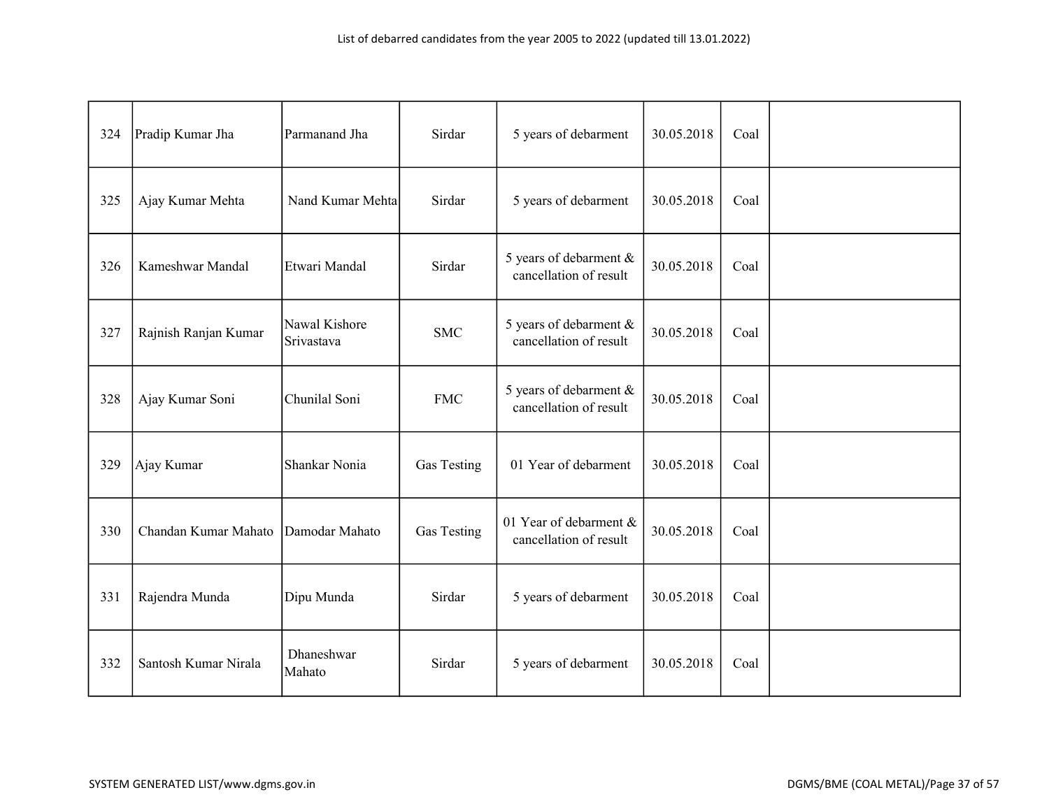| 324 | Pradip Kumar Jha | Parmanand Jha | Sirdar | 5 years of debarment | 30.05.2018 | Coal | |
|---|---|---|---|---|---|---|---|
| 325 | Ajay Kumar Mehta | Nand Kumar Mehta | Sirdar | 5 years of debarment | 30.05.2018 | Coal | |
| 326 | Kameshwar Mandal | Etwari Mandal | Sirdar | 5 years of debarment & cancellation of result | 30.05.2018 | Coal | |
| 327 | Rajnish Ranjan Kumar | Nawal Kishore Srivastava | SMC | 5 years of debarment & cancellation of result | 30.05.2018 | Coal | |
| 328 | Ajay Kumar Soni | Chunilal Soni | FMC | 5 years of debarment & cancellation of result | 30.05.2018 | Coal | |
| 329 | Ajay Kumar | Shankar Nonia | Gas Testing | 01 Year of debarment | 30.05.2018 | Coal | |
| 330 | Chandan Kumar Mahato | Damodar Mahato | Gas Testing | 01 Year of debarment & cancellation of result | 30.05.2018 | Coal | |
| 331 | Rajendra Munda | Dipu Munda | Sirdar | 5 years of debarment | 30.05.2018 | Coal | |
| 332 | Santosh Kumar Nirala | Dhaneshwar Mahato | Sirdar | 5 years of debarment | 30.05.2018 | Coal | |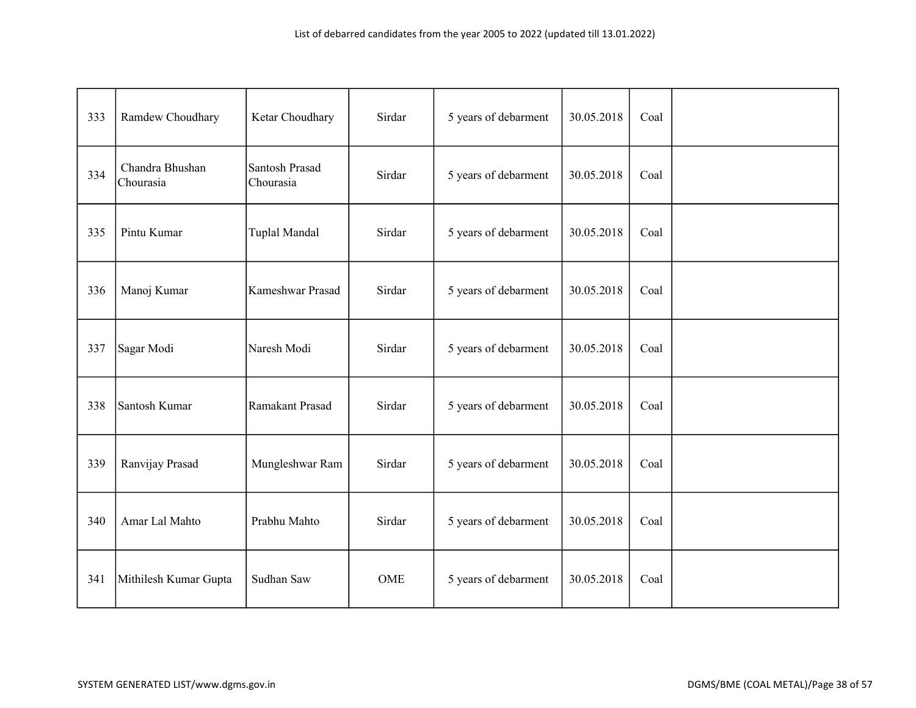| | | | | | | | |
|---|---|---|---|---|---|---|---|
| 333 | Ramdew Choudhary | Ketar Choudhary | Sirdar | 5 years of debarment | 30.05.2018 | Coal | |
| 334 | Chandra Bhushan Chourasia | Santosh Prasad Chourasia | Sirdar | 5 years of debarment | 30.05.2018 | Coal | |
| 335 | Pintu Kumar | Tuplal Mandal | Sirdar | 5 years of debarment | 30.05.2018 | Coal | |
| 336 | Manoj Kumar | Kameshwar Prasad | Sirdar | 5 years of debarment | 30.05.2018 | Coal | |
| 337 | Sagar Modi | Naresh Modi | Sirdar | 5 years of debarment | 30.05.2018 | Coal | |
| 338 | Santosh Kumar | Ramakant Prasad | Sirdar | 5 years of debarment | 30.05.2018 | Coal | |
| 339 | Ranvijay Prasad | Mungleshwar Ram | Sirdar | 5 years of debarment | 30.05.2018 | Coal | |
| 340 | Amar Lal Mahto | Prabhu Mahto | Sirdar | 5 years of debarment | 30.05.2018 | Coal | |
| 341 | Mithilesh Kumar Gupta | Sudhan Saw | OME | 5 years of debarment | 30.05.2018 | Coal | |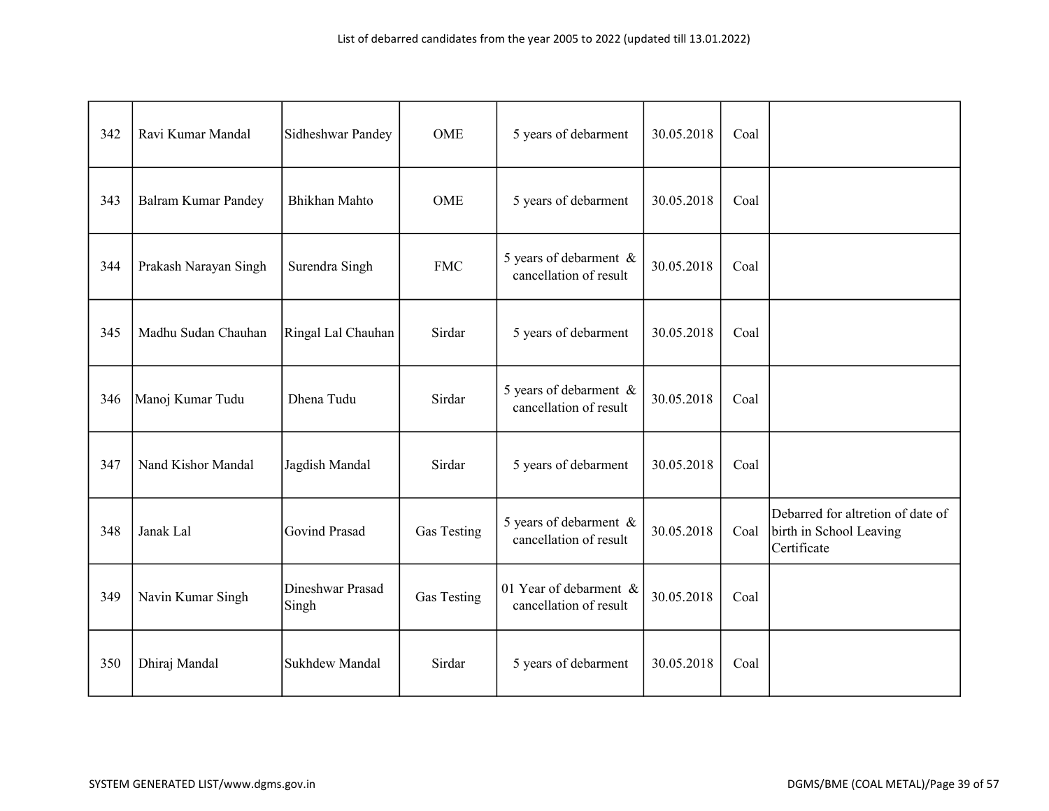| | | | | | | | |
|---|---|---|---|---|---|---|---|
| 342 | Ravi Kumar Mandal | Sidheshwar Pandey | OME | 5 years of debarment | 30.05.2018 | Coal | |
| 343 | Balram Kumar Pandey | Bhikhan Mahto | OME | 5 years of debarment | 30.05.2018 | Coal | |
| 344 | Prakash Narayan Singh | Surendra Singh | FMC | 5 years of debarment & cancellation of result | 30.05.2018 | Coal | |
| 345 | Madhu Sudan Chauhan | Ringal Lal Chauhan | Sirdar | 5 years of debarment | 30.05.2018 | Coal | |
| 346 | Manoj Kumar Tudu | Dhena Tudu | Sirdar | 5 years of debarment & cancellation of result | 30.05.2018 | Coal | |
| 347 | Nand Kishor Mandal | Jagdish Mandal | Sirdar | 5 years of debarment | 30.05.2018 | Coal | |
| 348 | Janak Lal | Govind Prasad | Gas Testing | 5 years of debarment & cancellation of result | 30.05.2018 | Coal | Debarred for altretion of date of birth in School Leaving Certificate |
| 349 | Navin Kumar Singh | Dineshwar Prasad Singh | Gas Testing | 01 Year of debarment & cancellation of result | 30.05.2018 | Coal | |
| 350 | Dhiraj Mandal | Sukhdew Mandal | Sirdar | 5 years of debarment | 30.05.2018 | Coal | |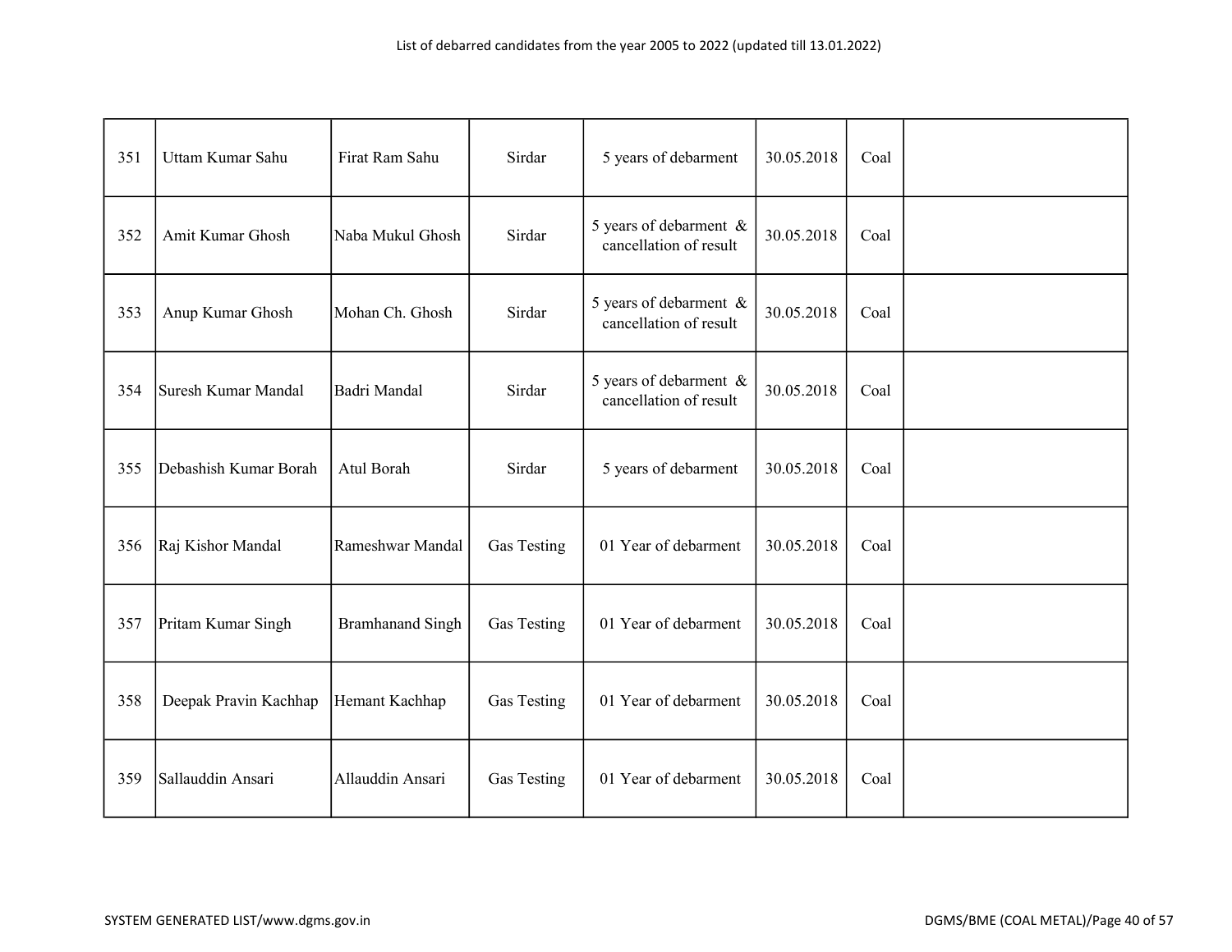| 351 | Uttam Kumar Sahu | Firat Ram Sahu | Sirdar | 5 years of debarment | 30.05.2018 | Coal | |
|---|---|---|---|---|---|---|---|
| 352 | Amit Kumar Ghosh | Naba Mukul Ghosh | Sirdar | 5 years of debarment & cancellation of result | 30.05.2018 | Coal | |
| 353 | Anup Kumar Ghosh | Mohan Ch. Ghosh | Sirdar | 5 years of debarment & cancellation of result | 30.05.2018 | Coal | |
| 354 | Suresh Kumar Mandal | Badri Mandal | Sirdar | 5 years of debarment & cancellation of result | 30.05.2018 | Coal | |
| 355 | Debashish Kumar Borah | Atul Borah | Sirdar | 5 years of debarment | 30.05.2018 | Coal | |
| 356 | Raj Kishor Mandal | Rameshwar Mandal | Gas Testing | 01 Year of debarment | 30.05.2018 | Coal | |
| 357 | Pritam Kumar Singh | Bramhanand Singh | Gas Testing | 01 Year of debarment | 30.05.2018 | Coal | |
| 358 | Deepak Pravin Kachhap | Hemant Kachhap | Gas Testing | 01 Year of debarment | 30.05.2018 | Coal | |
| 359 | Sallauddin Ansari | Allauddin Ansari | Gas Testing | 01 Year of debarment | 30.05.2018 | Coal | |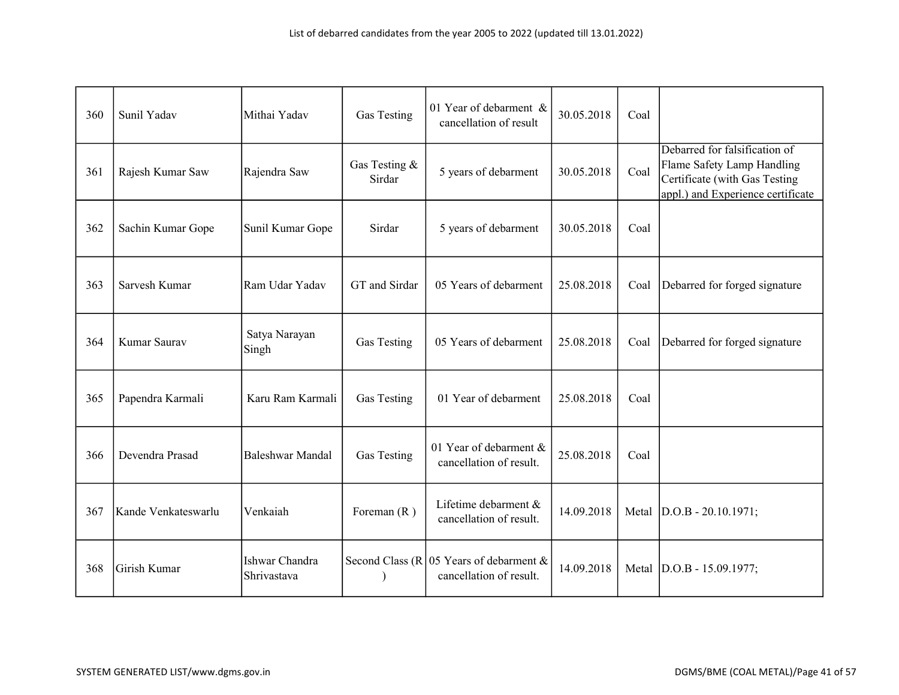List of debarred candidates from the year 2005 to 2022 (updated till 13.01.2022)

| | | | | | | | |
|---|---|---|---|---|---|---|---|
| 360 | Sunil Yadav | Mithai Yadav | Gas Testing | 01 Year of debarment & cancellation of result | 30.05.2018 | Coal | |
| 361 | Rajesh Kumar Saw | Rajendra Saw | Gas Testing & Sirdar | 5 years of debarment | 30.05.2018 | Coal | Debarred for falsification of Flame Safety Lamp Handling Certificate (with Gas Testing appl.) and Experience certificate |
| 362 | Sachin Kumar Gope | Sunil Kumar Gope | Sirdar | 5 years of debarment | 30.05.2018 | Coal | |
| 363 | Sarvesh Kumar | Ram Udar Yadav | GT and Sirdar | 05 Years of debarment | 25.08.2018 | Coal | Debarred for forged signature |
| 364 | Kumar Saurav | Satya Narayan Singh | Gas Testing | 05 Years of debarment | 25.08.2018 | Coal | Debarred for forged signature |
| 365 | Papendra Karmali | Karu Ram Karmali | Gas Testing | 01 Year of debarment | 25.08.2018 | Coal | |
| 366 | Devendra Prasad | Baleshwar Mandal | Gas Testing | 01 Year of debarment & cancellation of result. | 25.08.2018 | Coal | |
| 367 | Kande Venkateswarlu | Venkaiah | Foreman (R ) | Lifetime debarment & cancellation of result. | 14.09.2018 | Metal | D.O.B - 20.10.1971; |
| 368 | Girish Kumar | Ishwar Chandra Shrivastava | Second Class (R ) | 05 Years of debarment & cancellation of result. | 14.09.2018 | Metal | D.O.B - 15.09.1977; |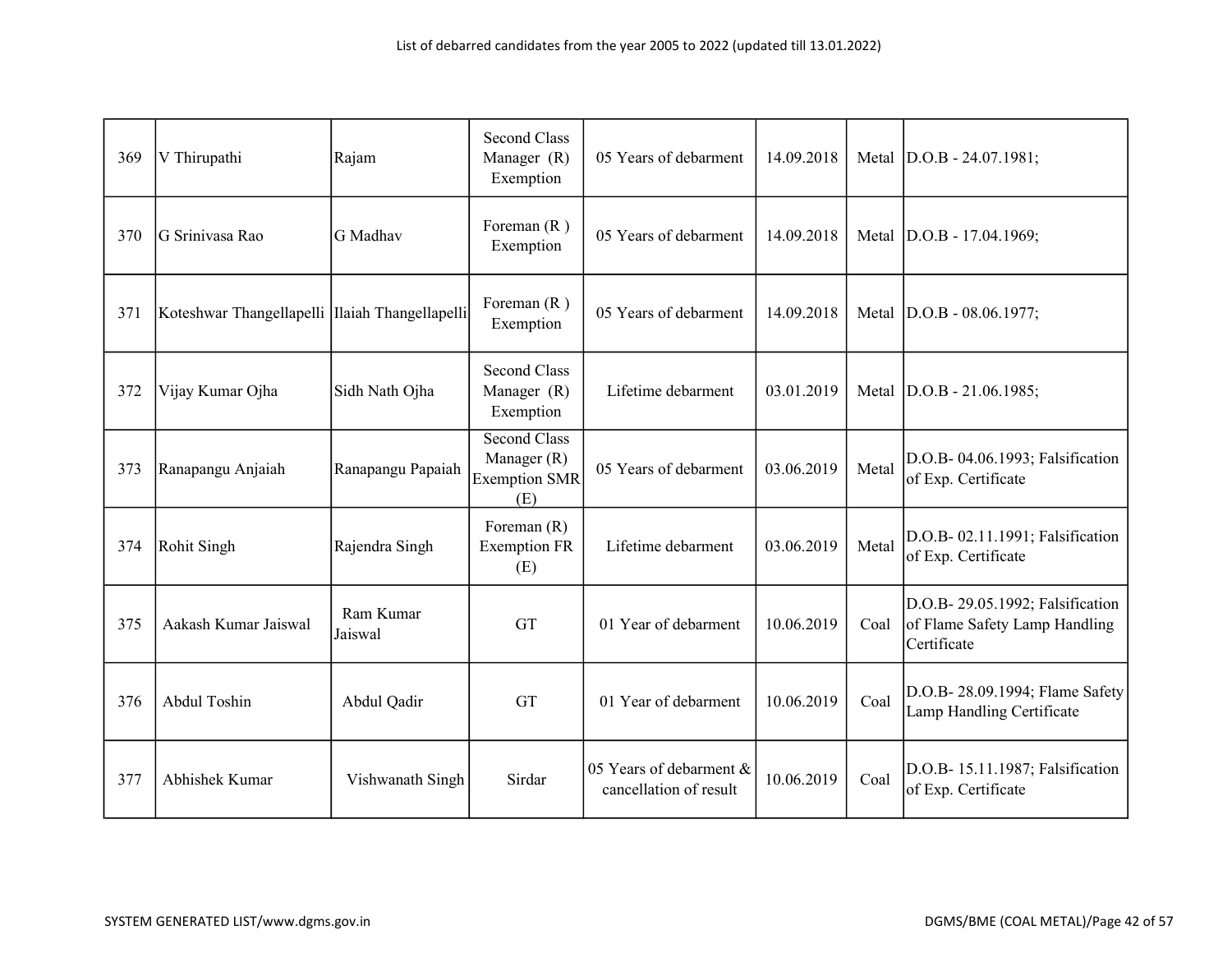| | | | | | | | |
|---|---|---|---|---|---|---|---|
| 369 | V Thirupathi | Rajam | Second Class Manager (R) Exemption | 05 Years of debarment | 14.09.2018 | Metal | D.O.B - 24.07.1981; |
| 370 | G Srinivasa Rao | G Madhav | Foreman (R ) Exemption | 05 Years of debarment | 14.09.2018 | Metal | D.O.B - 17.04.1969; |
| 371 | Koteshwar Thangellapelli | Ilaiah Thangellapelli | Foreman (R ) Exemption | 05 Years of debarment | 14.09.2018 | Metal | D.O.B - 08.06.1977; |
| 372 | Vijay Kumar Ojha | Sidh Nath Ojha | Second Class Manager (R) Exemption | Lifetime debarment | 03.01.2019 | Metal | D.O.B - 21.06.1985; |
| 373 | Ranapangu Anjaiah | Ranapangu Papaiah | Second Class Manager (R) Exemption SMR (E) | 05 Years of debarment | 03.06.2019 | Metal | D.O.B- 04.06.1993; Falsification of Exp. Certificate |
| 374 | Rohit Singh | Rajendra Singh | Foreman (R) Exemption FR (E) | Lifetime debarment | 03.06.2019 | Metal | D.O.B- 02.11.1991; Falsification of Exp. Certificate |
| 375 | Aakash Kumar Jaiswal | Ram Kumar Jaiswal | GT | 01 Year of debarment | 10.06.2019 | Coal | D.O.B- 29.05.1992; Falsification of Flame Safety Lamp Handling Certificate |
| 376 | Abdul Toshin | Abdul Qadir | GT | 01 Year of debarment | 10.06.2019 | Coal | D.O.B- 28.09.1994; Flame Safety Lamp Handling Certificate |
| 377 | Abhishek Kumar | Vishwanath Singh | Sirdar | 05 Years of debarment & cancellation of result | 10.06.2019 | Coal | D.O.B- 15.11.1987; Falsification of Exp. Certificate |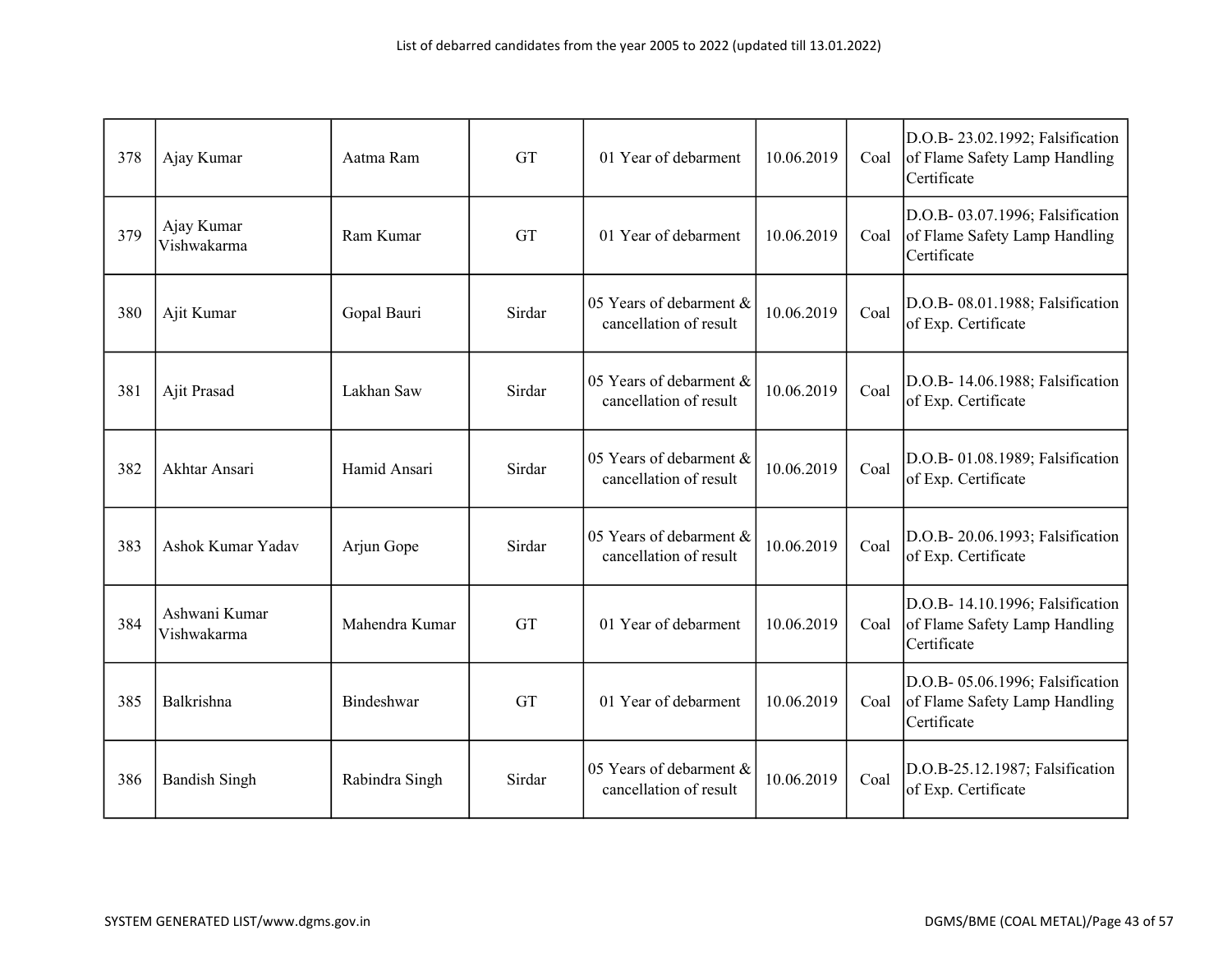| 378 | Ajay Kumar | Aatma Ram | GT | 01 Year of debarment | 10.06.2019 | Coal | D.O.B- 23.02.1992; Falsification of Flame Safety Lamp Handling Certificate |
|---|---|---|---|---|---|---|---|
| 379 | Ajay Kumar Vishwakarma | Ram Kumar | GT | 01 Year of debarment | 10.06.2019 | Coal | D.O.B- 03.07.1996; Falsification of Flame Safety Lamp Handling Certificate |
| 380 | Ajit Kumar | Gopal Bauri | Sirdar | 05 Years of debarment & cancellation of result | 10.06.2019 | Coal | D.O.B- 08.01.1988; Falsification of Exp. Certificate |
| 381 | Ajit Prasad | Lakhan Saw | Sirdar | 05 Years of debarment & cancellation of result | 10.06.2019 | Coal | D.O.B- 14.06.1988; Falsification of Exp. Certificate |
| 382 | Akhtar Ansari | Hamid Ansari | Sirdar | 05 Years of debarment & cancellation of result | 10.06.2019 | Coal | D.O.B- 01.08.1989; Falsification of Exp. Certificate |
| 383 | Ashok Kumar Yadav | Arjun Gope | Sirdar | 05 Years of debarment & cancellation of result | 10.06.2019 | Coal | D.O.B- 20.06.1993; Falsification of Exp. Certificate |
| 384 | Ashwani Kumar Vishwakarma | Mahendra Kumar | GT | 01 Year of debarment | 10.06.2019 | Coal | D.O.B- 14.10.1996; Falsification of Flame Safety Lamp Handling Certificate |
| 385 | Balkrishna | Bindeshwar | GT | 01 Year of debarment | 10.06.2019 | Coal | D.O.B- 05.06.1996; Falsification of Flame Safety Lamp Handling Certificate |
| 386 | Bandish Singh | Rabindra Singh | Sirdar | 05 Years of debarment & cancellation of result | 10.06.2019 | Coal | D.O.B-25.12.1987; Falsification of Exp. Certificate |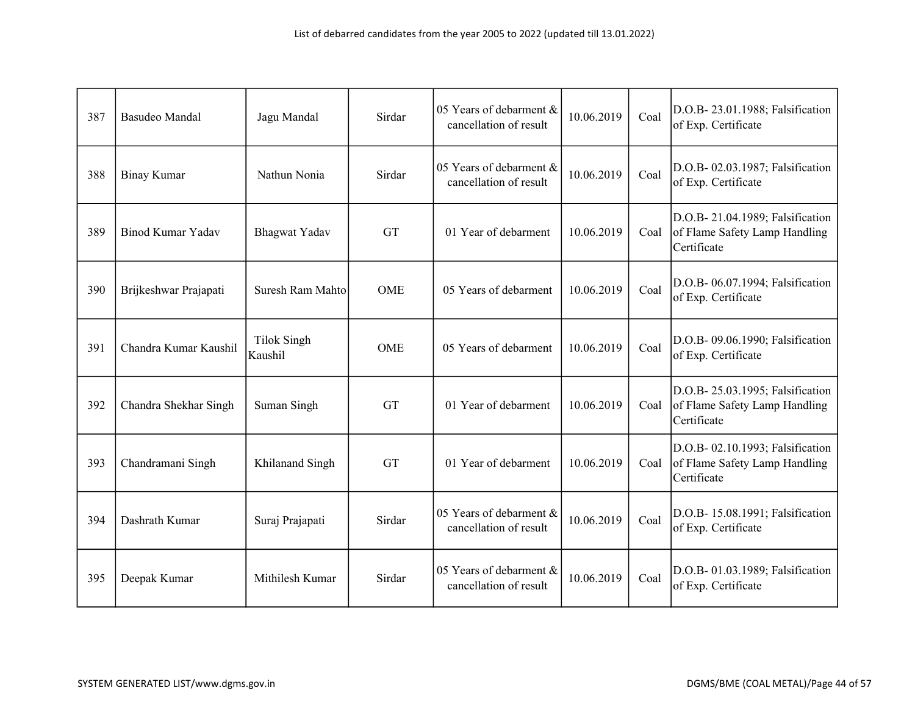| 387 | Basudeo Mandal | Jagu Mandal | Sirdar | 05 Years of debarment & cancellation of result | 10.06.2019 | Coal | D.O.B- 23.01.1988; Falsification of Exp. Certificate |
|---|---|---|---|---|---|---|---|
| 388 | Binay Kumar | Nathun Nonia | Sirdar | 05 Years of debarment & cancellation of result | 10.06.2019 | Coal | D.O.B- 02.03.1987; Falsification of Exp. Certificate |
| 389 | Binod Kumar Yadav | Bhagwat Yadav | GT | 01 Year of debarment | 10.06.2019 | Coal | D.O.B- 21.04.1989; Falsification of Flame Safety Lamp Handling Certificate |
| 390 | Brijkeshwar Prajapati | Suresh Ram Mahto | OME | 05 Years of debarment | 10.06.2019 | Coal | D.O.B- 06.07.1994; Falsification of Exp. Certificate |
| 391 | Chandra Kumar Kaushil | Tilok Singh Kaushil | OME | 05 Years of debarment | 10.06.2019 | Coal | D.O.B- 09.06.1990; Falsification of Exp. Certificate |
| 392 | Chandra Shekhar Singh | Suman Singh | GT | 01 Year of debarment | 10.06.2019 | Coal | D.O.B- 25.03.1995; Falsification of Flame Safety Lamp Handling Certificate |
| 393 | Chandramani Singh | Khilanand Singh | GT | 01 Year of debarment | 10.06.2019 | Coal | D.O.B- 02.10.1993; Falsification of Flame Safety Lamp Handling Certificate |
| 394 | Dashrath Kumar | Suraj Prajapati | Sirdar | 05 Years of debarment & cancellation of result | 10.06.2019 | Coal | D.O.B- 15.08.1991; Falsification of Exp. Certificate |
| 395 | Deepak Kumar | Mithilesh Kumar | Sirdar | 05 Years of debarment & cancellation of result | 10.06.2019 | Coal | D.O.B- 01.03.1989; Falsification of Exp. Certificate |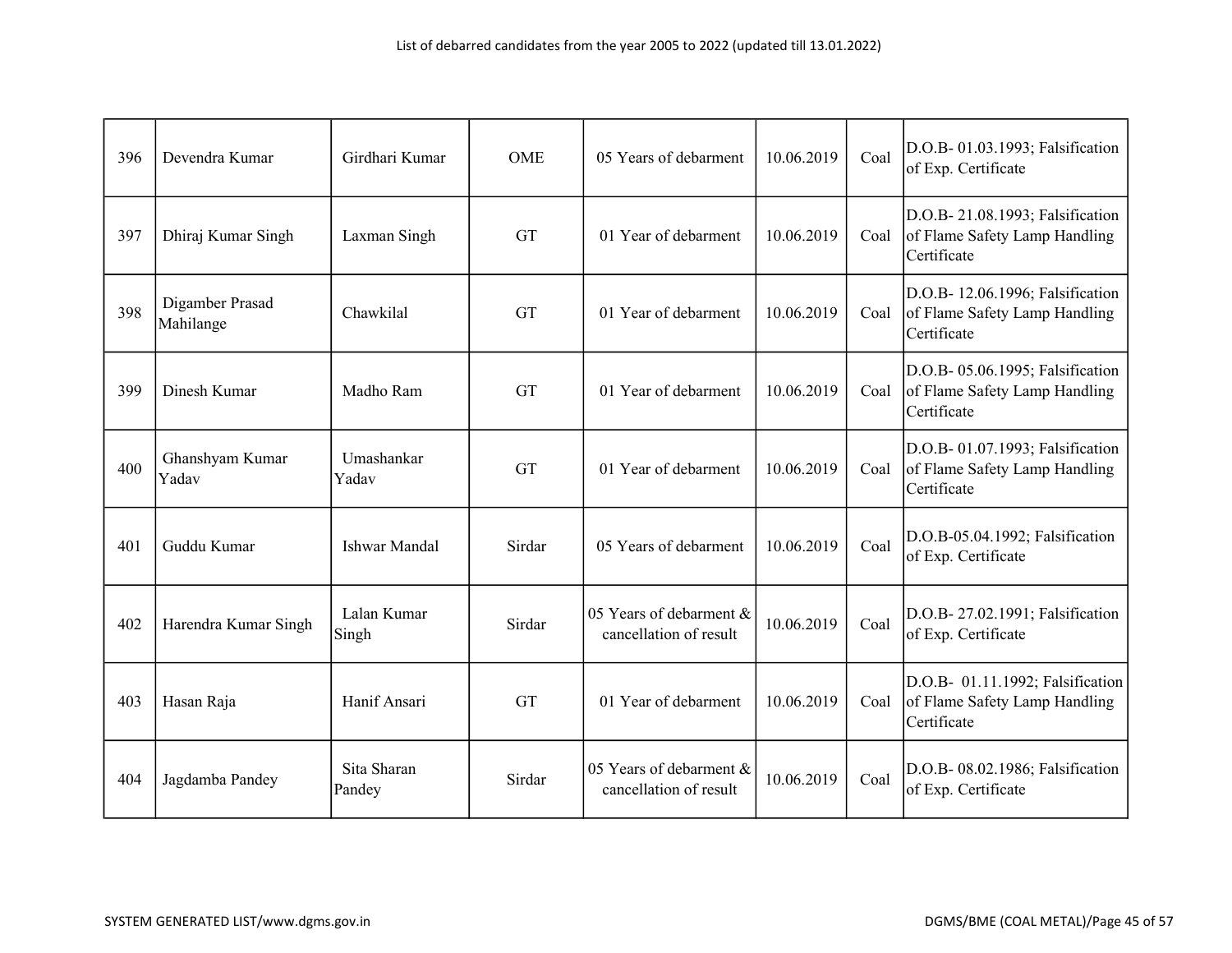List of debarred candidates from the year 2005 to 2022 (updated till 13.01.2022)

| | | | | | | | |
|---|---|---|---|---|---|---|---|
| 396 | Devendra Kumar | Girdhari Kumar | OME | 05 Years of debarment | 10.06.2019 | Coal | D.O.B- 01.03.1993; Falsification of Exp. Certificate |
| 397 | Dhiraj Kumar Singh | Laxman Singh | GT | 01 Year of debarment | 10.06.2019 | Coal | D.O.B- 21.08.1993; Falsification of Flame Safety Lamp Handling Certificate |
| 398 | Digamber Prasad Mahilange | Chawkilal | GT | 01 Year of debarment | 10.06.2019 | Coal | D.O.B- 12.06.1996; Falsification of Flame Safety Lamp Handling Certificate |
| 399 | Dinesh Kumar | Madho Ram | GT | 01 Year of debarment | 10.06.2019 | Coal | D.O.B- 05.06.1995; Falsification of Flame Safety Lamp Handling Certificate |
| 400 | Ghanshyam Kumar Yadav | Umashankar Yadav | GT | 01 Year of debarment | 10.06.2019 | Coal | D.O.B- 01.07.1993; Falsification of Flame Safety Lamp Handling Certificate |
| 401 | Guddu Kumar | Ishwar Mandal | Sirdar | 05 Years of debarment | 10.06.2019 | Coal | D.O.B-05.04.1992; Falsification of Exp. Certificate |
| 402 | Harendra Kumar Singh | Lalan Kumar Singh | Sirdar | 05 Years of debarment & cancellation of result | 10.06.2019 | Coal | D.O.B- 27.02.1991; Falsification of Exp. Certificate |
| 403 | Hasan Raja | Hanif Ansari | GT | 01 Year of debarment | 10.06.2019 | Coal | D.O.B- 01.11.1992; Falsification of Flame Safety Lamp Handling Certificate |
| 404 | Jagdamba Pandey | Sita Sharan Pandey | Sirdar | 05 Years of debarment & cancellation of result | 10.06.2019 | Coal | D.O.B- 08.02.1986; Falsification of Exp. Certificate |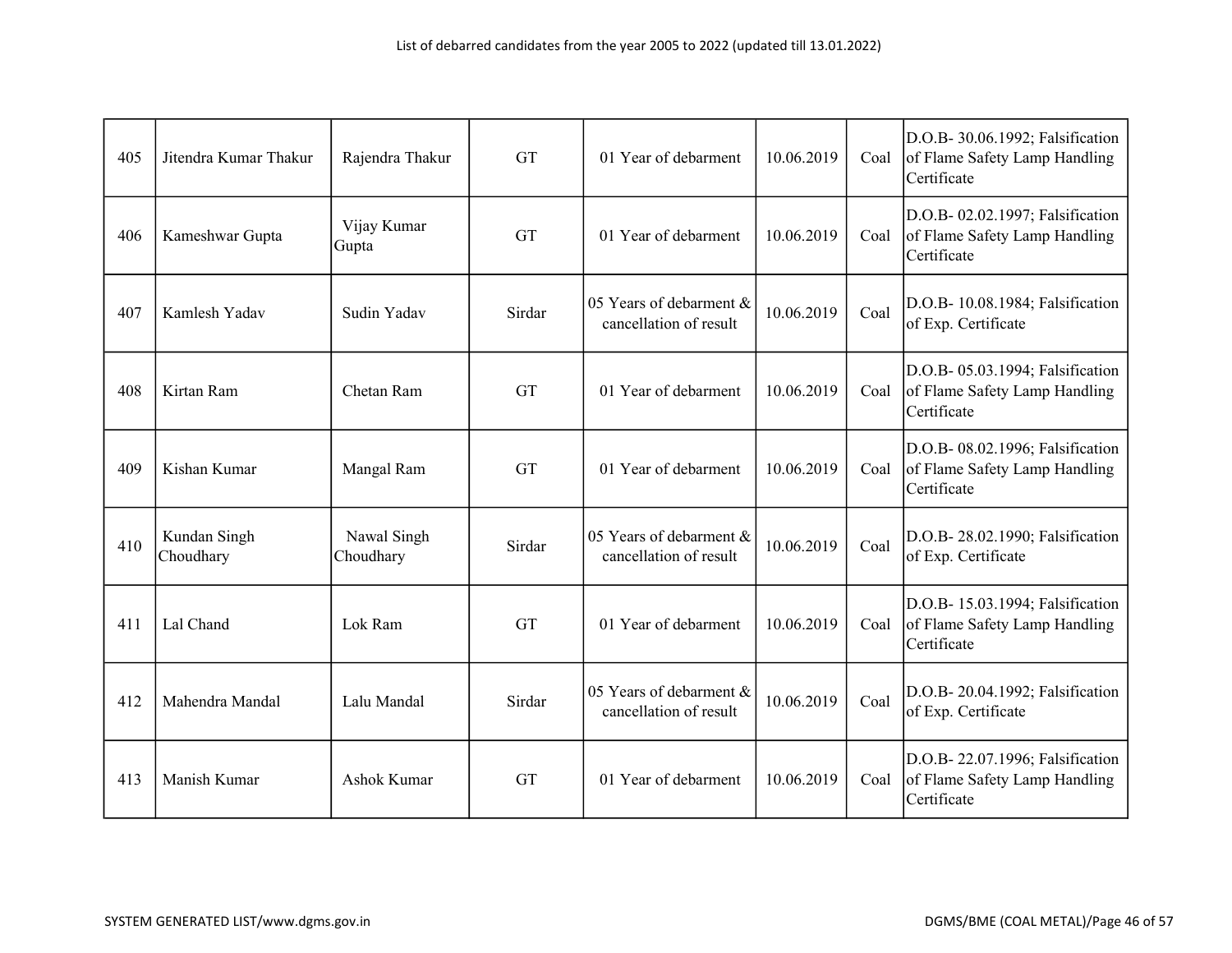| 405 | Jitendra Kumar Thakur | Rajendra Thakur | GT | 01 Year of debarment | 10.06.2019 | Coal | D.O.B- 30.06.1992; Falsification of Flame Safety Lamp Handling Certificate |
|---|---|---|---|---|---|---|---|
| 406 | Kameshwar Gupta | Vijay Kumar Gupta | GT | 01 Year of debarment | 10.06.2019 | Coal | D.O.B- 02.02.1997; Falsification of Flame Safety Lamp Handling Certificate |
| 407 | Kamlesh Yadav | Sudin Yadav | Sirdar | 05 Years of debarment & cancellation of result | 10.06.2019 | Coal | D.O.B- 10.08.1984; Falsification of Exp. Certificate |
| 408 | Kirtan Ram | Chetan Ram | GT | 01 Year of debarment | 10.06.2019 | Coal | D.O.B- 05.03.1994; Falsification of Flame Safety Lamp Handling Certificate |
| 409 | Kishan Kumar | Mangal Ram | GT | 01 Year of debarment | 10.06.2019 | Coal | D.O.B- 08.02.1996; Falsification of Flame Safety Lamp Handling Certificate |
| 410 | Kundan Singh Choudhary | Nawal Singh Choudhary | Sirdar | 05 Years of debarment & cancellation of result | 10.06.2019 | Coal | D.O.B- 28.02.1990; Falsification of Exp. Certificate |
| 411 | Lal Chand | Lok Ram | GT | 01 Year of debarment | 10.06.2019 | Coal | D.O.B- 15.03.1994; Falsification of Flame Safety Lamp Handling Certificate |
| 412 | Mahendra Mandal | Lalu Mandal | Sirdar | 05 Years of debarment & cancellation of result | 10.06.2019 | Coal | D.O.B- 20.04.1992; Falsification of Exp. Certificate |
| 413 | Manish Kumar | Ashok Kumar | GT | 01 Year of debarment | 10.06.2019 | Coal | D.O.B- 22.07.1996; Falsification of Flame Safety Lamp Handling Certificate |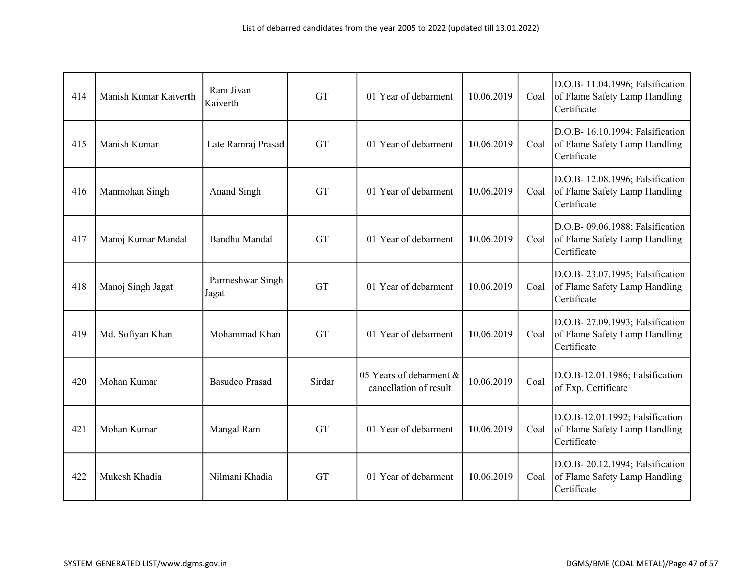| 414 | Manish Kumar Kaiverth | Ram Jivan Kaiverth | GT | 01 Year of debarment | 10.06.2019 | Coal | D.O.B- 11.04.1996; Falsification of Flame Safety Lamp Handling Certificate |
|---|---|---|---|---|---|---|---|
| 415 | Manish Kumar | Late Ramraj Prasad | GT | 01 Year of debarment | 10.06.2019 | Coal | D.O.B- 16.10.1994; Falsification of Flame Safety Lamp Handling Certificate |
| 416 | Manmohan Singh | Anand Singh | GT | 01 Year of debarment | 10.06.2019 | Coal | D.O.B- 12.08.1996; Falsification of Flame Safety Lamp Handling Certificate |
| 417 | Manoj Kumar Mandal | Bandhu Mandal | GT | 01 Year of debarment | 10.06.2019 | Coal | D.O.B- 09.06.1988; Falsification of Flame Safety Lamp Handling Certificate |
| 418 | Manoj Singh Jagat | Parmeshwar Singh Jagat | GT | 01 Year of debarment | 10.06.2019 | Coal | D.O.B- 23.07.1995; Falsification of Flame Safety Lamp Handling Certificate |
| 419 | Md. Sofiyan Khan | Mohammad Khan | GT | 01 Year of debarment | 10.06.2019 | Coal | D.O.B- 27.09.1993; Falsification of Flame Safety Lamp Handling Certificate |
| 420 | Mohan Kumar | Basudeo Prasad | Sirdar | 05 Years of debarment & cancellation of result | 10.06.2019 | Coal | D.O.B-12.01.1986; Falsification of Exp. Certificate |
| 421 | Mohan Kumar | Mangal Ram | GT | 01 Year of debarment | 10.06.2019 | Coal | D.O.B-12.01.1992; Falsification of Flame Safety Lamp Handling Certificate |
| 422 | Mukesh Khadia | Nilmani Khadia | GT | 01 Year of debarment | 10.06.2019 | Coal | D.O.B- 20.12.1994; Falsification of Flame Safety Lamp Handling Certificate |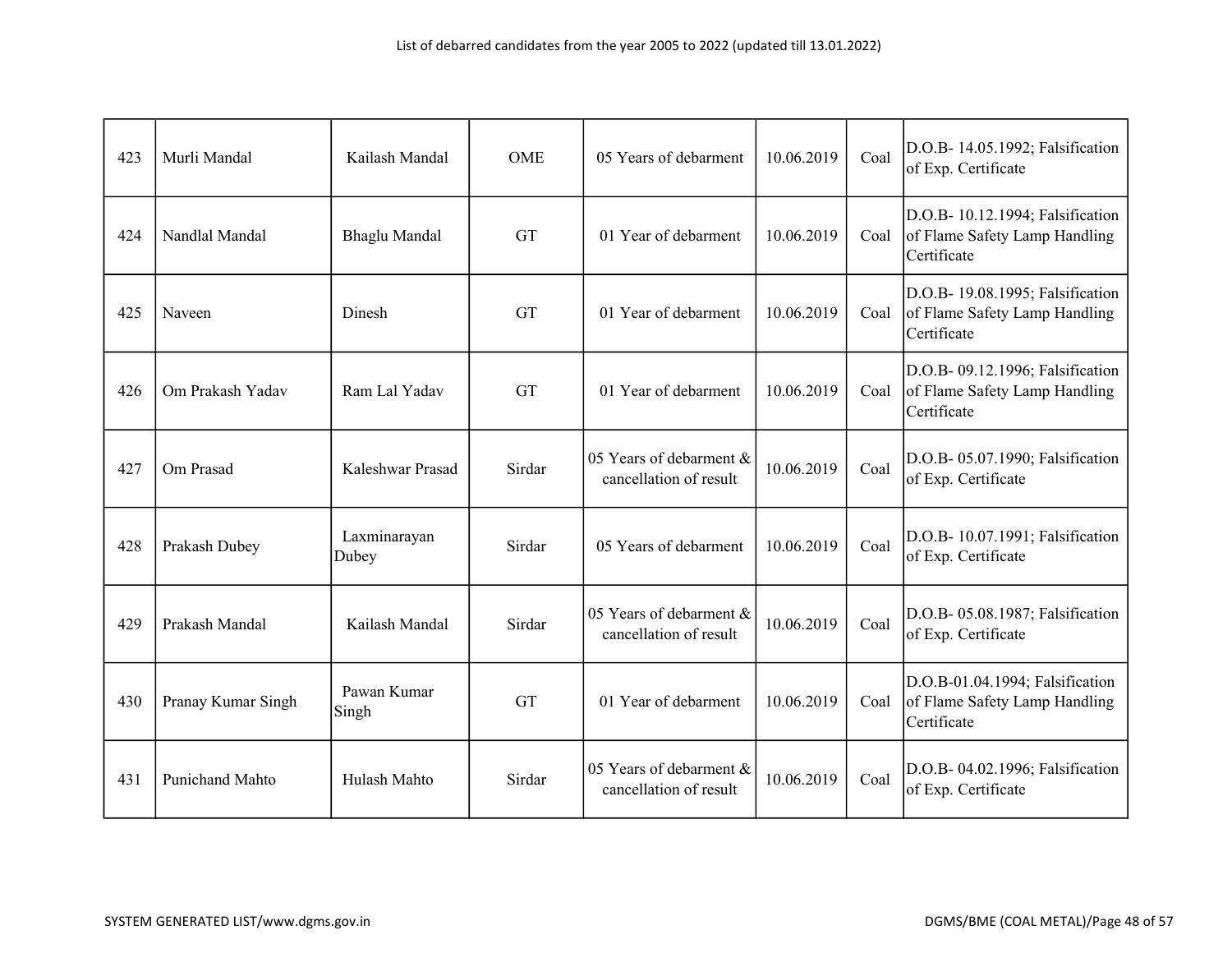| 423 | Murli Mandal | Kailash Mandal | OME | 05 Years of debarment | 10.06.2019 | Coal | D.O.B- 14.05.1992; Falsification of Exp. Certificate |
|---|---|---|---|---|---|---|---|
| 424 | Nandlal Mandal | Bhaglu Mandal | GT | 01 Year of debarment | 10.06.2019 | Coal | D.O.B- 10.12.1994; Falsification of Flame Safety Lamp Handling Certificate |
| 425 | Naveen | Dinesh | GT | 01 Year of debarment | 10.06.2019 | Coal | D.O.B- 19.08.1995; Falsification of Flame Safety Lamp Handling Certificate |
| 426 | Om Prakash Yadav | Ram Lal Yadav | GT | 01 Year of debarment | 10.06.2019 | Coal | D.O.B- 09.12.1996; Falsification of Flame Safety Lamp Handling Certificate |
| 427 | Om Prasad | Kaleshwar Prasad | Sirdar | 05 Years of debarment & cancellation of result | 10.06.2019 | Coal | D.O.B- 05.07.1990; Falsification of Exp. Certificate |
| 428 | Prakash Dubey | Laxminarayan Dubey | Sirdar | 05 Years of debarment | 10.06.2019 | Coal | D.O.B- 10.07.1991; Falsification of Exp. Certificate |
| 429 | Prakash Mandal | Kailash Mandal | Sirdar | 05 Years of debarment & cancellation of result | 10.06.2019 | Coal | D.O.B- 05.08.1987; Falsification of Exp. Certificate |
| 430 | Pranay Kumar Singh | Pawan Kumar Singh | GT | 01 Year of debarment | 10.06.2019 | Coal | D.O.B-01.04.1994; Falsification of Flame Safety Lamp Handling Certificate |
| 431 | Punichand Mahto | Hulash Mahto | Sirdar | 05 Years of debarment & cancellation of result | 10.06.2019 | Coal | D.O.B- 04.02.1996; Falsification of Exp. Certificate |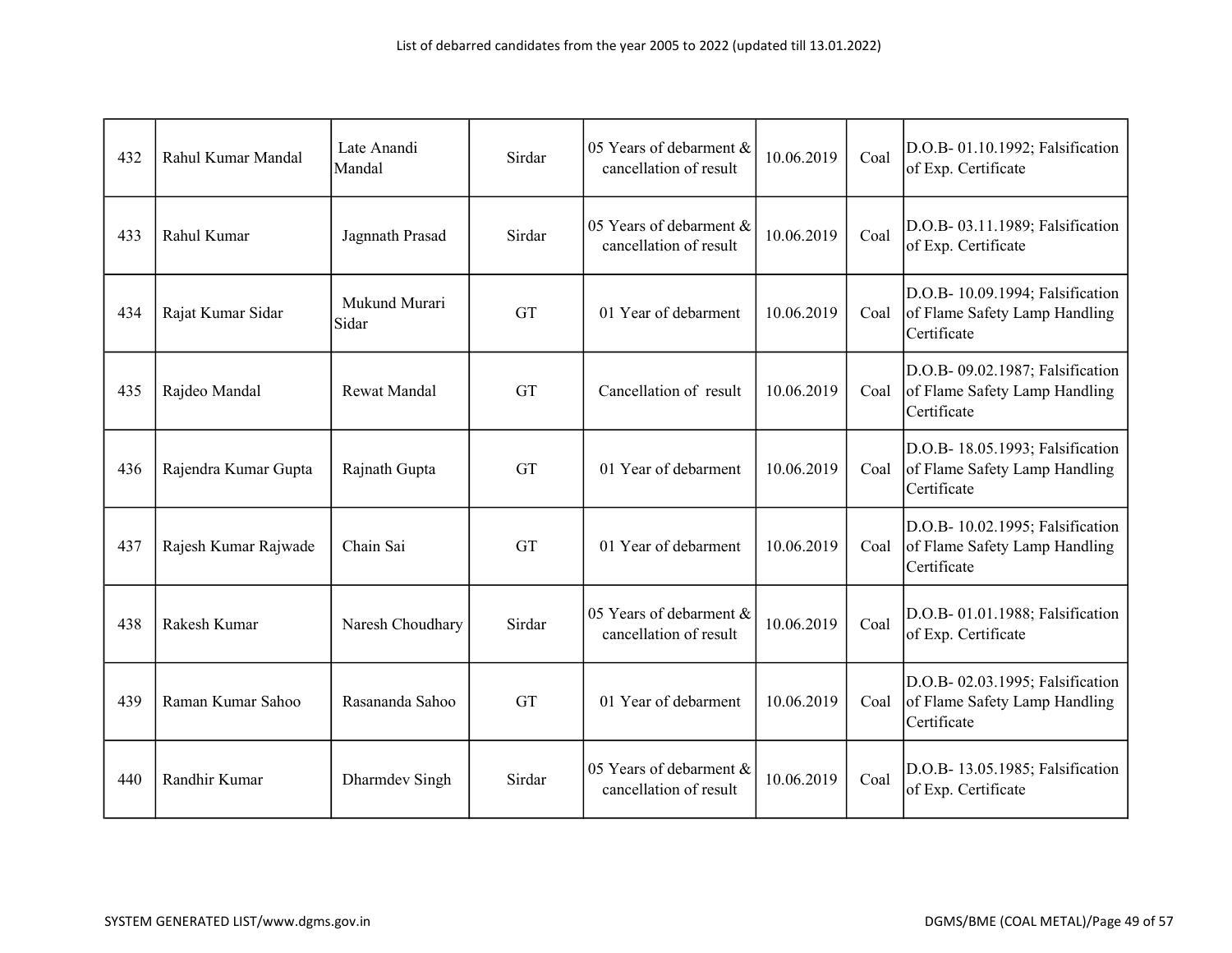List of debarred candidates from the year 2005 to 2022 (updated till 13.01.2022)

| | | | | | | | |
|---|---|---|---|---|---|---|---|
| 432 | Rahul Kumar Mandal | Late Anandi Mandal | Sirdar | 05 Years of debarment & cancellation of result | 10.06.2019 | Coal | D.O.B- 01.10.1992; Falsification of Exp. Certificate |
| 433 | Rahul Kumar | Jagnnath Prasad | Sirdar | 05 Years of debarment & cancellation of result | 10.06.2019 | Coal | D.O.B- 03.11.1989; Falsification of Exp. Certificate |
| 434 | Rajat Kumar Sidar | Mukund Murari Sidar | GT | 01 Year of debarment | 10.06.2019 | Coal | D.O.B- 10.09.1994; Falsification of Flame Safety Lamp Handling Certificate |
| 435 | Rajdeo Mandal | Rewat Mandal | GT | Cancellation of result | 10.06.2019 | Coal | D.O.B- 09.02.1987; Falsification of Flame Safety Lamp Handling Certificate |
| 436 | Rajendra Kumar Gupta | Rajnath Gupta | GT | 01 Year of debarment | 10.06.2019 | Coal | D.O.B- 18.05.1993; Falsification of Flame Safety Lamp Handling Certificate |
| 437 | Rajesh Kumar Rajwade | Chain Sai | GT | 01 Year of debarment | 10.06.2019 | Coal | D.O.B- 10.02.1995; Falsification of Flame Safety Lamp Handling Certificate |
| 438 | Rakesh Kumar | Naresh Choudhary | Sirdar | 05 Years of debarment & cancellation of result | 10.06.2019 | Coal | D.O.B- 01.01.1988; Falsification of Exp. Certificate |
| 439 | Raman Kumar Sahoo | Rasananda Sahoo | GT | 01 Year of debarment | 10.06.2019 | Coal | D.O.B- 02.03.1995; Falsification of Flame Safety Lamp Handling Certificate |
| 440 | Randhir Kumar | Dharmdev Singh | Sirdar | 05 Years of debarment & cancellation of result | 10.06.2019 | Coal | D.O.B- 13.05.1985; Falsification of Exp. Certificate |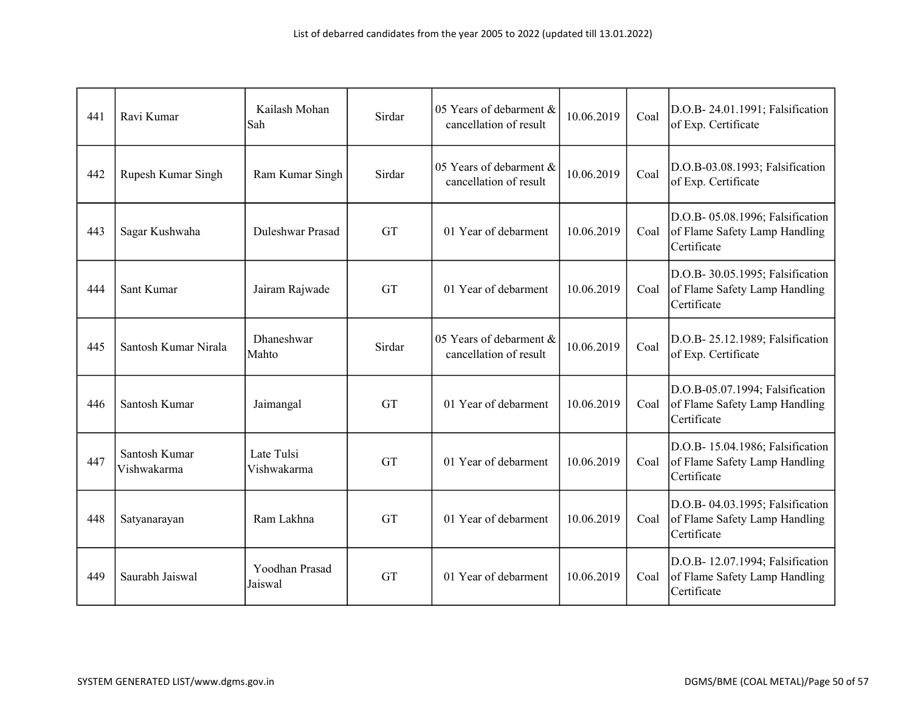| 441 | Ravi Kumar | Kailash Mohan Sah | Sirdar | 05 Years of debarment & cancellation of result | 10.06.2019 | Coal | D.O.B- 24.01.1991; Falsification of Exp. Certificate |
|---|---|---|---|---|---|---|---|
| 442 | Rupesh Kumar Singh | Ram Kumar Singh | Sirdar | 05 Years of debarment & cancellation of result | 10.06.2019 | Coal | D.O.B-03.08.1993; Falsification of Exp. Certificate |
| 443 | Sagar Kushwaha | Duleshwar Prasad | GT | 01 Year of debarment | 10.06.2019 | Coal | D.O.B- 05.08.1996; Falsification of Flame Safety Lamp Handling Certificate |
| 444 | Sant Kumar | Jairam Rajwade | GT | 01 Year of debarment | 10.06.2019 | Coal | D.O.B- 30.05.1995; Falsification of Flame Safety Lamp Handling Certificate |
| 445 | Santosh Kumar Nirala | Dhaneshwar Mahto | Sirdar | 05 Years of debarment & cancellation of result | 10.06.2019 | Coal | D.O.B- 25.12.1989; Falsification of Exp. Certificate |
| 446 | Santosh Kumar | Jaimangal | GT | 01 Year of debarment | 10.06.2019 | Coal | D.O.B-05.07.1994; Falsification of Flame Safety Lamp Handling Certificate |
| 447 | Santosh Kumar Vishwakarma | Late Tulsi Vishwakarma | GT | 01 Year of debarment | 10.06.2019 | Coal | D.O.B- 15.04.1986; Falsification of Flame Safety Lamp Handling Certificate |
| 448 | Satyanarayan | Ram Lakhna | GT | 01 Year of debarment | 10.06.2019 | Coal | D.O.B- 04.03.1995; Falsification of Flame Safety Lamp Handling Certificate |
| 449 | Saurabh Jaiswal | Yoodhan Prasad Jaiswal | GT | 01 Year of debarment | 10.06.2019 | Coal | D.O.B- 12.07.1994; Falsification of Flame Safety Lamp Handling Certificate |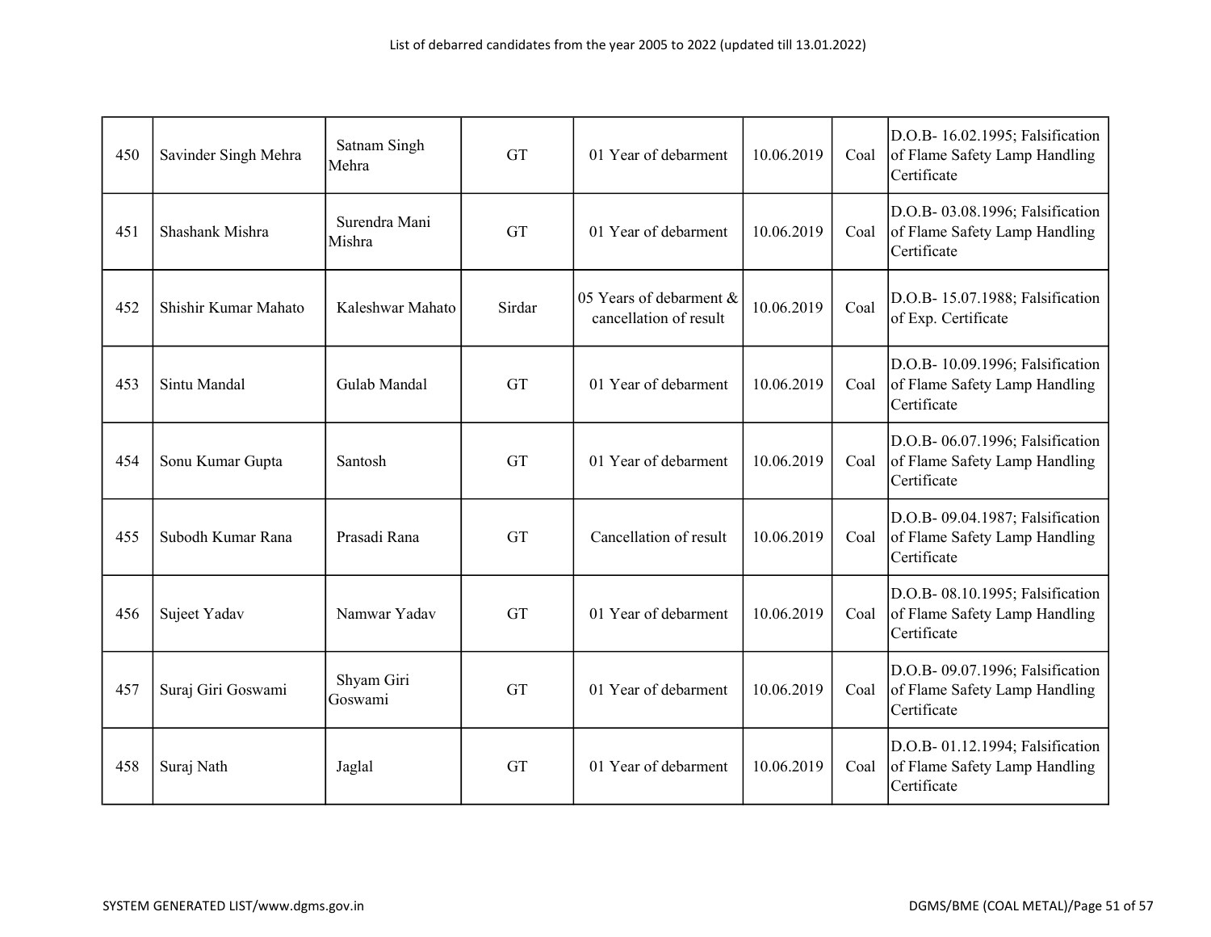| 450 | Savinder Singh Mehra | Satnam Singh Mehra | GT | 01 Year of debarment | 10.06.2019 | Coal | D.O.B- 16.02.1995; Falsification of Flame Safety Lamp Handling Certificate |
|---|---|---|---|---|---|---|---|
| 451 | Shashank Mishra | Surendra Mani Mishra | GT | 01 Year of debarment | 10.06.2019 | Coal | D.O.B- 03.08.1996; Falsification of Flame Safety Lamp Handling Certificate |
| 452 | Shishir Kumar Mahato | Kaleshwar Mahato | Sirdar | 05 Years of debarment & cancellation of result | 10.06.2019 | Coal | D.O.B- 15.07.1988; Falsification of Exp. Certificate |
| 453 | Sintu Mandal | Gulab Mandal | GT | 01 Year of debarment | 10.06.2019 | Coal | D.O.B- 10.09.1996; Falsification of Flame Safety Lamp Handling Certificate |
| 454 | Sonu Kumar Gupta | Santosh | GT | 01 Year of debarment | 10.06.2019 | Coal | D.O.B- 06.07.1996; Falsification of Flame Safety Lamp Handling Certificate |
| 455 | Subodh Kumar Rana | Prasadi Rana | GT | Cancellation of result | 10.06.2019 | Coal | D.O.B- 09.04.1987; Falsification of Flame Safety Lamp Handling Certificate |
| 456 | Sujeet Yadav | Namwar Yadav | GT | 01 Year of debarment | 10.06.2019 | Coal | D.O.B- 08.10.1995; Falsification of Flame Safety Lamp Handling Certificate |
| 457 | Suraj Giri Goswami | Shyam Giri Goswami | GT | 01 Year of debarment | 10.06.2019 | Coal | D.O.B- 09.07.1996; Falsification of Flame Safety Lamp Handling Certificate |
| 458 | Suraj Nath | Jaglal | GT | 01 Year of debarment | 10.06.2019 | Coal | D.O.B- 01.12.1994; Falsification of Flame Safety Lamp Handling Certificate |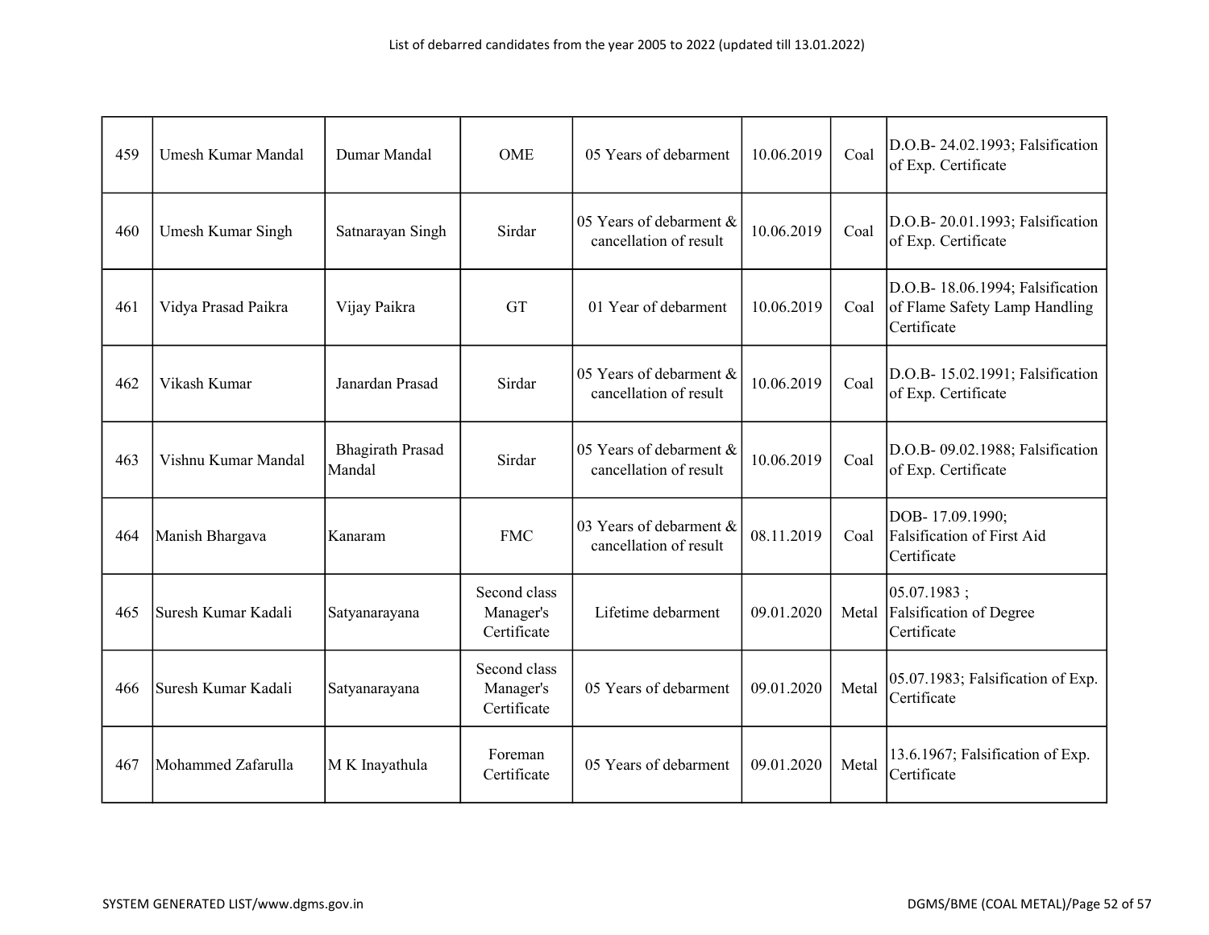List of debarred candidates from the year 2005 to 2022 (updated till 13.01.2022)

| | | | | | | | |
|---|---|---|---|---|---|---|---|
| 459 | Umesh Kumar Mandal | Dumar Mandal | OME | 05 Years of debarment | 10.06.2019 | Coal | D.O.B- 24.02.1993; Falsification of Exp. Certificate |
| 460 | Umesh Kumar Singh | Satnarayan Singh | Sirdar | 05 Years of debarment & cancellation of result | 10.06.2019 | Coal | D.O.B- 20.01.1993; Falsification of Exp. Certificate |
| 461 | Vidya Prasad Paikra | Vijay Paikra | GT | 01 Year of debarment | 10.06.2019 | Coal | D.O.B- 18.06.1994; Falsification of Flame Safety Lamp Handling Certificate |
| 462 | Vikash Kumar | Janardan Prasad | Sirdar | 05 Years of debarment & cancellation of result | 10.06.2019 | Coal | D.O.B- 15.02.1991; Falsification of Exp. Certificate |
| 463 | Vishnu Kumar Mandal | Bhagirath Prasad Mandal | Sirdar | 05 Years of debarment & cancellation of result | 10.06.2019 | Coal | D.O.B- 09.02.1988; Falsification of Exp. Certificate |
| 464 | Manish Bhargava | Kanaram | FMC | 03 Years of debarment & cancellation of result | 08.11.2019 | Coal | DOB- 17.09.1990; Falsification of First Aid Certificate |
| 465 | Suresh Kumar Kadali | Satyanarayana | Second class Manager's Certificate | Lifetime debarment | 09.01.2020 | Metal | 05.07.1983 ; Falsification of Degree Certificate |
| 466 | Suresh Kumar Kadali | Satyanarayana | Second class Manager's Certificate | 05 Years of debarment | 09.01.2020 | Metal | 05.07.1983; Falsification of Exp. Certificate |
| 467 | Mohammed Zafarulla | M K Inayathula | Foreman Certificate | 05 Years of debarment | 09.01.2020 | Metal | 13.6.1967; Falsification of Exp. Certificate |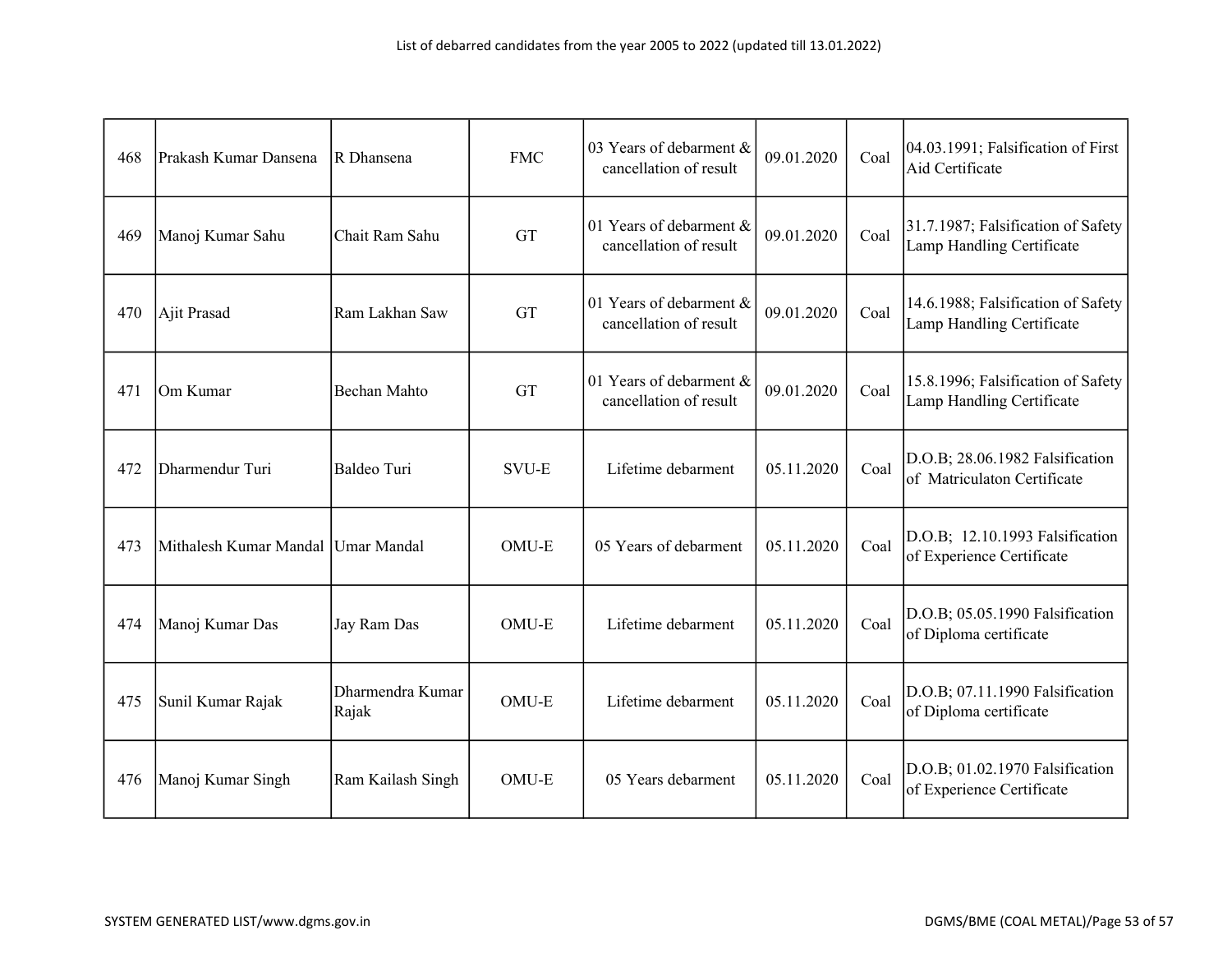| 468 | Prakash Kumar Dansena | R Dhansena | FMC | 03 Years of debarment & cancellation of result | 09.01.2020 | Coal | 04.03.1991; Falsification of First Aid Certificate |
|---|---|---|---|---|---|---|---|
| 469 | Manoj Kumar Sahu | Chait Ram Sahu | GT | 01 Years of debarment & cancellation of result | 09.01.2020 | Coal | 31.7.1987; Falsification of Safety Lamp Handling Certificate |
| 470 | Ajit Prasad | Ram Lakhan Saw | GT | 01 Years of debarment & cancellation of result | 09.01.2020 | Coal | 14.6.1988; Falsification of Safety Lamp Handling Certificate |
| 471 | Om Kumar | Bechan Mahto | GT | 01 Years of debarment & cancellation of result | 09.01.2020 | Coal | 15.8.1996; Falsification of Safety Lamp Handling Certificate |
| 472 | Dharmendur Turi | Baldeo Turi | SVU-E | Lifetime debarment | 05.11.2020 | Coal | D.O.B; 28.06.1982 Falsification of Matriculaton Certificate |
| 473 | Mithalesh Kumar Mandal | Umar Mandal | OMU-E | 05 Years of debarment | 05.11.2020 | Coal | D.O.B; 12.10.1993 Falsification of Experience Certificate |
| 474 | Manoj Kumar Das | Jay Ram Das | OMU-E | Lifetime debarment | 05.11.2020 | Coal | D.O.B; 05.05.1990 Falsification of Diploma certificate |
| 475 | Sunil Kumar Rajak | Dharmendra Kumar Rajak | OMU-E | Lifetime debarment | 05.11.2020 | Coal | D.O.B; 07.11.1990 Falsification of Diploma certificate |
| 476 | Manoj Kumar Singh | Ram Kailash Singh | OMU-E | 05 Years debarment | 05.11.2020 | Coal | D.O.B; 01.02.1970 Falsification of Experience Certificate |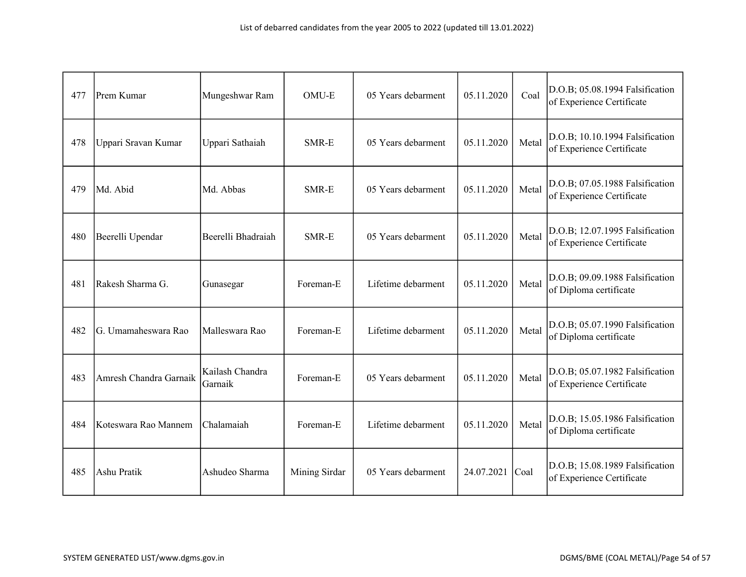| 477 | Prem Kumar | Mungeshwar Ram | OMU-E | 05 Years debarment | 05.11.2020 | Coal | D.O.B; 05.08.1994 Falsification of Experience Certificate |
|---|---|---|---|---|---|---|---|
| 478 | Uppari Sravan Kumar | Uppari Sathaiah | SMR-E | 05 Years debarment | 05.11.2020 | Metal | D.O.B; 10.10.1994 Falsification of Experience Certificate |
| 479 | Md. Abid | Md. Abbas | SMR-E | 05 Years debarment | 05.11.2020 | Metal | D.O.B; 07.05.1988 Falsification of Experience Certificate |
| 480 | Beerelli Upendar | Beerelli Bhadraiah | SMR-E | 05 Years debarment | 05.11.2020 | Metal | D.O.B; 12.07.1995 Falsification of Experience Certificate |
| 481 | Rakesh Sharma G. | Gunasegar | Foreman-E | Lifetime debarment | 05.11.2020 | Metal | D.O.B; 09.09.1988 Falsification of Diploma certificate |
| 482 | G. Umamaheswara Rao | Malleswara Rao | Foreman-E | Lifetime debarment | 05.11.2020 | Metal | D.O.B; 05.07.1990 Falsification of Diploma certificate |
| 483 | Amresh Chandra Garnaik | Kailash Chandra Garnaik | Foreman-E | 05 Years debarment | 05.11.2020 | Metal | D.O.B; 05.07.1982 Falsification of Experience Certificate |
| 484 | Koteswara Rao Mannem | Chalamaiah | Foreman-E | Lifetime debarment | 05.11.2020 | Metal | D.O.B; 15.05.1986 Falsification of Diploma certificate |
| 485 | Ashu Pratik | Ashudeo Sharma | Mining Sirdar | 05 Years debarment | 24.07.2021 | Coal | D.O.B; 15.08.1989 Falsification of Experience Certificate |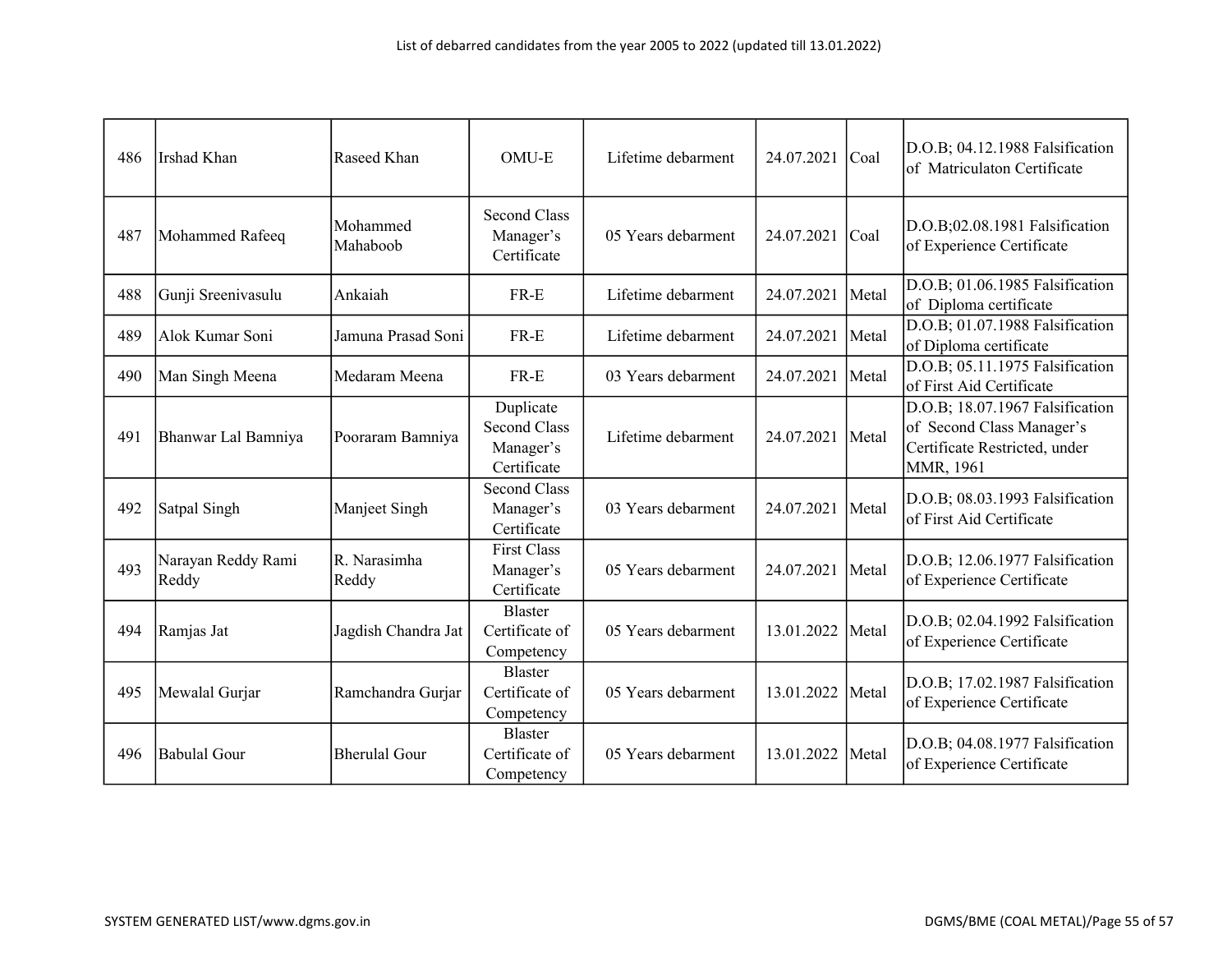List of debarred candidates from the year 2005 to 2022 (updated till 13.01.2022)

| | | | | | | | |
|---|---|---|---|---|---|---|---|
| 486 | Irshad Khan | Raseed Khan | OMU-E | Lifetime debarment | 24.07.2021 | Coal | D.O.B; 04.12.1988 Falsification of Matriculaton Certificate |
| 487 | Mohammed Rafeeq | Mohammed Mahaboob | Second Class Manager's Certificate | 05 Years debarment | 24.07.2021 | Coal | D.O.B;02.08.1981 Falsification of Experience Certificate |
| 488 | Gunji Sreenivasulu | Ankaiah | FR-E | Lifetime debarment | 24.07.2021 | Metal | D.O.B; 01.06.1985 Falsification of Diploma certificate |
| 489 | Alok Kumar Soni | Jamuna Prasad Soni | FR-E | Lifetime debarment | 24.07.2021 | Metal | D.O.B; 01.07.1988 Falsification of Diploma certificate |
| 490 | Man Singh Meena | Medaram Meena | FR-E | 03 Years debarment | 24.07.2021 | Metal | D.O.B; 05.11.1975 Falsification of First Aid Certificate |
| 491 | Bhanwar Lal Bamniya | Pooraram Bamniya | Duplicate Second Class Manager's Certificate | Lifetime debarment | 24.07.2021 | Metal | D.O.B; 18.07.1967 Falsification of Second Class Manager's Certificate Restricted, under MMR, 1961 |
| 492 | Satpal Singh | Manjeet Singh | Second Class Manager's Certificate | 03 Years debarment | 24.07.2021 | Metal | D.O.B; 08.03.1993 Falsification of First Aid Certificate |
| 493 | Narayan Reddy Rami Reddy | R. Narasimha Reddy | First Class Manager's Certificate | 05 Years debarment | 24.07.2021 | Metal | D.O.B; 12.06.1977 Falsification of Experience Certificate |
| 494 | Ramjas Jat | Jagdish Chandra Jat | Blaster Certificate of Competency | 05 Years debarment | 13.01.2022 | Metal | D.O.B; 02.04.1992 Falsification of Experience Certificate |
| 495 | Mewalal Gurjar | Ramchandra Gurjar | Blaster Certificate of Competency | 05 Years debarment | 13.01.2022 | Metal | D.O.B; 17.02.1987 Falsification of Experience Certificate |
| 496 | Babulal Gour | Bherulal Gour | Blaster Certificate of Competency | 05 Years debarment | 13.01.2022 | Metal | D.O.B; 04.08.1977 Falsification of Experience Certificate |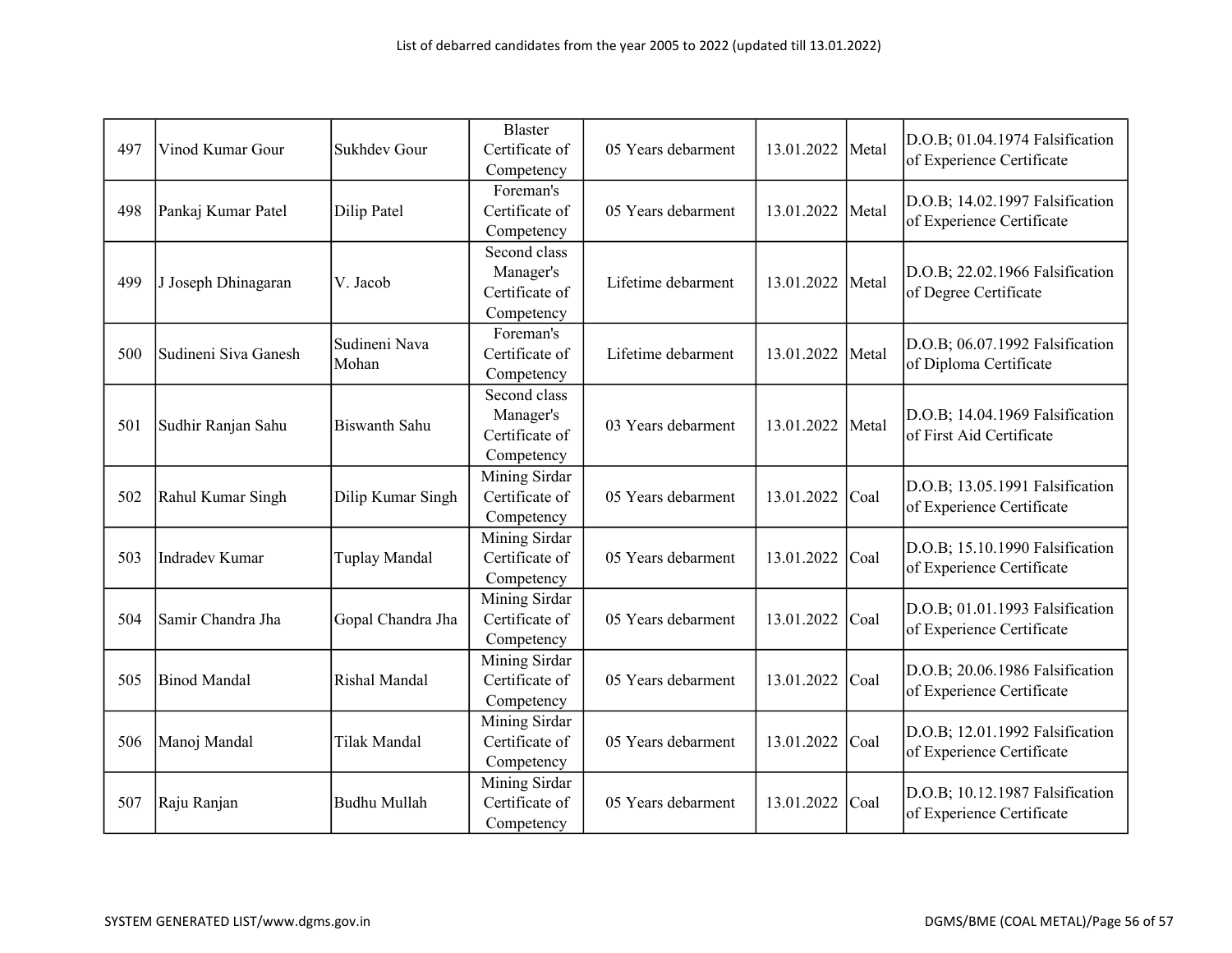List of debarred candidates from the year 2005 to 2022 (updated till 13.01.2022)

| | | | | | | | |
|---|---|---|---|---|---|---|---|
| 497 | Vinod Kumar Gour | Sukhdev Gour | Blaster Certificate of Competency | 05 Years debarment | 13.01.2022 | Metal | D.O.B; 01.04.1974 Falsification of Experience Certificate |
| 498 | Pankaj Kumar Patel | Dilip Patel | Foreman's Certificate of Competency | 05 Years debarment | 13.01.2022 | Metal | D.O.B; 14.02.1997 Falsification of Experience Certificate |
| 499 | J Joseph Dhinagaran | V. Jacob | Second class Manager's Certificate of Competency | Lifetime debarment | 13.01.2022 | Metal | D.O.B; 22.02.1966 Falsification of Degree Certificate |
| 500 | Sudineni Siva Ganesh | Sudineni Nava Mohan | Foreman's Certificate of Competency | Lifetime debarment | 13.01.2022 | Metal | D.O.B; 06.07.1992 Falsification of Diploma Certificate |
| 501 | Sudhir Ranjan Sahu | Biswanth Sahu | Second class Manager's Certificate of Competency | 03 Years debarment | 13.01.2022 | Metal | D.O.B; 14.04.1969 Falsification of First Aid Certificate |
| 502 | Rahul Kumar Singh | Dilip Kumar Singh | Mining Sirdar Certificate of Competency | 05 Years debarment | 13.01.2022 | Coal | D.O.B; 13.05.1991 Falsification of Experience Certificate |
| 503 | Indradev Kumar | Tuplay Mandal | Mining Sirdar Certificate of Competency | 05 Years debarment | 13.01.2022 | Coal | D.O.B; 15.10.1990 Falsification of Experience Certificate |
| 504 | Samir Chandra Jha | Gopal Chandra Jha | Mining Sirdar Certificate of Competency | 05 Years debarment | 13.01.2022 | Coal | D.O.B; 01.01.1993 Falsification of Experience Certificate |
| 505 | Binod Mandal | Rishal Mandal | Mining Sirdar Certificate of Competency | 05 Years debarment | 13.01.2022 | Coal | D.O.B; 20.06.1986 Falsification of Experience Certificate |
| 506 | Manoj Mandal | Tilak Mandal | Mining Sirdar Certificate of Competency | 05 Years debarment | 13.01.2022 | Coal | D.O.B; 12.01.1992 Falsification of Experience Certificate |
| 507 | Raju Ranjan | Budhu Mullah | Mining Sirdar Certificate of Competency | 05 Years debarment | 13.01.2022 | Coal | D.O.B; 10.12.1987 Falsification of Experience Certificate |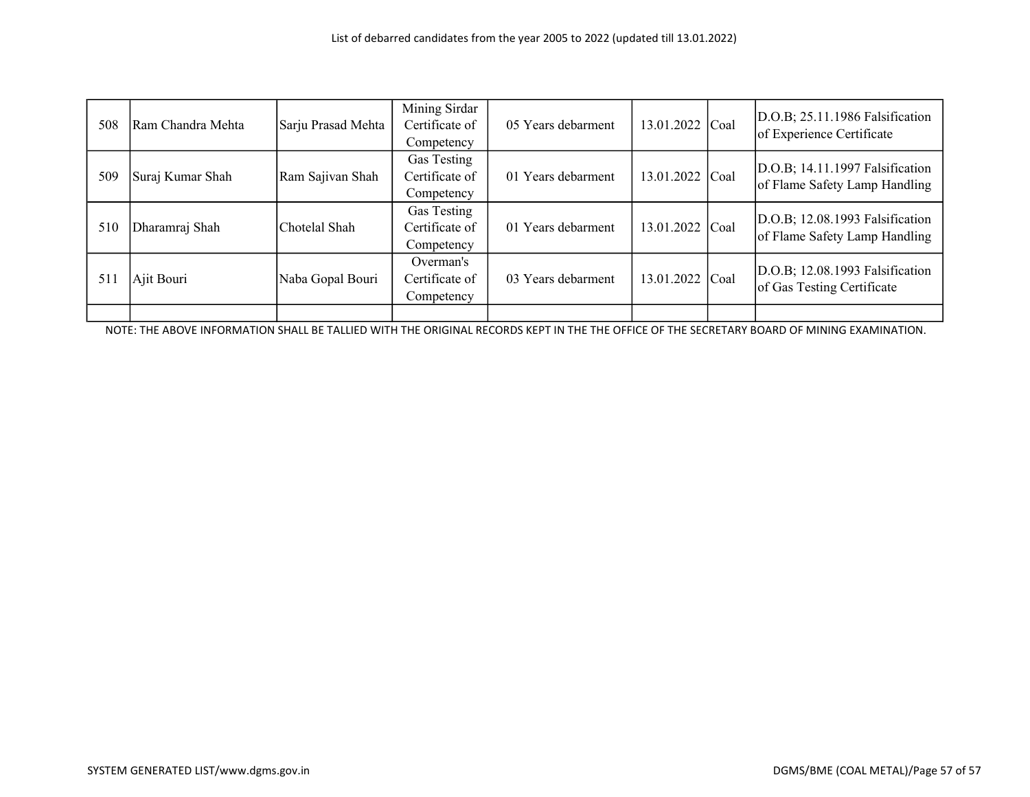| | | | | | | | |
|---|---|---|---|---|---|---|---|
| 508 | Ram Chandra Mehta | Sarju Prasad Mehta | Mining Sirdar Certificate of Competency | 05 Years debarment | 13.01.2022 | Coal | D.O.B; 25.11.1986 Falsification of Experience Certificate |
| 509 | Suraj Kumar Shah | Ram Sajivan Shah | Gas Testing Certificate of Competency | 01 Years debarment | 13.01.2022 | Coal | D.O.B; 14.11.1997 Falsification of Flame Safety Lamp Handling |
| 510 | Dharamraj Shah | Chotelal Shah | Gas Testing Certificate of Competency | 01 Years debarment | 13.01.2022 | Coal | D.O.B; 12.08.1993 Falsification of Flame Safety Lamp Handling |
| 511 | Ajit Bouri | Naba Gopal Bouri | Overman's Certificate of Competency | 03 Years debarment | 13.01.2022 | Coal | D.O.B; 12.08.1993 Falsification of Gas Testing Certificate |
| | | | | | | | |

NOTE: THE ABOVE INFORMATION SHALL BE TALLIED WITH THE ORIGINAL RECORDS KEPT IN THE THE OFFICE OF THE SECRETARY BOARD OF MINING EXAMINATION.